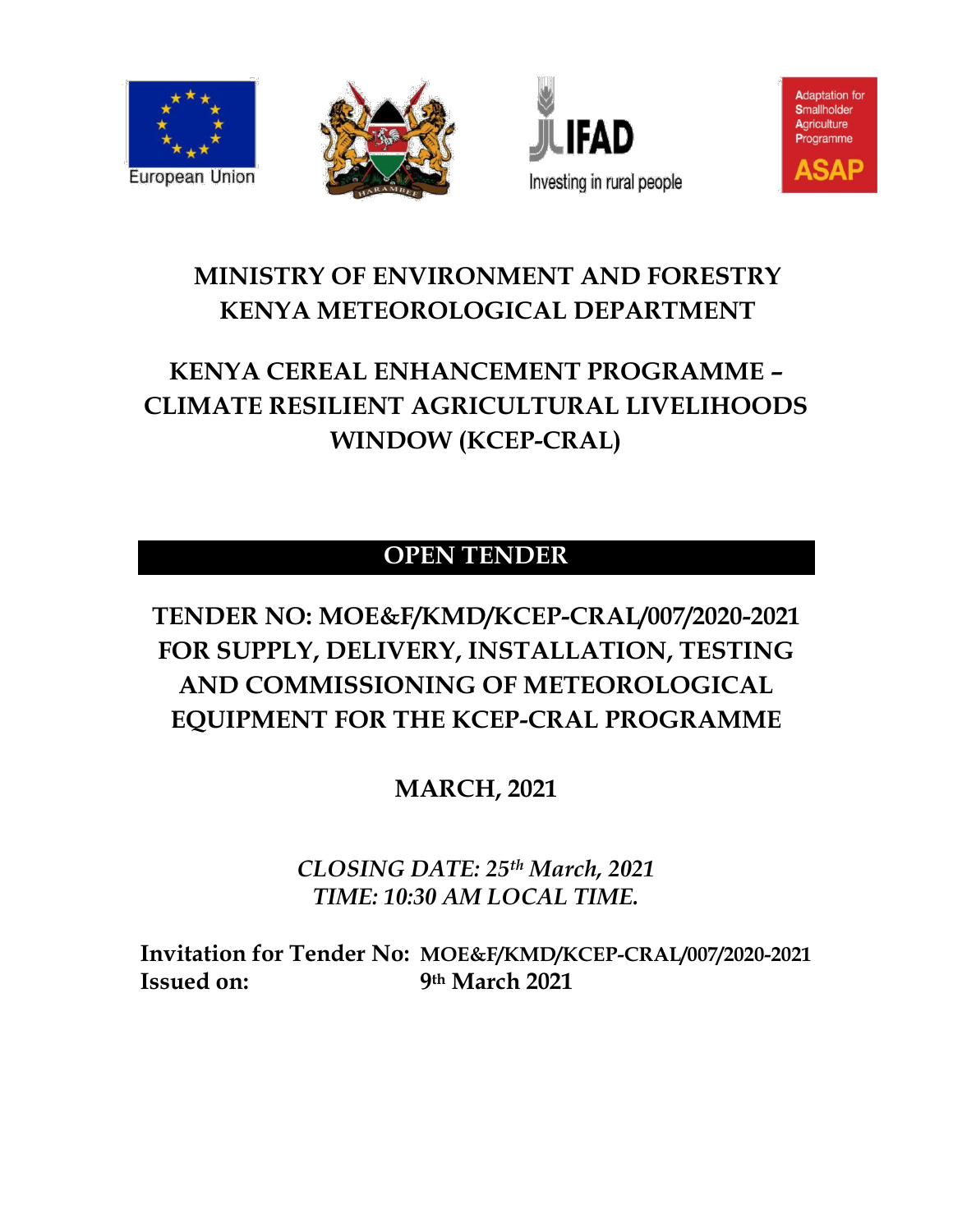European Union

Investing in rural people

Adaptation for Smallholder Agriculture Programme ASAP

# MINISTRY OF ENVIRONMENT AND FORESTRY
# KENYA METEOROLOGICAL DEPARTMENT

# KENYA CEREAL ENHANCEMENT PROGRAMME – CLIMATE RESILIENT AGRICULTURAL LIVELIHOODS WINDOW (KCEP-CRAL)

## OPEN TENDER

## TENDER NO: MOE&F/KMD/KCEP-CRAL/007/2020-2021 FOR SUPPLY, DELIVERY, INSTALLATION, TESTING AND COMMISSIONING OF METEOROLOGICAL EQUIPMENT FOR THE KCEP-CRAL PROGRAMME

## MARCH, 2021

*CLOSING DATE: 25th March, 2021*
*TIME: 10:30 AM LOCAL TIME.*

**Invitation for Tender No:** **MOE&F/KMD/KCEP-CRAL/007/2020-2021**
**Issued on:** **9th March 2021**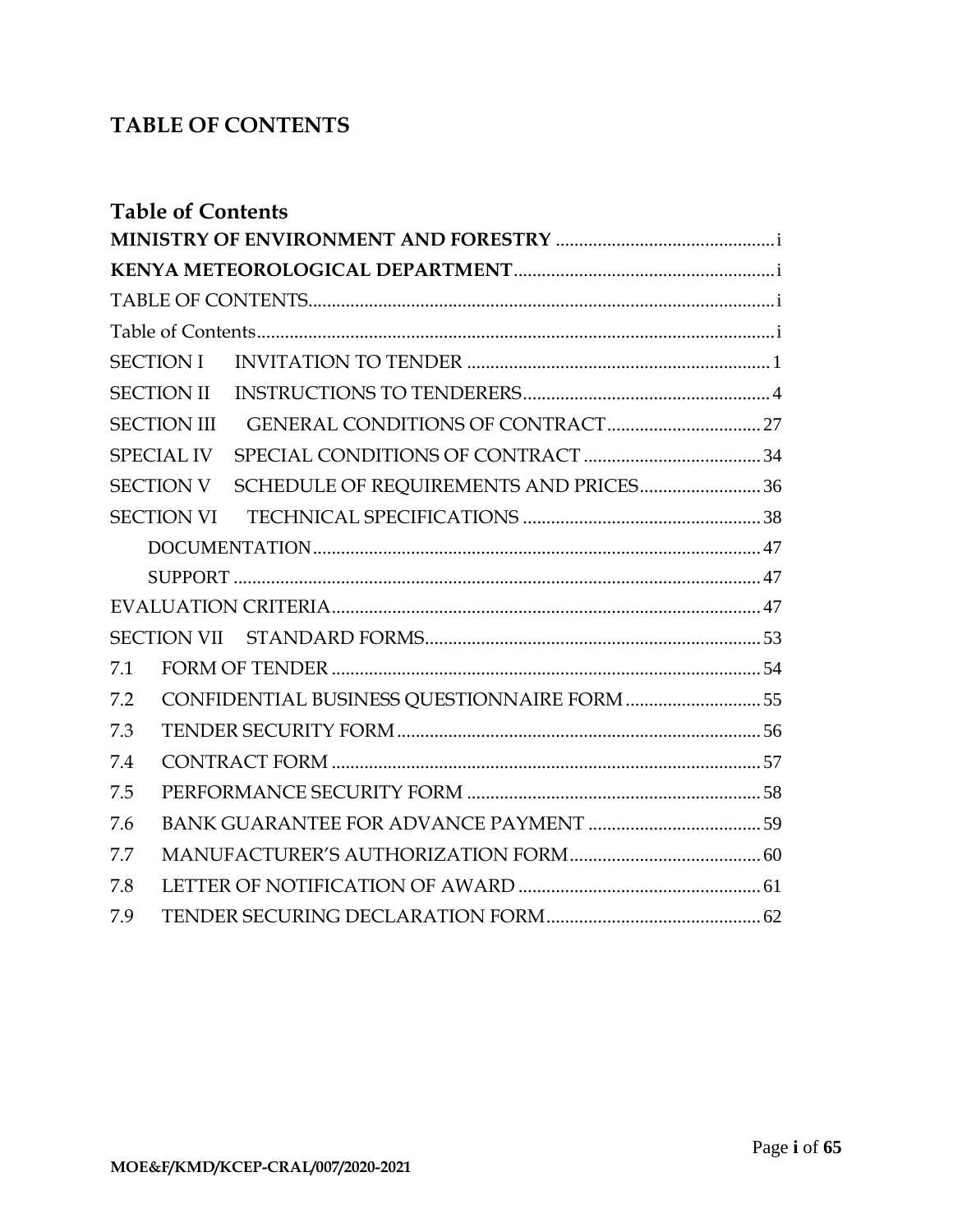# TABLE OF CONTENTS

## Table of Contents

**MINISTRY OF ENVIRONMENT AND FORESTRY** .............................................. i

**KENYA METEOROLOGICAL DEPARTMENT** ........................................................ i

TABLE OF CONTENTS ................................................................................................ i

Table of Contents .......................................................................................................... i

SECTION I INVITATION TO TENDER ................................................................ 1

SECTION II INSTRUCTIONS TO TENDERERS .................................................... 4

SECTION III GENERAL CONDITIONS OF CONTRACT ................................ 27

SPECIAL IV SPECIAL CONDITIONS OF CONTRACT ...................................... 34

SECTION V SCHEDULE OF REQUIREMENTS AND PRICES .......................... 36

SECTION VI TECHNICAL SPECIFICATIONS ................................................... 38

DOCUMENTATION ................................................................................................ 47

SUPPORT ................................................................................................................. 47

EVALUATION CRITERIA ........................................................................................ 47

SECTION VII STANDARD FORMS ....................................................................... 53

7.1 FORM OF TENDER ........................................................................................... 54

7.2 CONFIDENTIAL BUSINESS QUESTIONNAIRE FORM ............................ 55

7.3 TENDER SECURITY FORM ............................................................................. 56

7.4 CONTRACT FORM ........................................................................................... 57

7.5 PERFORMANCE SECURITY FORM .............................................................. 58

7.6 BANK GUARANTEE FOR ADVANCE PAYMENT ..................................... 59

7.7 MANUFACTURER'S AUTHORIZATION FORM ......................................... 60

7.8 LETTER OF NOTIFICATION OF AWARD ................................................... 61

7.9 TENDER SECURING DECLARATION FORM ............................................. 62

**MOE&F/KMD/KCEP-CRAL/007/2020-2021**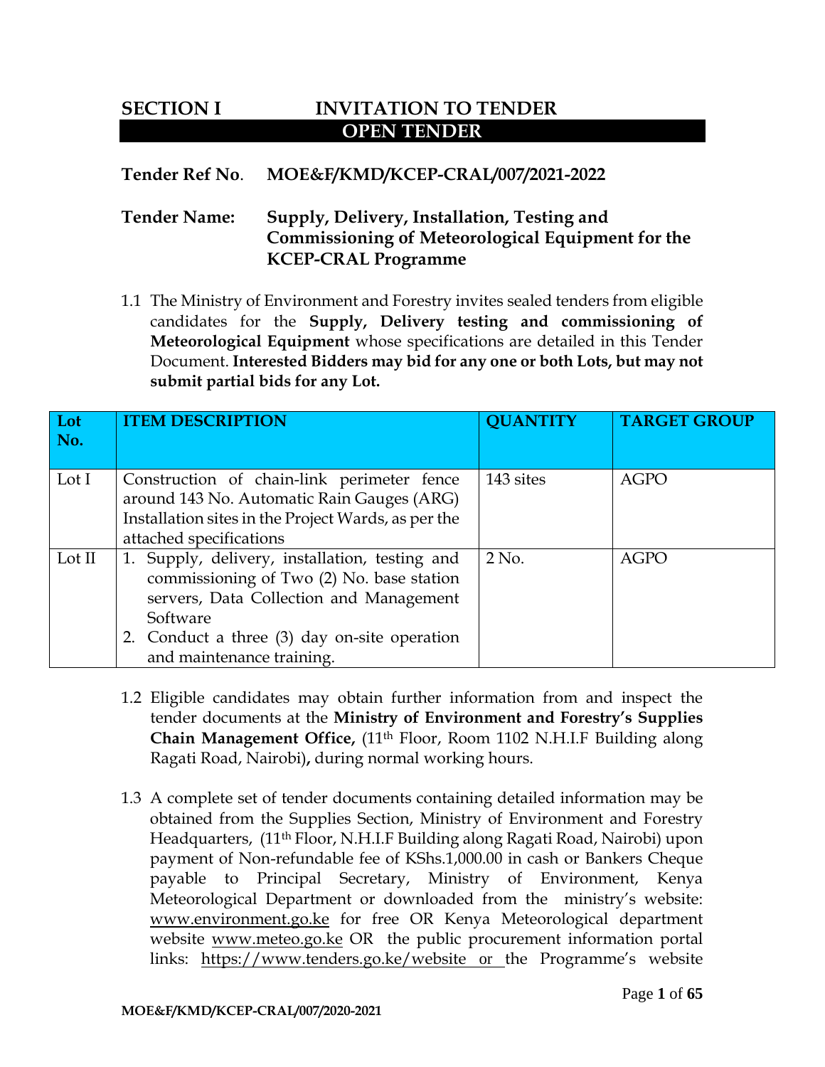# SECTION I INVITATION TO TENDER

## OPEN TENDER

**Tender Ref No**. **MOE&F/KMD/KCEP-CRAL/007/2021-2022**

**Tender Name:** **Supply, Delivery, Installation, Testing and Commissioning of Meteorological Equipment for the KCEP-CRAL Programme**

1.1 The Ministry of Environment and Forestry invites sealed tenders from eligible candidates for the **Supply, Delivery testing and commissioning of Meteorological Equipment** whose specifications are detailed in this Tender Document. **Interested Bidders may bid for any one or both Lots, but may not submit partial bids for any Lot.**

| Lot No. | ITEM DESCRIPTION | QUANTITY | TARGET GROUP |
|---|---|---|---|
| Lot I | Construction of chain-link perimeter fence around 143 No. Automatic Rain Gauges (ARG) Installation sites in the Project Wards, as per the attached specifications | 143 sites | AGPO |
| Lot II | 1. Supply, delivery, installation, testing and commissioning of Two (2) No. base station servers, Data Collection and Management Software<br>2. Conduct a three (3) day on-site operation and maintenance training. | 2 No. | AGPO |

1.2 Eligible candidates may obtain further information from and inspect the tender documents at the **Ministry of Environment and Forestry's Supplies Chain Management Office,** (11th Floor, Room 1102 N.H.I.F Building along Ragati Road, Nairobi)**,** during normal working hours.

1.3 A complete set of tender documents containing detailed information may be obtained from the Supplies Section, Ministry of Environment and Forestry Headquarters, (11th Floor, N.H.I.F Building along Ragati Road, Nairobi) upon payment of Non-refundable fee of KShs.1,000.00 in cash or Bankers Cheque payable to Principal Secretary, Ministry of Environment, Kenya Meteorological Department or downloaded from the ministry's website: www.environment.go.ke for free OR Kenya Meteorological department website www.meteo.go.ke OR the public procurement information portal links: https://www.tenders.go.ke/website or the Programme's website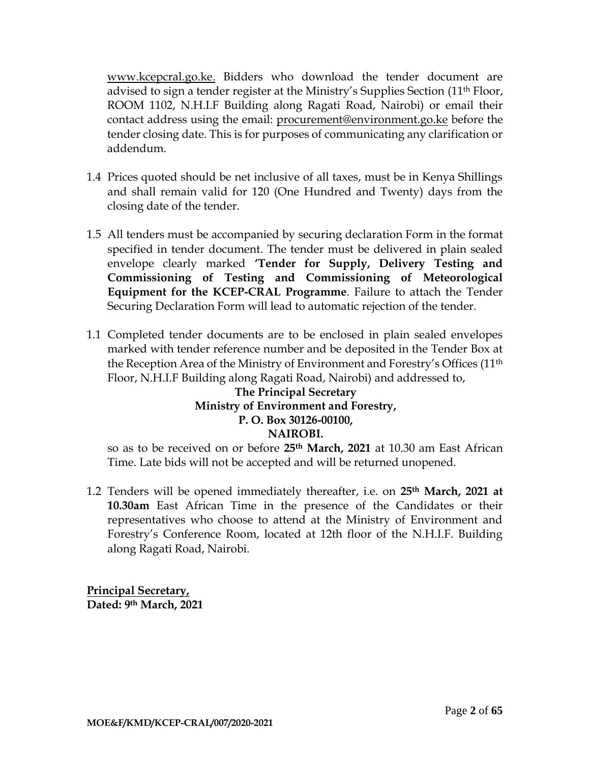www.kcepcral.go.ke. Bidders who download the tender document are advised to sign a tender register at the Ministry's Supplies Section (11th Floor, ROOM 1102, N.H.I.F Building along Ragati Road, Nairobi) or email their contact address using the email: procurement@environment.go.ke before the tender closing date. This is for purposes of communicating any clarification or addendum.

1.4 Prices quoted should be net inclusive of all taxes, must be in Kenya Shillings and shall remain valid for 120 (One Hundred and Twenty) days from the closing date of the tender.

1.5 All tenders must be accompanied by securing declaration Form in the format specified in tender document. The tender must be delivered in plain sealed envelope clearly marked **'Tender for Supply, Delivery Testing and Commissioning of Testing and Commissioning of Meteorological Equipment for the KCEP-CRAL Programme**. Failure to attach the Tender Securing Declaration Form will lead to automatic rejection of the tender.

1.1 Completed tender documents are to be enclosed in plain sealed envelopes marked with tender reference number and be deposited in the Tender Box at the Reception Area of the Ministry of Environment and Forestry's Offices (11th Floor, N.H.I.F Building along Ragati Road, Nairobi) and addressed to,

**The Principal Secretary**
**Ministry of Environment and Forestry,**
**P. O. Box 30126-00100,**
**NAIROBI.**

so as to be received on or before **25th March, 2021** at 10.30 am East African Time. Late bids will not be accepted and will be returned unopened.

1.2 Tenders will be opened immediately thereafter, i.e. on **25th March, 2021 at 10.30am** East African Time in the presence of the Candidates or their representatives who choose to attend at the Ministry of Environment and Forestry's Conference Room, located at 12th floor of the N.H.I.F. Building along Ragati Road, Nairobi.

**Principal Secretary,**
**Dated: 9th March, 2021**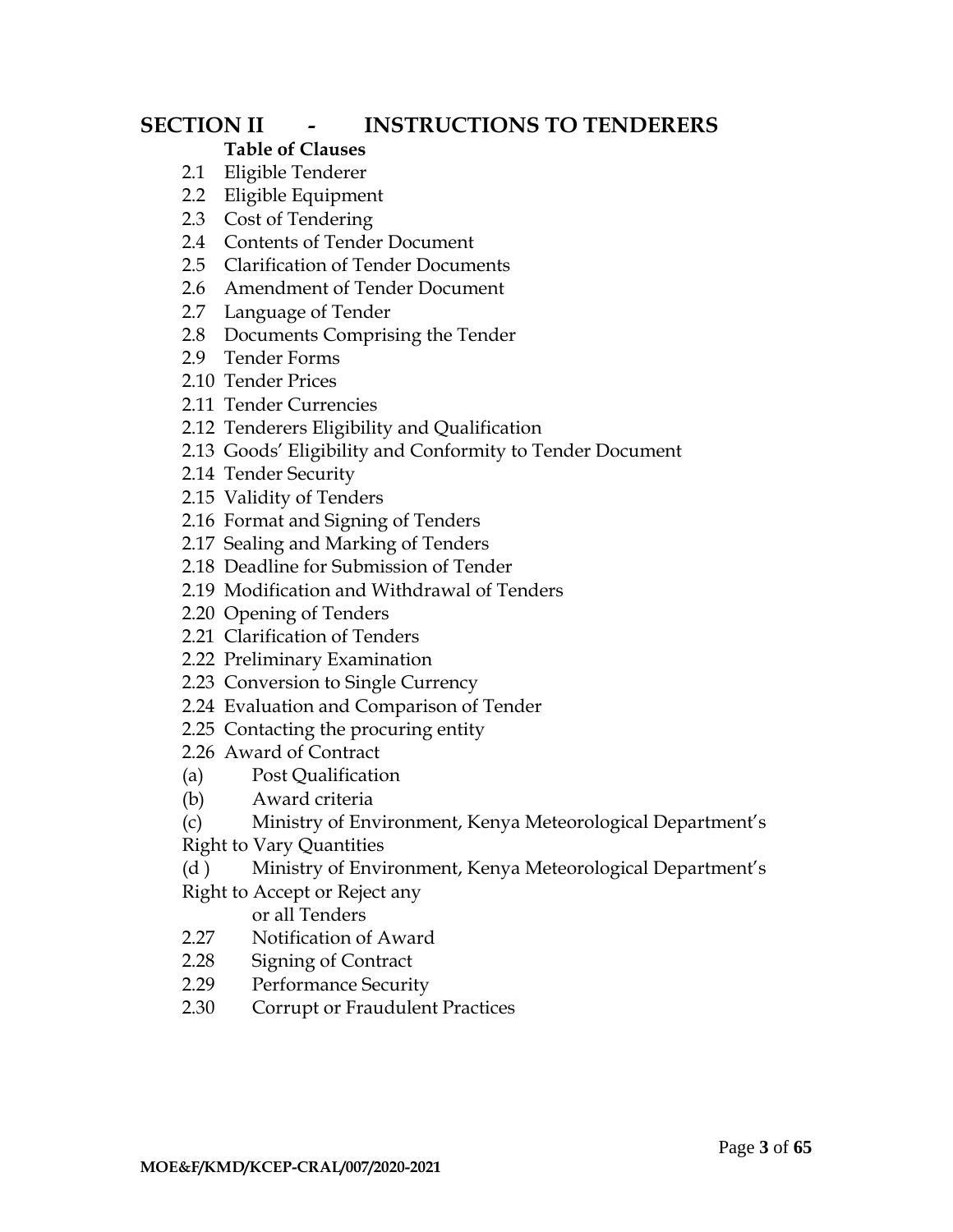# SECTION II - INSTRUCTIONS TO TENDERERS

**Table of Clauses**

2.1 Eligible Tenderer
2.2 Eligible Equipment
2.3 Cost of Tendering
2.4 Contents of Tender Document
2.5 Clarification of Tender Documents
2.6 Amendment of Tender Document
2.7 Language of Tender
2.8 Documents Comprising the Tender
2.9 Tender Forms
2.10 Tender Prices
2.11 Tender Currencies
2.12 Tenderers Eligibility and Qualification
2.13 Goods' Eligibility and Conformity to Tender Document
2.14 Tender Security
2.15 Validity of Tenders
2.16 Format and Signing of Tenders
2.17 Sealing and Marking of Tenders
2.18 Deadline for Submission of Tender
2.19 Modification and Withdrawal of Tenders
2.20 Opening of Tenders
2.21 Clarification of Tenders
2.22 Preliminary Examination
2.23 Conversion to Single Currency
2.24 Evaluation and Comparison of Tender
2.25 Contacting the procuring entity
2.26 Award of Contract
(a) Post Qualification
(b) Award criteria
(c) Ministry of Environment, Kenya Meteorological Department's Right to Vary Quantities
(d ) Ministry of Environment, Kenya Meteorological Department's Right to Accept or Reject any or all Tenders
2.27 Notification of Award
2.28 Signing of Contract
2.29 Performance Security
2.30 Corrupt or Fraudulent Practices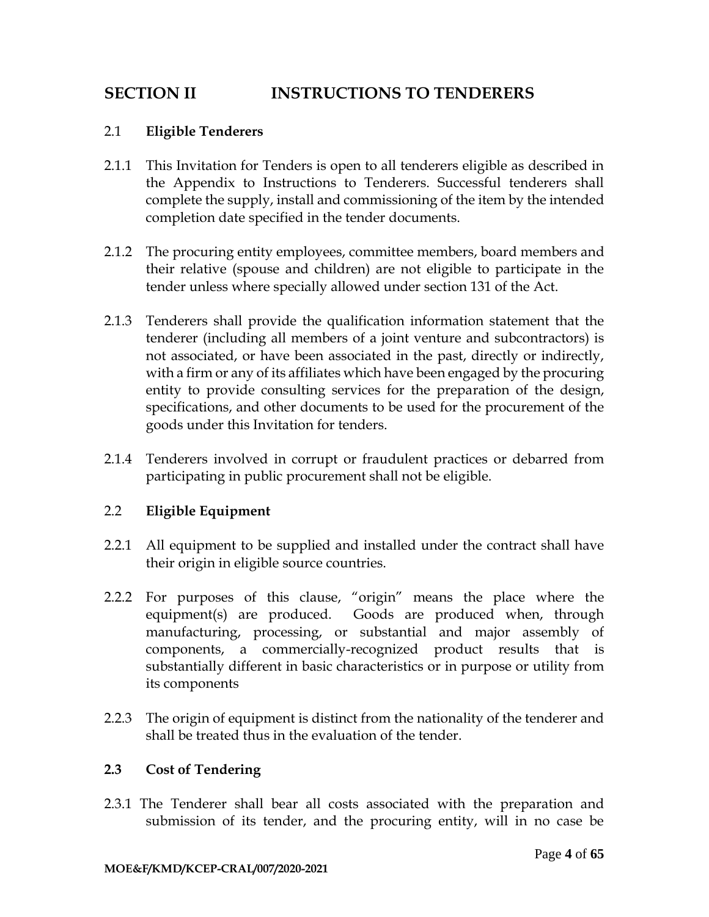# SECTION II INSTRUCTIONS TO TENDERERS

## 2.1 Eligible Tenderers

2.1.1 This Invitation for Tenders is open to all tenderers eligible as described in the Appendix to Instructions to Tenderers. Successful tenderers shall complete the supply, install and commissioning of the item by the intended completion date specified in the tender documents.

2.1.2 The procuring entity employees, committee members, board members and their relative (spouse and children) are not eligible to participate in the tender unless where specially allowed under section 131 of the Act.

2.1.3 Tenderers shall provide the qualification information statement that the tenderer (including all members of a joint venture and subcontractors) is not associated, or have been associated in the past, directly or indirectly, with a firm or any of its affiliates which have been engaged by the procuring entity to provide consulting services for the preparation of the design, specifications, and other documents to be used for the procurement of the goods under this Invitation for tenders.

2.1.4 Tenderers involved in corrupt or fraudulent practices or debarred from participating in public procurement shall not be eligible.

## 2.2 Eligible Equipment

2.2.1 All equipment to be supplied and installed under the contract shall have their origin in eligible source countries.

2.2.2 For purposes of this clause, "origin" means the place where the equipment(s) are produced. Goods are produced when, through manufacturing, processing, or substantial and major assembly of components, a commercially-recognized product results that is substantially different in basic characteristics or in purpose or utility from its components

2.2.3 The origin of equipment is distinct from the nationality of the tenderer and shall be treated thus in the evaluation of the tender.

## 2.3 Cost of Tendering

2.3.1 The Tenderer shall bear all costs associated with the preparation and submission of its tender, and the procuring entity, will in no case be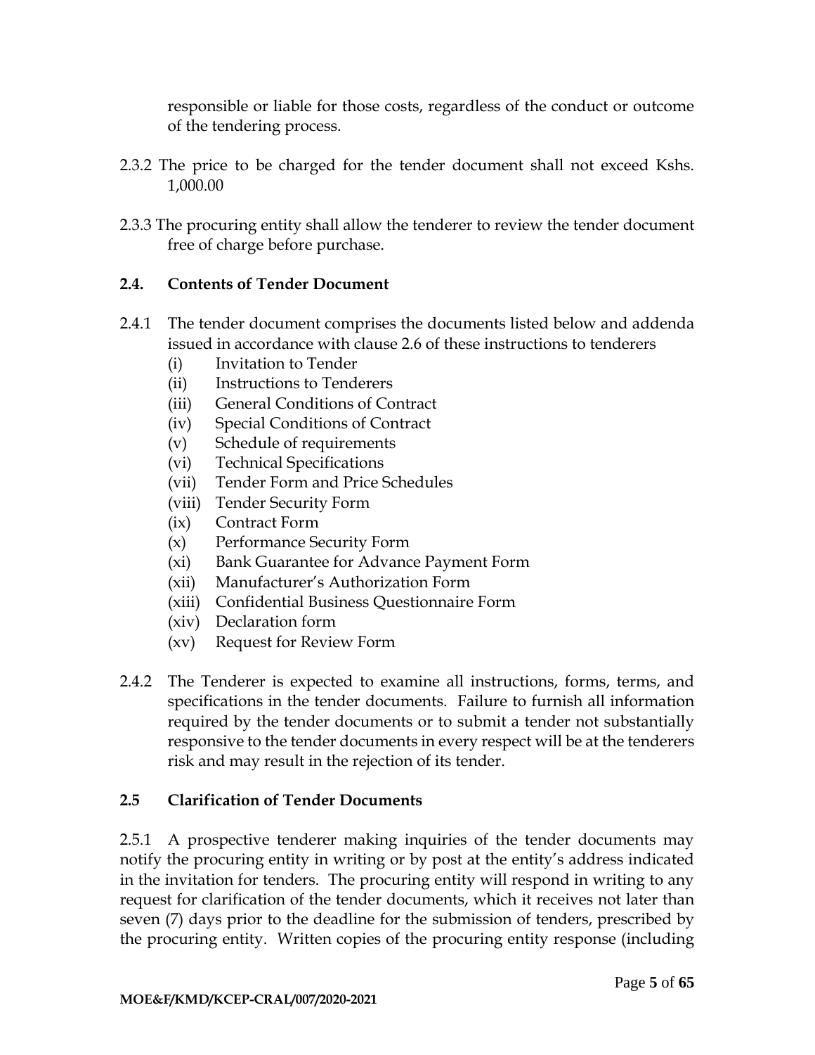responsible or liable for those costs, regardless of the conduct or outcome of the tendering process.

2.3.2 The price to be charged for the tender document shall not exceed Kshs. 1,000.00

2.3.3 The procuring entity shall allow the tenderer to review the tender document free of charge before purchase.

### 2.4. Contents of Tender Document

2.4.1 The tender document comprises the documents listed below and addenda issued in accordance with clause 2.6 of these instructions to tenderers

- (i) Invitation to Tender
- (ii) Instructions to Tenderers
- (iii) General Conditions of Contract
- (iv) Special Conditions of Contract
- (v) Schedule of requirements
- (vi) Technical Specifications
- (vii) Tender Form and Price Schedules
- (viii) Tender Security Form
- (ix) Contract Form
- (x) Performance Security Form
- (xi) Bank Guarantee for Advance Payment Form
- (xii) Manufacturer's Authorization Form
- (xiii) Confidential Business Questionnaire Form
- (xiv) Declaration form
- (xv) Request for Review Form

2.4.2 The Tenderer is expected to examine all instructions, forms, terms, and specifications in the tender documents. Failure to furnish all information required by the tender documents or to submit a tender not substantially responsive to the tender documents in every respect will be at the tenderers risk and may result in the rejection of its tender.

### 2.5 Clarification of Tender Documents

2.5.1 A prospective tenderer making inquiries of the tender documents may notify the procuring entity in writing or by post at the entity's address indicated in the invitation for tenders. The procuring entity will respond in writing to any request for clarification of the tender documents, which it receives not later than seven (7) days prior to the deadline for the submission of tenders, prescribed by the procuring entity. Written copies of the procuring entity response (including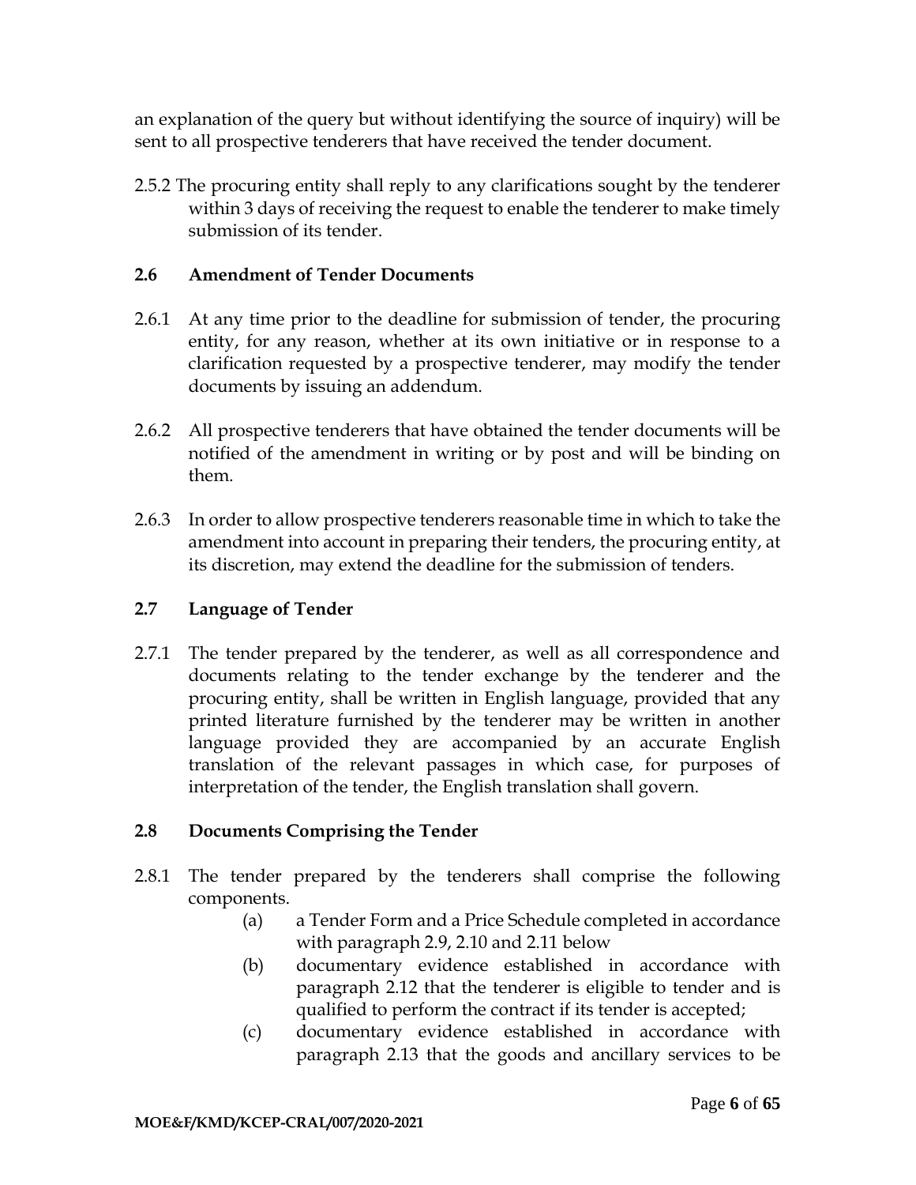an explanation of the query but without identifying the source of inquiry) will be sent to all prospective tenderers that have received the tender document.

2.5.2 The procuring entity shall reply to any clarifications sought by the tenderer within 3 days of receiving the request to enable the tenderer to make timely submission of its tender.

## 2.6 Amendment of Tender Documents

2.6.1 At any time prior to the deadline for submission of tender, the procuring entity, for any reason, whether at its own initiative or in response to a clarification requested by a prospective tenderer, may modify the tender documents by issuing an addendum.

2.6.2 All prospective tenderers that have obtained the tender documents will be notified of the amendment in writing or by post and will be binding on them.

2.6.3 In order to allow prospective tenderers reasonable time in which to take the amendment into account in preparing their tenders, the procuring entity, at its discretion, may extend the deadline for the submission of tenders.

## 2.7 Language of Tender

2.7.1 The tender prepared by the tenderer, as well as all correspondence and documents relating to the tender exchange by the tenderer and the procuring entity, shall be written in English language, provided that any printed literature furnished by the tenderer may be written in another language provided they are accompanied by an accurate English translation of the relevant passages in which case, for purposes of interpretation of the tender, the English translation shall govern.

## 2.8 Documents Comprising the Tender

2.8.1 The tender prepared by the tenderers shall comprise the following components.

- (a) a Tender Form and a Price Schedule completed in accordance with paragraph 2.9, 2.10 and 2.11 below
- (b) documentary evidence established in accordance with paragraph 2.12 that the tenderer is eligible to tender and is qualified to perform the contract if its tender is accepted;
- (c) documentary evidence established in accordance with paragraph 2.13 that the goods and ancillary services to be

MOE&F/KMD/KCEP-CRAL/007/2020-2021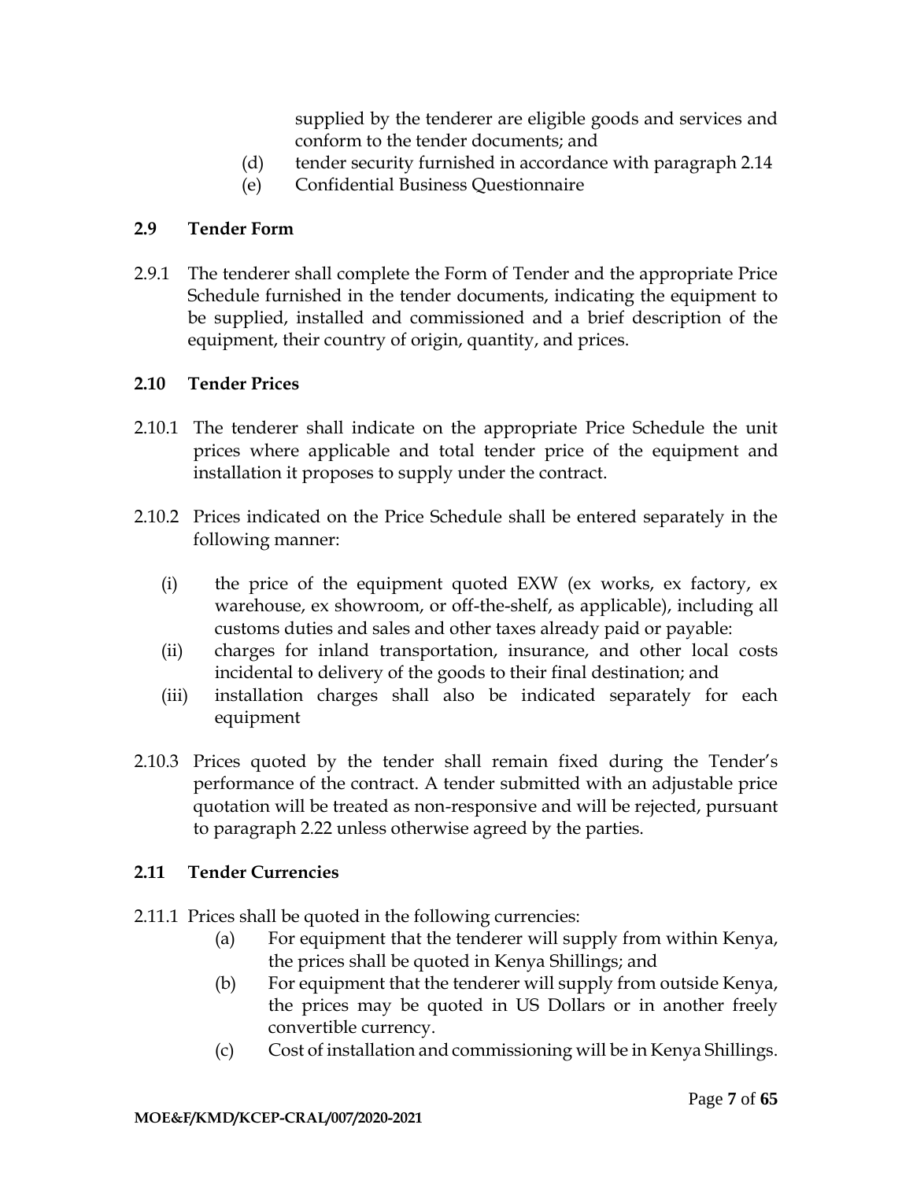supplied by the tenderer are eligible goods and services and conform to the tender documents; and

(d) tender security furnished in accordance with paragraph 2.14

(e) Confidential Business Questionnaire

## 2.9 Tender Form

2.9.1 The tenderer shall complete the Form of Tender and the appropriate Price Schedule furnished in the tender documents, indicating the equipment to be supplied, installed and commissioned and a brief description of the equipment, their country of origin, quantity, and prices.

## 2.10 Tender Prices

2.10.1 The tenderer shall indicate on the appropriate Price Schedule the unit prices where applicable and total tender price of the equipment and installation it proposes to supply under the contract.

2.10.2 Prices indicated on the Price Schedule shall be entered separately in the following manner:

(i) the price of the equipment quoted EXW (ex works, ex factory, ex warehouse, ex showroom, or off-the-shelf, as applicable), including all customs duties and sales and other taxes already paid or payable:

(ii) charges for inland transportation, insurance, and other local costs incidental to delivery of the goods to their final destination; and

(iii) installation charges shall also be indicated separately for each equipment

2.10.3 Prices quoted by the tender shall remain fixed during the Tender's performance of the contract. A tender submitted with an adjustable price quotation will be treated as non-responsive and will be rejected, pursuant to paragraph 2.22 unless otherwise agreed by the parties.

## 2.11 Tender Currencies

2.11.1 Prices shall be quoted in the following currencies:

(a) For equipment that the tenderer will supply from within Kenya, the prices shall be quoted in Kenya Shillings; and

(b) For equipment that the tenderer will supply from outside Kenya, the prices may be quoted in US Dollars or in another freely convertible currency.

(c) Cost of installation and commissioning will be in Kenya Shillings.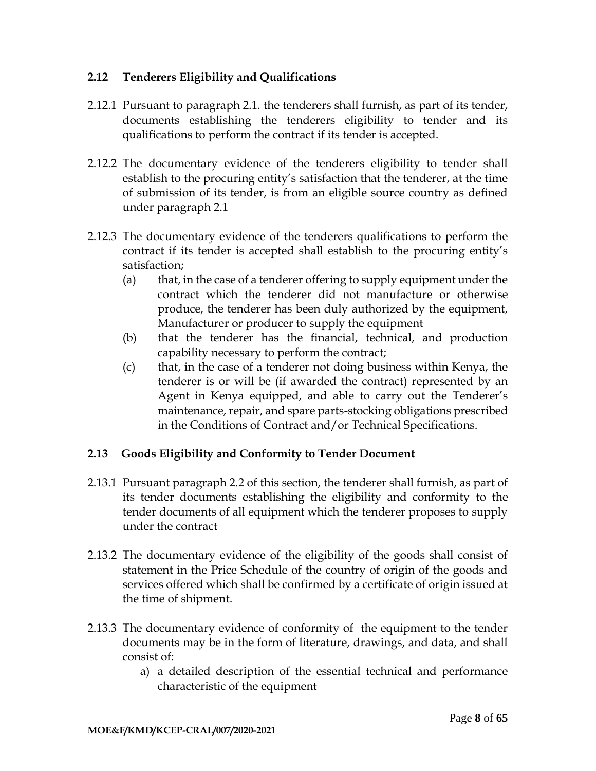## 2.12 Tenderers Eligibility and Qualifications

2.12.1 Pursuant to paragraph 2.1. the tenderers shall furnish, as part of its tender, documents establishing the tenderers eligibility to tender and its qualifications to perform the contract if its tender is accepted.

2.12.2 The documentary evidence of the tenderers eligibility to tender shall establish to the procuring entity's satisfaction that the tenderer, at the time of submission of its tender, is from an eligible source country as defined under paragraph 2.1

2.12.3 The documentary evidence of the tenderers qualifications to perform the contract if its tender is accepted shall establish to the procuring entity's satisfaction;

- (a) that, in the case of a tenderer offering to supply equipment under the contract which the tenderer did not manufacture or otherwise produce, the tenderer has been duly authorized by the equipment, Manufacturer or producer to supply the equipment
- (b) that the tenderer has the financial, technical, and production capability necessary to perform the contract;
- (c) that, in the case of a tenderer not doing business within Kenya, the tenderer is or will be (if awarded the contract) represented by an Agent in Kenya equipped, and able to carry out the Tenderer's maintenance, repair, and spare parts-stocking obligations prescribed in the Conditions of Contract and/or Technical Specifications.

## 2.13 Goods Eligibility and Conformity to Tender Document

2.13.1 Pursuant paragraph 2.2 of this section, the tenderer shall furnish, as part of its tender documents establishing the eligibility and conformity to the tender documents of all equipment which the tenderer proposes to supply under the contract

2.13.2 The documentary evidence of the eligibility of the goods shall consist of statement in the Price Schedule of the country of origin of the goods and services offered which shall be confirmed by a certificate of origin issued at the time of shipment.

2.13.3 The documentary evidence of conformity of the equipment to the tender documents may be in the form of literature, drawings, and data, and shall consist of:

a) a detailed description of the essential technical and performance characteristic of the equipment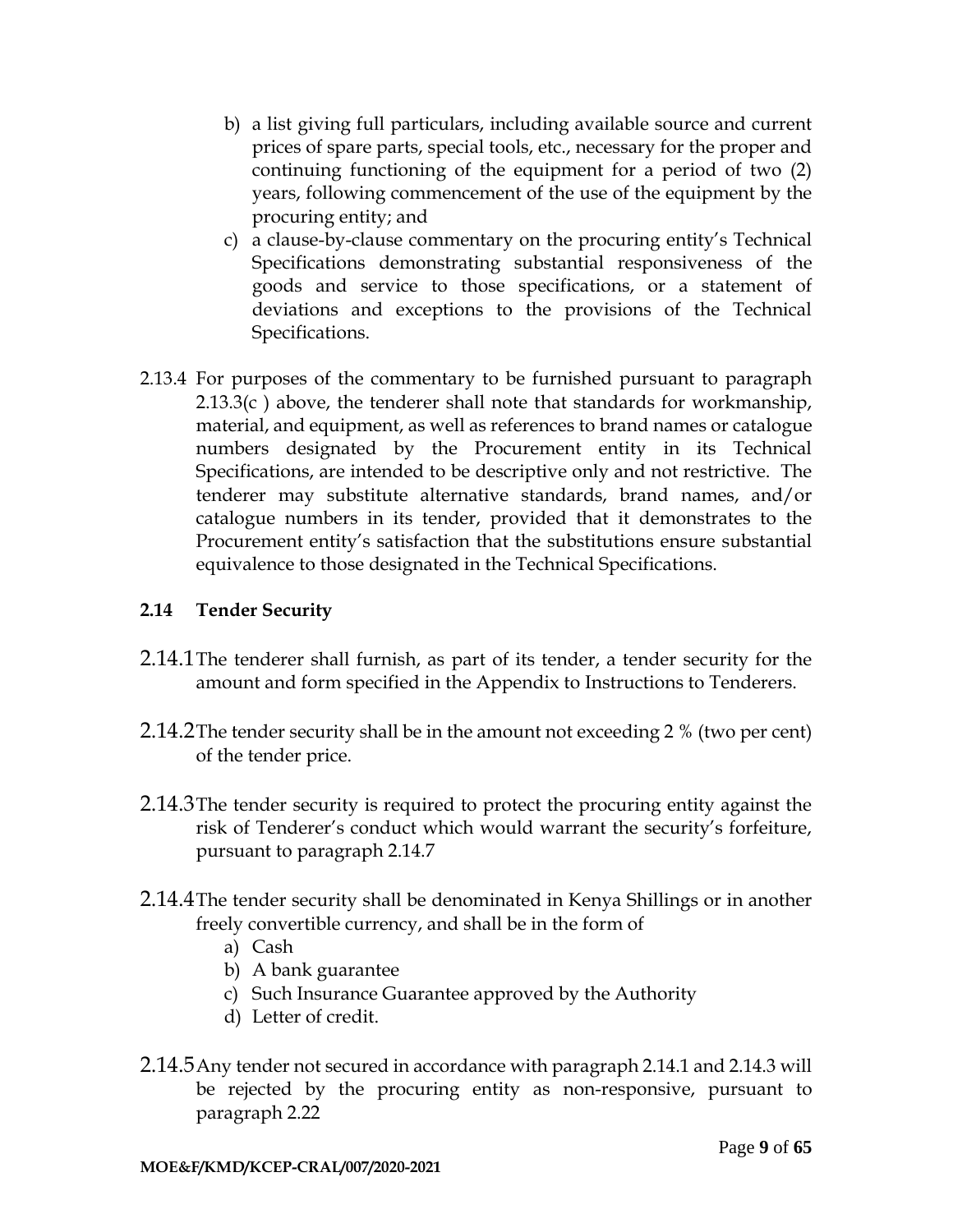b) a list giving full particulars, including available source and current prices of spare parts, special tools, etc., necessary for the proper and continuing functioning of the equipment for a period of two (2) years, following commencement of the use of the equipment by the procuring entity; and

c) a clause-by-clause commentary on the procuring entity's Technical Specifications demonstrating substantial responsiveness of the goods and service to those specifications, or a statement of deviations and exceptions to the provisions of the Technical Specifications.

2.13.4 For purposes of the commentary to be furnished pursuant to paragraph 2.13.3(c ) above, the tenderer shall note that standards for workmanship, material, and equipment, as well as references to brand names or catalogue numbers designated by the Procurement entity in its Technical Specifications, are intended to be descriptive only and not restrictive. The tenderer may substitute alternative standards, brand names, and/or catalogue numbers in its tender, provided that it demonstrates to the Procurement entity's satisfaction that the substitutions ensure substantial equivalence to those designated in the Technical Specifications.

**2.14 Tender Security**

2.14.1 The tenderer shall furnish, as part of its tender, a tender security for the amount and form specified in the Appendix to Instructions to Tenderers.

2.14.2 The tender security shall be in the amount not exceeding 2 % (two per cent) of the tender price.

2.14.3 The tender security is required to protect the procuring entity against the risk of Tenderer's conduct which would warrant the security's forfeiture, pursuant to paragraph 2.14.7

2.14.4 The tender security shall be denominated in Kenya Shillings or in another freely convertible currency, and shall be in the form of

a) Cash
b) A bank guarantee
c) Such Insurance Guarantee approved by the Authority
d) Letter of credit.

2.14.5 Any tender not secured in accordance with paragraph 2.14.1 and 2.14.3 will be rejected by the procuring entity as non-responsive, pursuant to paragraph 2.22

MOE&F/KMD/KCEP-CRAL/007/2020-2021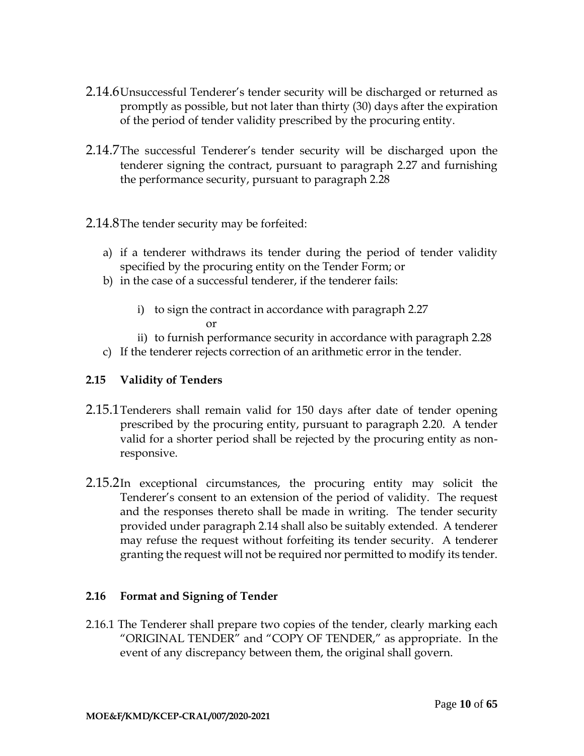2.14.6 Unsuccessful Tenderer's tender security will be discharged or returned as promptly as possible, but not later than thirty (30) days after the expiration of the period of tender validity prescribed by the procuring entity.

2.14.7 The successful Tenderer's tender security will be discharged upon the tenderer signing the contract, pursuant to paragraph 2.27 and furnishing the performance security, pursuant to paragraph 2.28

2.14.8 The tender security may be forfeited:

a) if a tenderer withdraws its tender during the period of tender validity specified by the procuring entity on the Tender Form; or
b) in the case of a successful tenderer, if the tenderer fails:

    i) to sign the contract in accordance with paragraph 2.27
    or
    ii) to furnish performance security in accordance with paragraph 2.28

c) If the tenderer rejects correction of an arithmetic error in the tender.

**2.15 Validity of Tenders**

2.15.1 Tenderers shall remain valid for 150 days after date of tender opening prescribed by the procuring entity, pursuant to paragraph 2.20. A tender valid for a shorter period shall be rejected by the procuring entity as non-responsive.

2.15.2 In exceptional circumstances, the procuring entity may solicit the Tenderer's consent to an extension of the period of validity. The request and the responses thereto shall be made in writing. The tender security provided under paragraph 2.14 shall also be suitably extended. A tenderer may refuse the request without forfeiting its tender security. A tenderer granting the request will not be required nor permitted to modify its tender.

**2.16 Format and Signing of Tender**

2.16.1 The Tenderer shall prepare two copies of the tender, clearly marking each "ORIGINAL TENDER" and "COPY OF TENDER," as appropriate. In the event of any discrepancy between them, the original shall govern.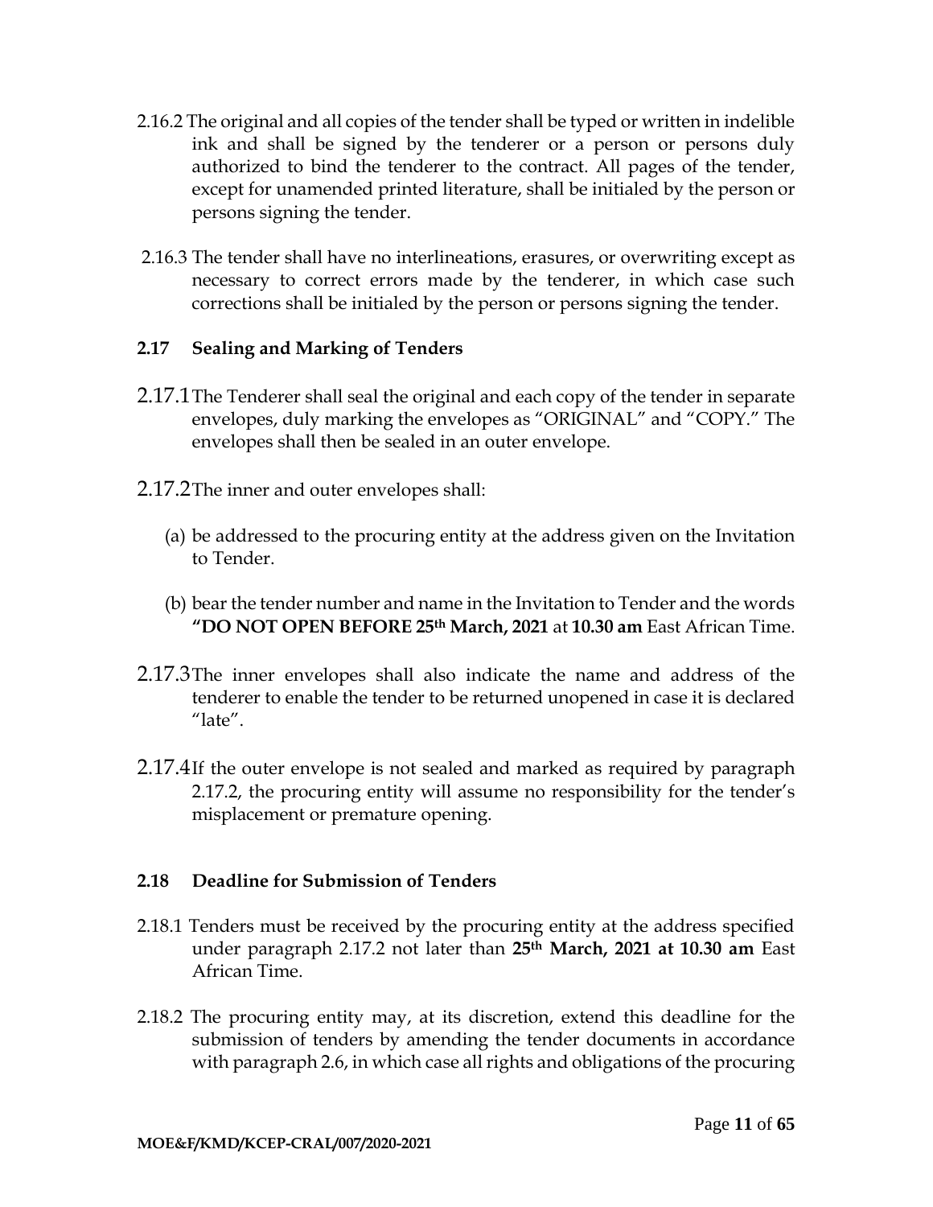2.16.2 The original and all copies of the tender shall be typed or written in indelible ink and shall be signed by the tenderer or a person or persons duly authorized to bind the tenderer to the contract. All pages of the tender, except for unamended printed literature, shall be initialed by the person or persons signing the tender.

2.16.3 The tender shall have no interlineations, erasures, or overwriting except as necessary to correct errors made by the tenderer, in which case such corrections shall be initialed by the person or persons signing the tender.

### 2.17 Sealing and Marking of Tenders

2.17.1 The Tenderer shall seal the original and each copy of the tender in separate envelopes, duly marking the envelopes as "ORIGINAL" and "COPY." The envelopes shall then be sealed in an outer envelope.

2.17.2 The inner and outer envelopes shall:

(a) be addressed to the procuring entity at the address given on the Invitation to Tender.

(b) bear the tender number and name in the Invitation to Tender and the words **"DO NOT OPEN BEFORE 25th March, 2021** at **10.30 am** East African Time.

2.17.3 The inner envelopes shall also indicate the name and address of the tenderer to enable the tender to be returned unopened in case it is declared "late".

2.17.4 If the outer envelope is not sealed and marked as required by paragraph 2.17.2, the procuring entity will assume no responsibility for the tender's misplacement or premature opening.

### 2.18 Deadline for Submission of Tenders

2.18.1 Tenders must be received by the procuring entity at the address specified under paragraph 2.17.2 not later than **25th March, 2021 at 10.30 am** East African Time.

2.18.2 The procuring entity may, at its discretion, extend this deadline for the submission of tenders by amending the tender documents in accordance with paragraph 2.6, in which case all rights and obligations of the procuring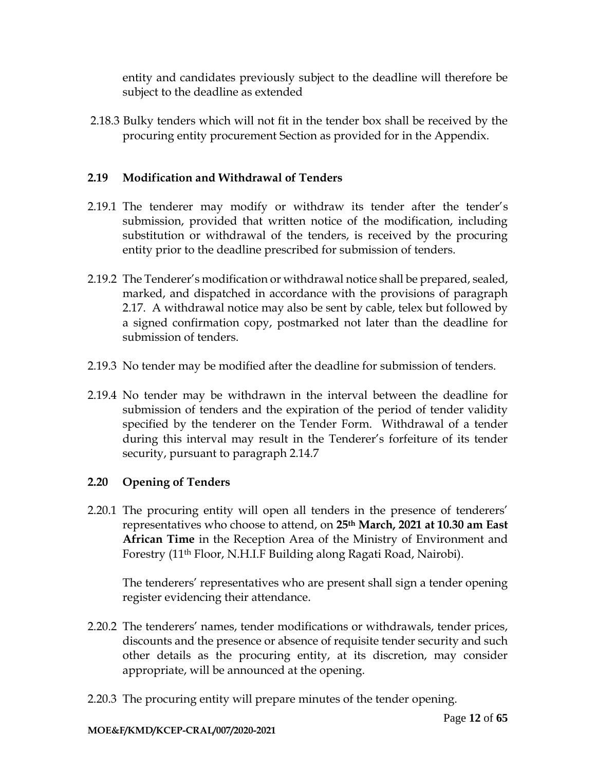entity and candidates previously subject to the deadline will therefore be subject to the deadline as extended

2.18.3 Bulky tenders which will not fit in the tender box shall be received by the procuring entity procurement Section as provided for in the Appendix.

## 2.19 Modification and Withdrawal of Tenders

2.19.1 The tenderer may modify or withdraw its tender after the tender's submission, provided that written notice of the modification, including substitution or withdrawal of the tenders, is received by the procuring entity prior to the deadline prescribed for submission of tenders.

2.19.2 The Tenderer's modification or withdrawal notice shall be prepared, sealed, marked, and dispatched in accordance with the provisions of paragraph 2.17. A withdrawal notice may also be sent by cable, telex but followed by a signed confirmation copy, postmarked not later than the deadline for submission of tenders.

2.19.3 No tender may be modified after the deadline for submission of tenders.

2.19.4 No tender may be withdrawn in the interval between the deadline for submission of tenders and the expiration of the period of tender validity specified by the tenderer on the Tender Form. Withdrawal of a tender during this interval may result in the Tenderer's forfeiture of its tender security, pursuant to paragraph 2.14.7

## 2.20 Opening of Tenders

2.20.1 The procuring entity will open all tenders in the presence of tenderers' representatives who choose to attend, on **25th March, 2021 at 10.30 am East African Time** in the Reception Area of the Ministry of Environment and Forestry (11th Floor, N.H.I.F Building along Ragati Road, Nairobi).

The tenderers' representatives who are present shall sign a tender opening register evidencing their attendance.

2.20.2 The tenderers' names, tender modifications or withdrawals, tender prices, discounts and the presence or absence of requisite tender security and such other details as the procuring entity, at its discretion, may consider appropriate, will be announced at the opening.

2.20.3 The procuring entity will prepare minutes of the tender opening.

MOE&F/KMD/KCEP-CRAL/007/2020-2021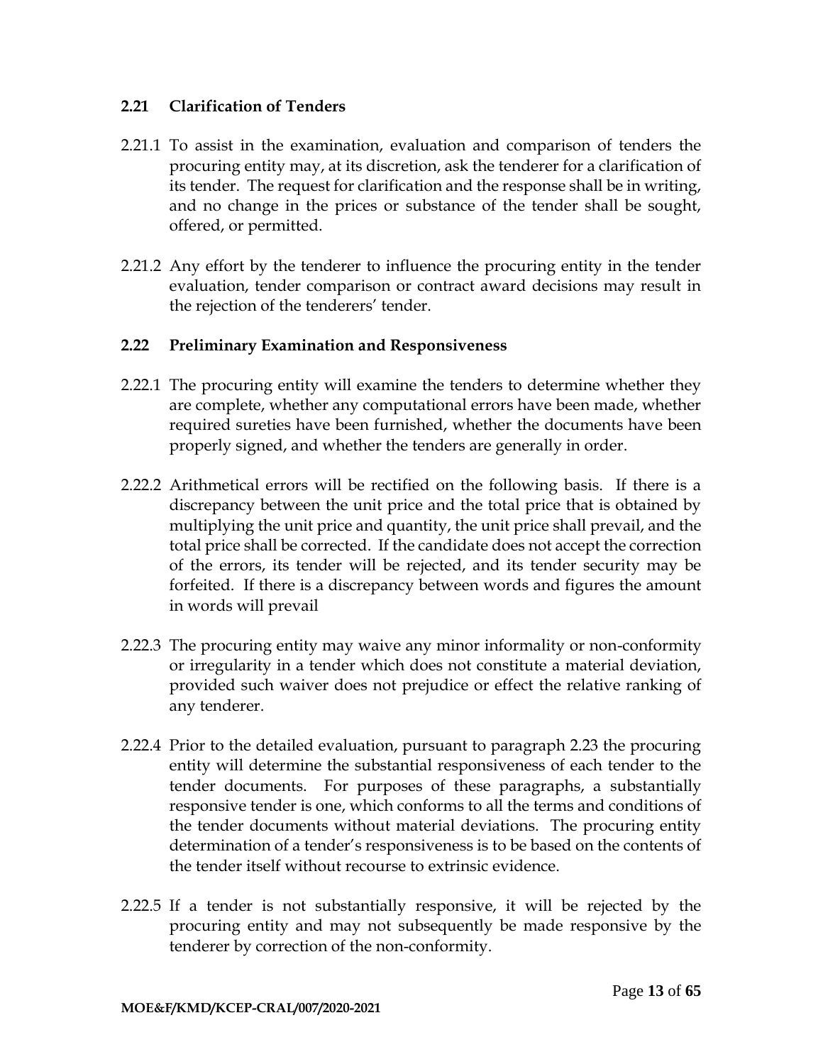### 2.21 Clarification of Tenders

2.21.1 To assist in the examination, evaluation and comparison of tenders the procuring entity may, at its discretion, ask the tenderer for a clarification of its tender. The request for clarification and the response shall be in writing, and no change in the prices or substance of the tender shall be sought, offered, or permitted.

2.21.2 Any effort by the tenderer to influence the procuring entity in the tender evaluation, tender comparison or contract award decisions may result in the rejection of the tenderers' tender.

### 2.22 Preliminary Examination and Responsiveness

2.22.1 The procuring entity will examine the tenders to determine whether they are complete, whether any computational errors have been made, whether required sureties have been furnished, whether the documents have been properly signed, and whether the tenders are generally in order.

2.22.2 Arithmetical errors will be rectified on the following basis. If there is a discrepancy between the unit price and the total price that is obtained by multiplying the unit price and quantity, the unit price shall prevail, and the total price shall be corrected. If the candidate does not accept the correction of the errors, its tender will be rejected, and its tender security may be forfeited. If there is a discrepancy between words and figures the amount in words will prevail

2.22.3 The procuring entity may waive any minor informality or non-conformity or irregularity in a tender which does not constitute a material deviation, provided such waiver does not prejudice or effect the relative ranking of any tenderer.

2.22.4 Prior to the detailed evaluation, pursuant to paragraph 2.23 the procuring entity will determine the substantial responsiveness of each tender to the tender documents. For purposes of these paragraphs, a substantially responsive tender is one, which conforms to all the terms and conditions of the tender documents without material deviations. The procuring entity determination of a tender's responsiveness is to be based on the contents of the tender itself without recourse to extrinsic evidence.

2.22.5 If a tender is not substantially responsive, it will be rejected by the procuring entity and may not subsequently be made responsive by the tenderer by correction of the non-conformity.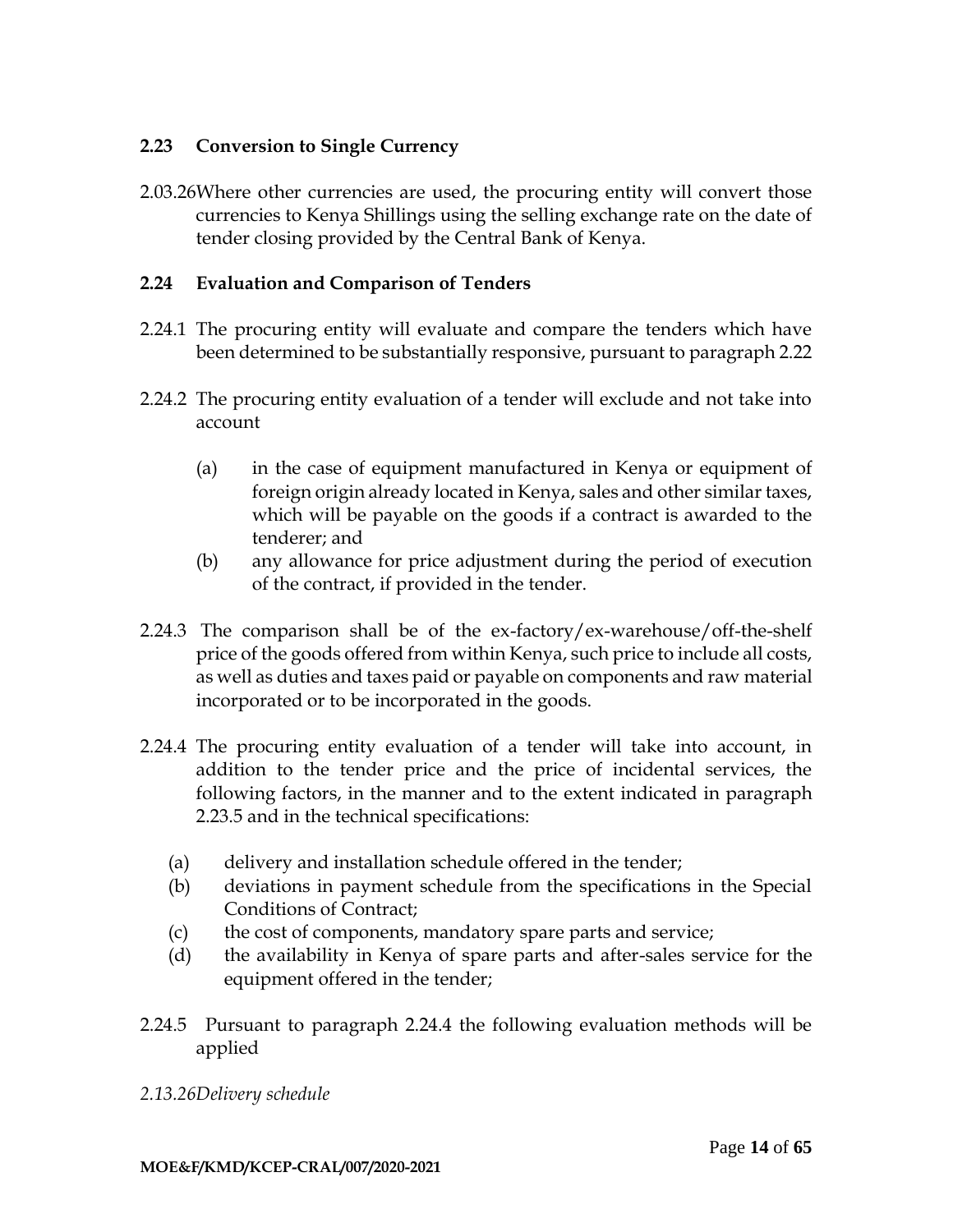### 2.23 Conversion to Single Currency

2.03.26Where other currencies are used, the procuring entity will convert those currencies to Kenya Shillings using the selling exchange rate on the date of tender closing provided by the Central Bank of Kenya.

### 2.24 Evaluation and Comparison of Tenders

2.24.1 The procuring entity will evaluate and compare the tenders which have been determined to be substantially responsive, pursuant to paragraph 2.22

2.24.2 The procuring entity evaluation of a tender will exclude and not take into account

- (a) in the case of equipment manufactured in Kenya or equipment of foreign origin already located in Kenya, sales and other similar taxes, which will be payable on the goods if a contract is awarded to the tenderer; and
- (b) any allowance for price adjustment during the period of execution of the contract, if provided in the tender.

2.24.3 The comparison shall be of the ex-factory/ex-warehouse/off-the-shelf price of the goods offered from within Kenya, such price to include all costs, as well as duties and taxes paid or payable on components and raw material incorporated or to be incorporated in the goods.

2.24.4 The procuring entity evaluation of a tender will take into account, in addition to the tender price and the price of incidental services, the following factors, in the manner and to the extent indicated in paragraph 2.23.5 and in the technical specifications:

- (a) delivery and installation schedule offered in the tender;
- (b) deviations in payment schedule from the specifications in the Special Conditions of Contract;
- (c) the cost of components, mandatory spare parts and service;
- (d) the availability in Kenya of spare parts and after-sales service for the equipment offered in the tender;

2.24.5 Pursuant to paragraph 2.24.4 the following evaluation methods will be applied

*2.13.26Delivery schedule*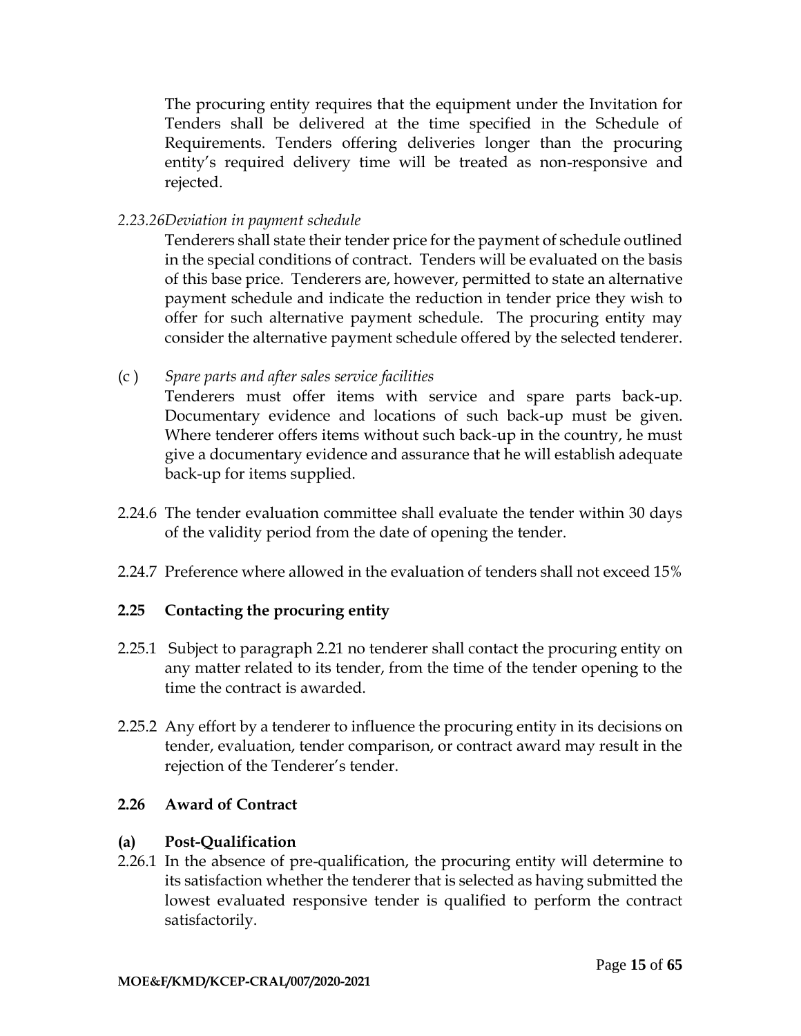The procuring entity requires that the equipment under the Invitation for Tenders shall be delivered at the time specified in the Schedule of Requirements. Tenders offering deliveries longer than the procuring entity's required delivery time will be treated as non-responsive and rejected.

*2.23.26Deviation in payment schedule*

Tenderers shall state their tender price for the payment of schedule outlined in the special conditions of contract. Tenders will be evaluated on the basis of this base price. Tenderers are, however, permitted to state an alternative payment schedule and indicate the reduction in tender price they wish to offer for such alternative payment schedule. The procuring entity may consider the alternative payment schedule offered by the selected tenderer.

(c ) *Spare parts and after sales service facilities*

Tenderers must offer items with service and spare parts back-up. Documentary evidence and locations of such back-up must be given. Where tenderer offers items without such back-up in the country, he must give a documentary evidence and assurance that he will establish adequate back-up for items supplied.

2.24.6 The tender evaluation committee shall evaluate the tender within 30 days of the validity period from the date of opening the tender.

2.24.7 Preference where allowed in the evaluation of tenders shall not exceed 15%

## 2.25 Contacting the procuring entity

2.25.1 Subject to paragraph 2.21 no tenderer shall contact the procuring entity on any matter related to its tender, from the time of the tender opening to the time the contract is awarded.

2.25.2 Any effort by a tenderer to influence the procuring entity in its decisions on tender, evaluation, tender comparison, or contract award may result in the rejection of the Tenderer's tender.

## 2.26 Award of Contract

### (a) Post-Qualification

2.26.1 In the absence of pre-qualification, the procuring entity will determine to its satisfaction whether the tenderer that is selected as having submitted the lowest evaluated responsive tender is qualified to perform the contract satisfactorily.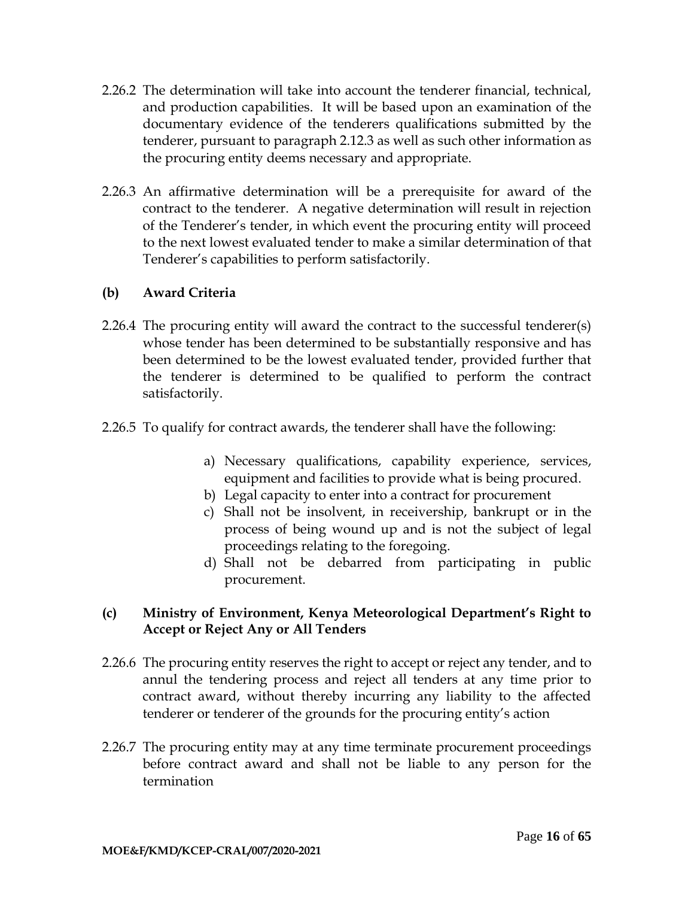2.26.2 The determination will take into account the tenderer financial, technical, and production capabilities. It will be based upon an examination of the documentary evidence of the tenderers qualifications submitted by the tenderer, pursuant to paragraph 2.12.3 as well as such other information as the procuring entity deems necessary and appropriate.

2.26.3 An affirmative determination will be a prerequisite for award of the contract to the tenderer. A negative determination will result in rejection of the Tenderer's tender, in which event the procuring entity will proceed to the next lowest evaluated tender to make a similar determination of that Tenderer's capabilities to perform satisfactorily.

**(b) Award Criteria**

2.26.4 The procuring entity will award the contract to the successful tenderer(s) whose tender has been determined to be substantially responsive and has been determined to be the lowest evaluated tender, provided further that the tenderer is determined to be qualified to perform the contract satisfactorily.

2.26.5 To qualify for contract awards, the tenderer shall have the following:

a) Necessary qualifications, capability experience, services, equipment and facilities to provide what is being procured.
b) Legal capacity to enter into a contract for procurement
c) Shall not be insolvent, in receivership, bankrupt or in the process of being wound up and is not the subject of legal proceedings relating to the foregoing.
d) Shall not be debarred from participating in public procurement.

**(c) Ministry of Environment, Kenya Meteorological Department's Right to Accept or Reject Any or All Tenders**

2.26.6 The procuring entity reserves the right to accept or reject any tender, and to annul the tendering process and reject all tenders at any time prior to contract award, without thereby incurring any liability to the affected tenderer or tenderer of the grounds for the procuring entity's action

2.26.7 The procuring entity may at any time terminate procurement proceedings before contract award and shall not be liable to any person for the termination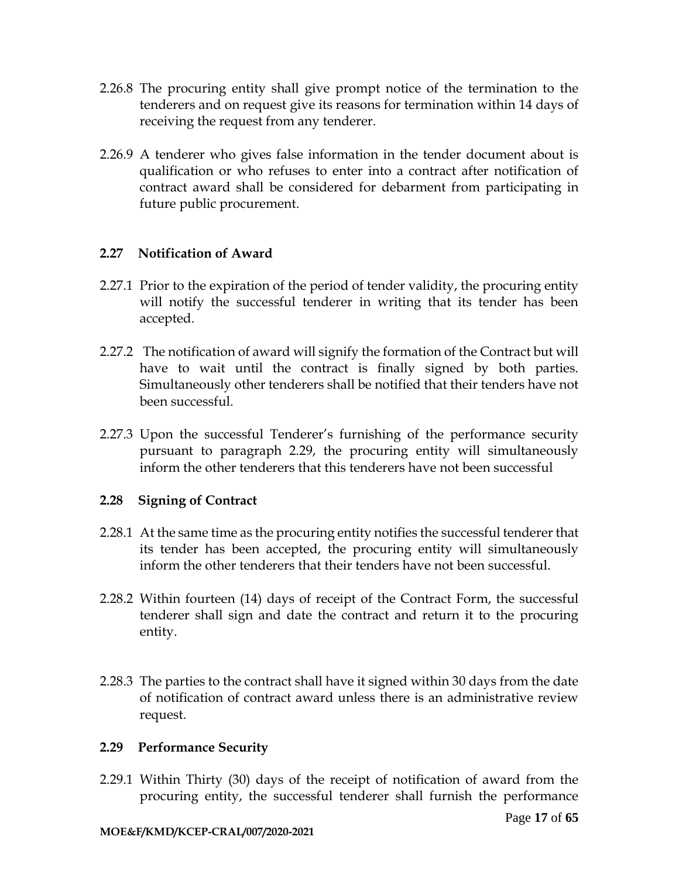2.26.8 The procuring entity shall give prompt notice of the termination to the tenderers and on request give its reasons for termination within 14 days of receiving the request from any tenderer.

2.26.9 A tenderer who gives false information in the tender document about is qualification or who refuses to enter into a contract after notification of contract award shall be considered for debarment from participating in future public procurement.

**2.27 Notification of Award**

2.27.1 Prior to the expiration of the period of tender validity, the procuring entity will notify the successful tenderer in writing that its tender has been accepted.

2.27.2 The notification of award will signify the formation of the Contract but will have to wait until the contract is finally signed by both parties. Simultaneously other tenderers shall be notified that their tenders have not been successful.

2.27.3 Upon the successful Tenderer's furnishing of the performance security pursuant to paragraph 2.29, the procuring entity will simultaneously inform the other tenderers that this tenderers have not been successful

**2.28 Signing of Contract**

2.28.1 At the same time as the procuring entity notifies the successful tenderer that its tender has been accepted, the procuring entity will simultaneously inform the other tenderers that their tenders have not been successful.

2.28.2 Within fourteen (14) days of receipt of the Contract Form, the successful tenderer shall sign and date the contract and return it to the procuring entity.

2.28.3 The parties to the contract shall have it signed within 30 days from the date of notification of contract award unless there is an administrative review request.

**2.29 Performance Security**

2.29.1 Within Thirty (30) days of the receipt of notification of award from the procuring entity, the successful tenderer shall furnish the performance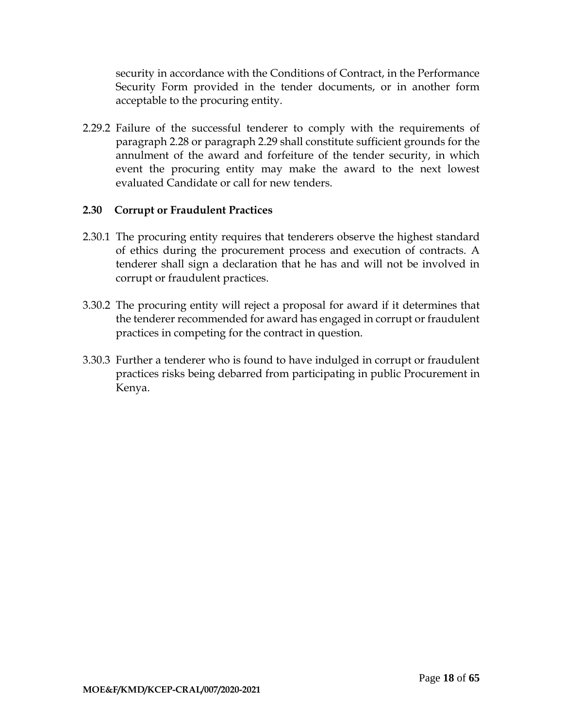security in accordance with the Conditions of Contract, in the Performance Security Form provided in the tender documents, or in another form acceptable to the procuring entity.

2.29.2 Failure of the successful tenderer to comply with the requirements of paragraph 2.28 or paragraph 2.29 shall constitute sufficient grounds for the annulment of the award and forfeiture of the tender security, in which event the procuring entity may make the award to the next lowest evaluated Candidate or call for new tenders.

### 2.30 Corrupt or Fraudulent Practices

2.30.1 The procuring entity requires that tenderers observe the highest standard of ethics during the procurement process and execution of contracts. A tenderer shall sign a declaration that he has and will not be involved in corrupt or fraudulent practices.

3.30.2 The procuring entity will reject a proposal for award if it determines that the tenderer recommended for award has engaged in corrupt or fraudulent practices in competing for the contract in question.

3.30.3 Further a tenderer who is found to have indulged in corrupt or fraudulent practices risks being debarred from participating in public Procurement in Kenya.

**MOE&F/KMD/KCEP-CRAL/007/2020-2021**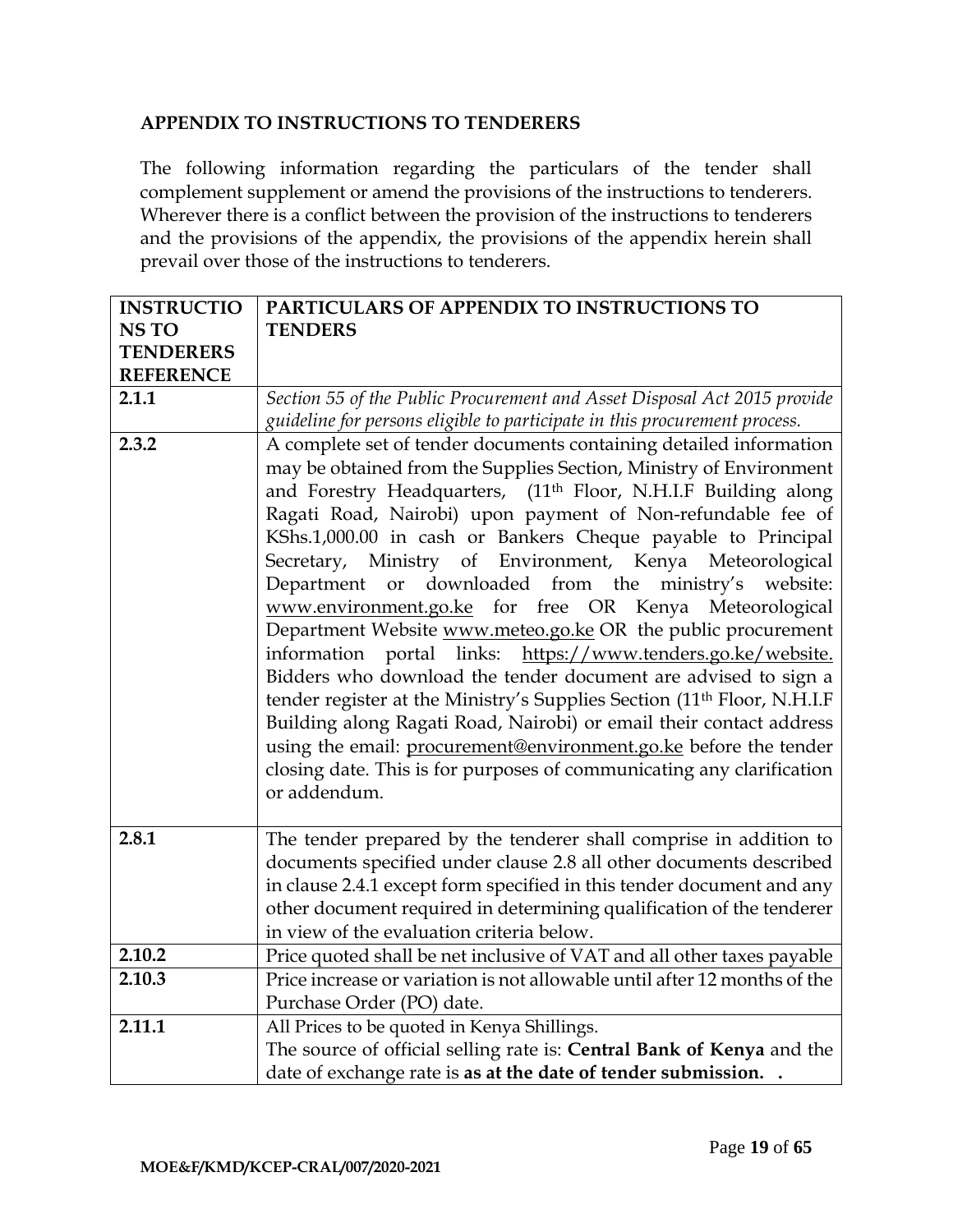## APPENDIX TO INSTRUCTIONS TO TENDERERS

The following information regarding the particulars of the tender shall complement supplement or amend the provisions of the instructions to tenderers. Wherever there is a conflict between the provision of the instructions to tenderers and the provisions of the appendix, the provisions of the appendix herein shall prevail over those of the instructions to tenderers.

| INSTRUCTIONS TO TENDERERS REFERENCE | PARTICULARS OF APPENDIX TO INSTRUCTIONS TO TENDERS |
|---|---|
| 2.1.1 | *Section 55 of the Public Procurement and Asset Disposal Act 2015 provide guideline for persons eligible to participate in this procurement process.* |
| 2.3.2 | A complete set of tender documents containing detailed information may be obtained from the Supplies Section, Ministry of Environment and Forestry Headquarters, (11th Floor, N.H.I.F Building along Ragati Road, Nairobi) upon payment of Non-refundable fee of KShs.1,000.00 in cash or Bankers Cheque payable to Principal Secretary, Ministry of Environment, Kenya Meteorological Department or downloaded from the ministry's website: www.environment.go.ke for free OR Kenya Meteorological Department Website www.meteo.go.ke OR the public procurement information portal links: https://www.tenders.go.ke/website. Bidders who download the tender document are advised to sign a tender register at the Ministry's Supplies Section (11th Floor, N.H.I.F Building along Ragati Road, Nairobi) or email their contact address using the email: procurement@environment.go.ke before the tender closing date. This is for purposes of communicating any clarification or addendum. |
| 2.8.1 | The tender prepared by the tenderer shall comprise in addition to documents specified under clause 2.8 all other documents described in clause 2.4.1 except form specified in this tender document and any other document required in determining qualification of the tenderer in view of the evaluation criteria below. |
| 2.10.2 | Price quoted shall be net inclusive of VAT and all other taxes payable |
| 2.10.3 | Price increase or variation is not allowable until after 12 months of the Purchase Order (PO) date. |
| 2.11.1 | All Prices to be quoted in Kenya Shillings.<br>The source of official selling rate is: **Central Bank of Kenya** and the date of exchange rate is **as at the date of tender submission. .** |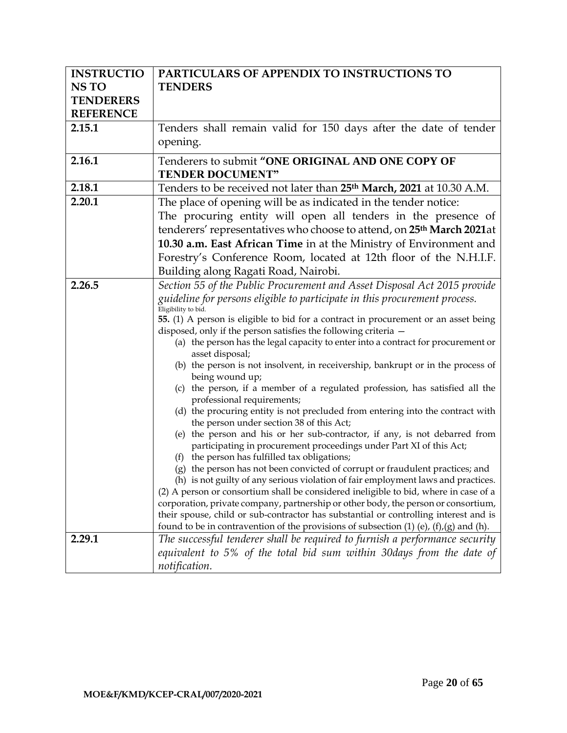| INSTRUCTIONS TO TENDERERS REFERENCE | PARTICULARS OF APPENDIX TO INSTRUCTIONS TO TENDERS |
|---|---|
| **2.15.1** | Tenders shall remain valid for 150 days after the date of tender opening. |
| **2.16.1** | Tenderers to submit **"ONE ORIGINAL AND ONE COPY OF TENDER DOCUMENT"** |
| **2.18.1** | Tenders to be received not later than **25th March, 2021** at 10.30 A.M. |
| **2.20.1** | The place of opening will be as indicated in the tender notice: The procuring entity will open all tenders in the presence of tenderers' representatives who choose to attend, on **25th March 2021**at **10.30 a.m. East African Time** in at the Ministry of Environment and Forestry's Conference Room, located at 12th floor of the N.H.I.F. Building along Ragati Road, Nairobi. |
| **2.26.5** | *Section 55 of the Public Procurement and Asset Disposal Act 2015 provide guideline for persons eligible to participate in this procurement process.*<br>Eligibility to bid.<br>**55.** (1) A person is eligible to bid for a contract in procurement or an asset being disposed, only if the person satisfies the following criteria —<br>(a) the person has the legal capacity to enter into a contract for procurement or asset disposal;<br>(b) the person is not insolvent, in receivership, bankrupt or in the process of being wound up;<br>(c) the person, if a member of a regulated profession, has satisfied all the professional requirements;<br>(d) the procuring entity is not precluded from entering into the contract with the person under section 38 of this Act;<br>(e) the person and his or her sub-contractor, if any, is not debarred from participating in procurement proceedings under Part XI of this Act;<br>(f) the person has fulfilled tax obligations;<br>(g) the person has not been convicted of corrupt or fraudulent practices; and<br>(h) is not guilty of any serious violation of fair employment laws and practices.<br>(2) A person or consortium shall be considered ineligible to bid, where in case of a corporation, private company, partnership or other body, the person or consortium, their spouse, child or sub-contractor has substantial or controlling interest and is found to be in contravention of the provisions of subsection (1) (e), (f),(g) and (h). |
| **2.29.1** | *The successful tenderer shall be required to furnish a performance security equivalent to 5% of the total bid sum within 30days from the date of notification.* |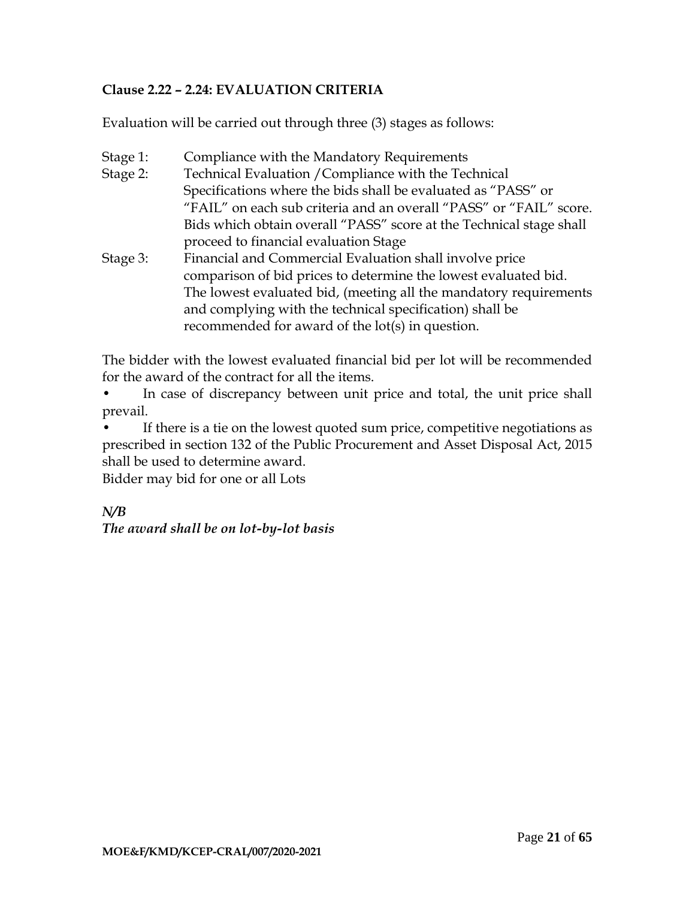**Clause 2.22 – 2.24: EVALUATION CRITERIA**

Evaluation will be carried out through three (3) stages as follows:

Stage 1: Compliance with the Mandatory Requirements

Stage 2: Technical Evaluation /Compliance with the Technical Specifications where the bids shall be evaluated as "PASS" or "FAIL" on each sub criteria and an overall "PASS" or "FAIL" score. Bids which obtain overall "PASS" score at the Technical stage shall proceed to financial evaluation Stage

Stage 3: Financial and Commercial Evaluation shall involve price comparison of bid prices to determine the lowest evaluated bid. The lowest evaluated bid, (meeting all the mandatory requirements and complying with the technical specification) shall be recommended for award of the lot(s) in question.

The bidder with the lowest evaluated financial bid per lot will be recommended for the award of the contract for all the items.

- In case of discrepancy between unit price and total, the unit price shall prevail.
- If there is a tie on the lowest quoted sum price, competitive negotiations as prescribed in section 132 of the Public Procurement and Asset Disposal Act, 2015 shall be used to determine award.

Bidder may bid for one or all Lots

***N/B***

***The award shall be on lot-by-lot basis***

**MOE&F/KMD/KCEP-CRAL/007/2020-2021**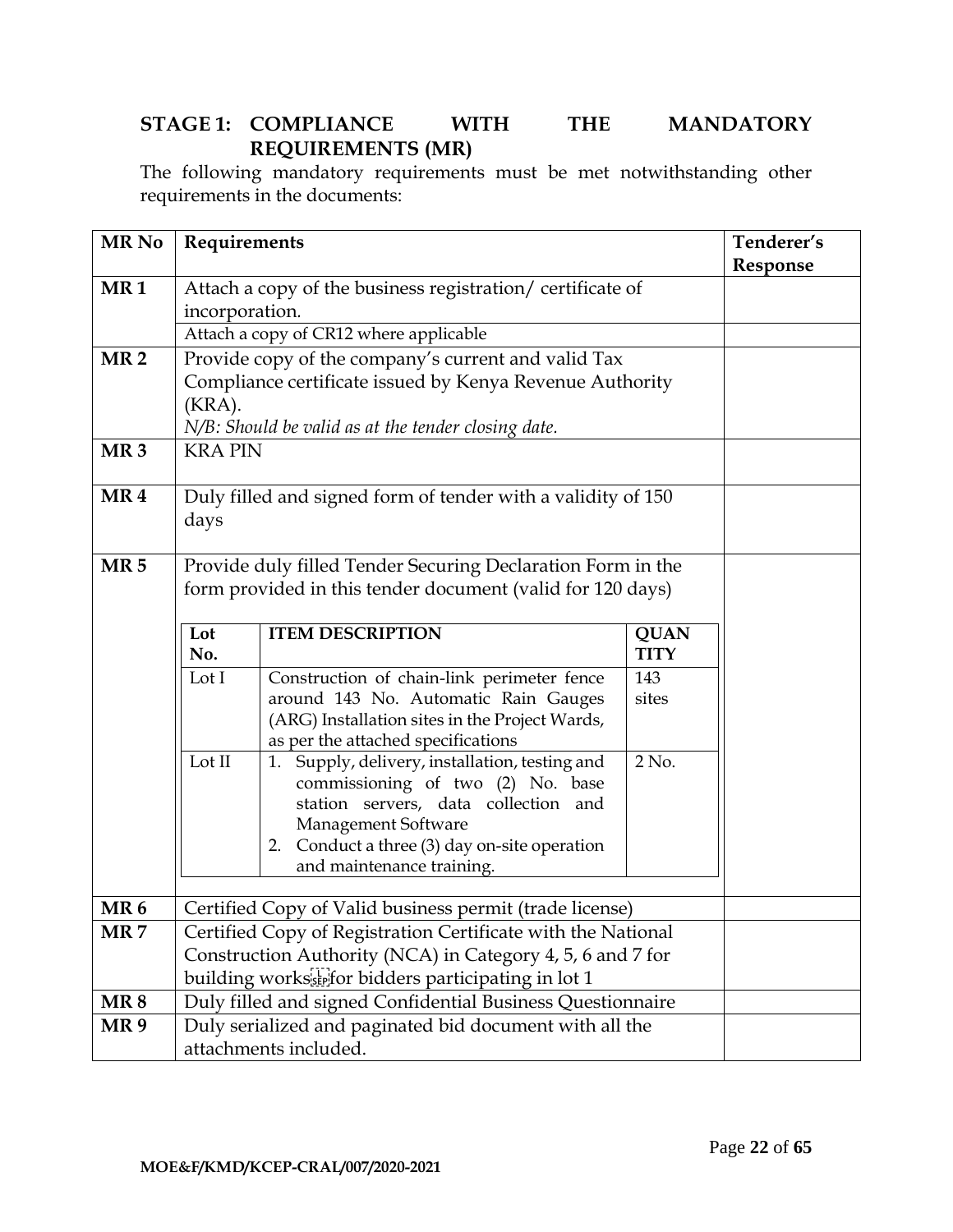## STAGE 1: COMPLIANCE WITH THE MANDATORY REQUIREMENTS (MR)

The following mandatory requirements must be met notwithstanding other requirements in the documents:

| MR No | Requirements | Tenderer's Response |
|---|---|---|
| MR 1 | Attach a copy of the business registration/ certificate of incorporation. | |
| | Attach a copy of CR12 where applicable | |
| MR 2 | Provide copy of the company's current and valid Tax Compliance certificate issued by Kenya Revenue Authority (KRA).<br>*N/B: Should be valid as at the tender closing date.* | |
| MR 3 | KRA PIN | |
| MR 4 | Duly filled and signed form of tender with a validity of 150 days | |
| MR 5 | Provide duly filled Tender Securing Declaration Form in the form provided in this tender document (valid for 120 days)<br><br>**Lot No.** / **ITEM DESCRIPTION** / **QUANTITY**<br>Lot I / Construction of chain-link perimeter fence around 143 No. Automatic Rain Gauges (ARG) Installation sites in the Project Wards, as per the attached specifications / 143 sites<br>Lot II / 1. Supply, delivery, installation, testing and commissioning of two (2) No. base station servers, data collection and Management Software 2. Conduct a three (3) day on-site operation and maintenance training. / 2 No. | |
| MR 6 | Certified Copy of Valid business permit (trade license) | |
| MR 7 | Certified Copy of Registration Certificate with the National Construction Authority (NCA) in Category 4, 5, 6 and 7 for building works for bidders participating in lot 1 | |
| MR 8 | Duly filled and signed Confidential Business Questionnaire | |
| MR 9 | Duly serialized and paginated bid document with all the attachments included. | |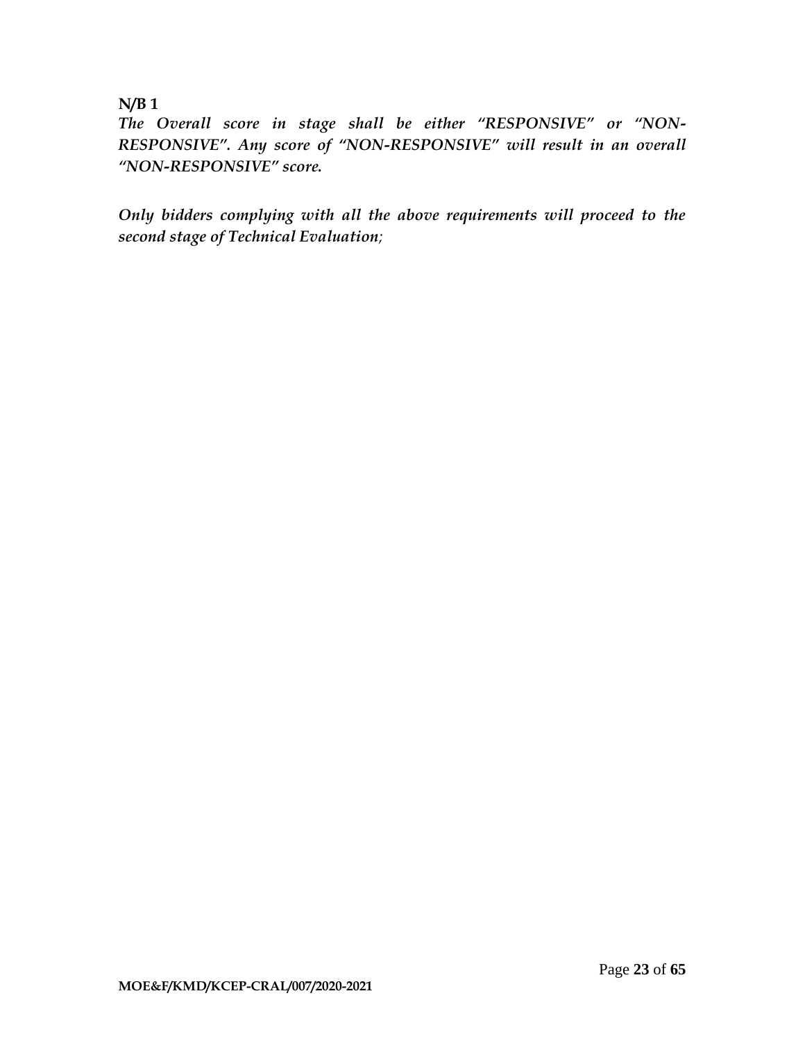**N/B 1**

***The Overall score in stage shall be either "RESPONSIVE" or "NON-RESPONSIVE". Any score of "NON-RESPONSIVE" will result in an overall "NON-RESPONSIVE" score.***

***Only bidders complying with all the above requirements will proceed to the second stage of Technical Evaluation;***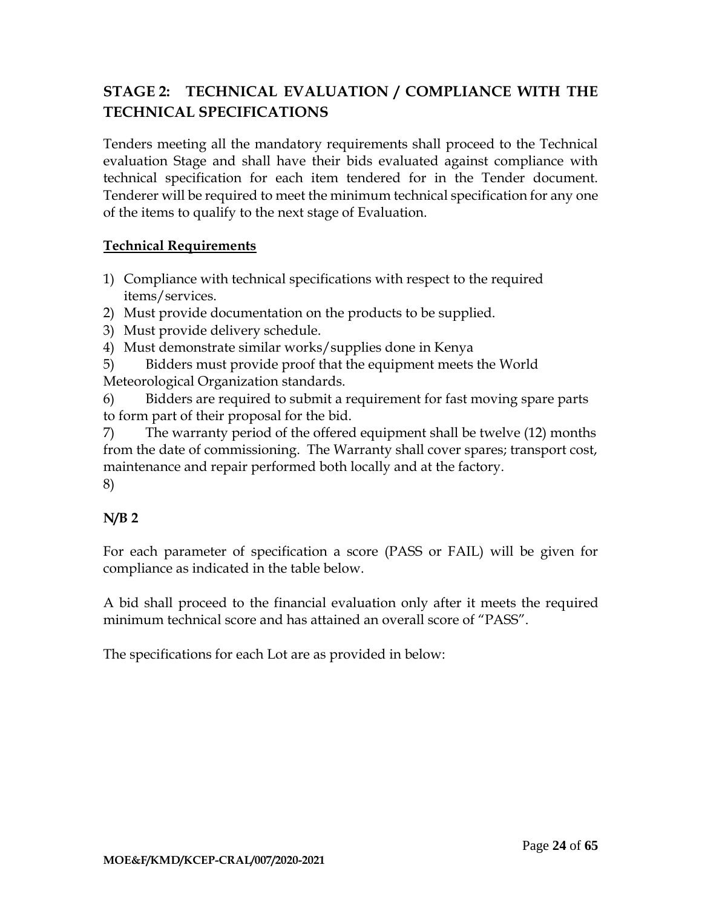## STAGE 2: TECHNICAL EVALUATION / COMPLIANCE WITH THE TECHNICAL SPECIFICATIONS

Tenders meeting all the mandatory requirements shall proceed to the Technical evaluation Stage and shall have their bids evaluated against compliance with technical specification for each item tendered for in the Tender document. Tenderer will be required to meet the minimum technical specification for any one of the items to qualify to the next stage of Evaluation.

**Technical Requirements**

1) Compliance with technical specifications with respect to the required items/services.
2) Must provide documentation on the products to be supplied.
3) Must provide delivery schedule.
4) Must demonstrate similar works/supplies done in Kenya
5) Bidders must provide proof that the equipment meets the World Meteorological Organization standards.
6) Bidders are required to submit a requirement for fast moving spare parts to form part of their proposal for the bid.
7) The warranty period of the offered equipment shall be twelve (12) months from the date of commissioning. The Warranty shall cover spares; transport cost, maintenance and repair performed both locally and at the factory.
8)

**N/B 2**

For each parameter of specification a score (PASS or FAIL) will be given for compliance as indicated in the table below.

A bid shall proceed to the financial evaluation only after it meets the required minimum technical score and has attained an overall score of "PASS".

The specifications for each Lot are as provided in below: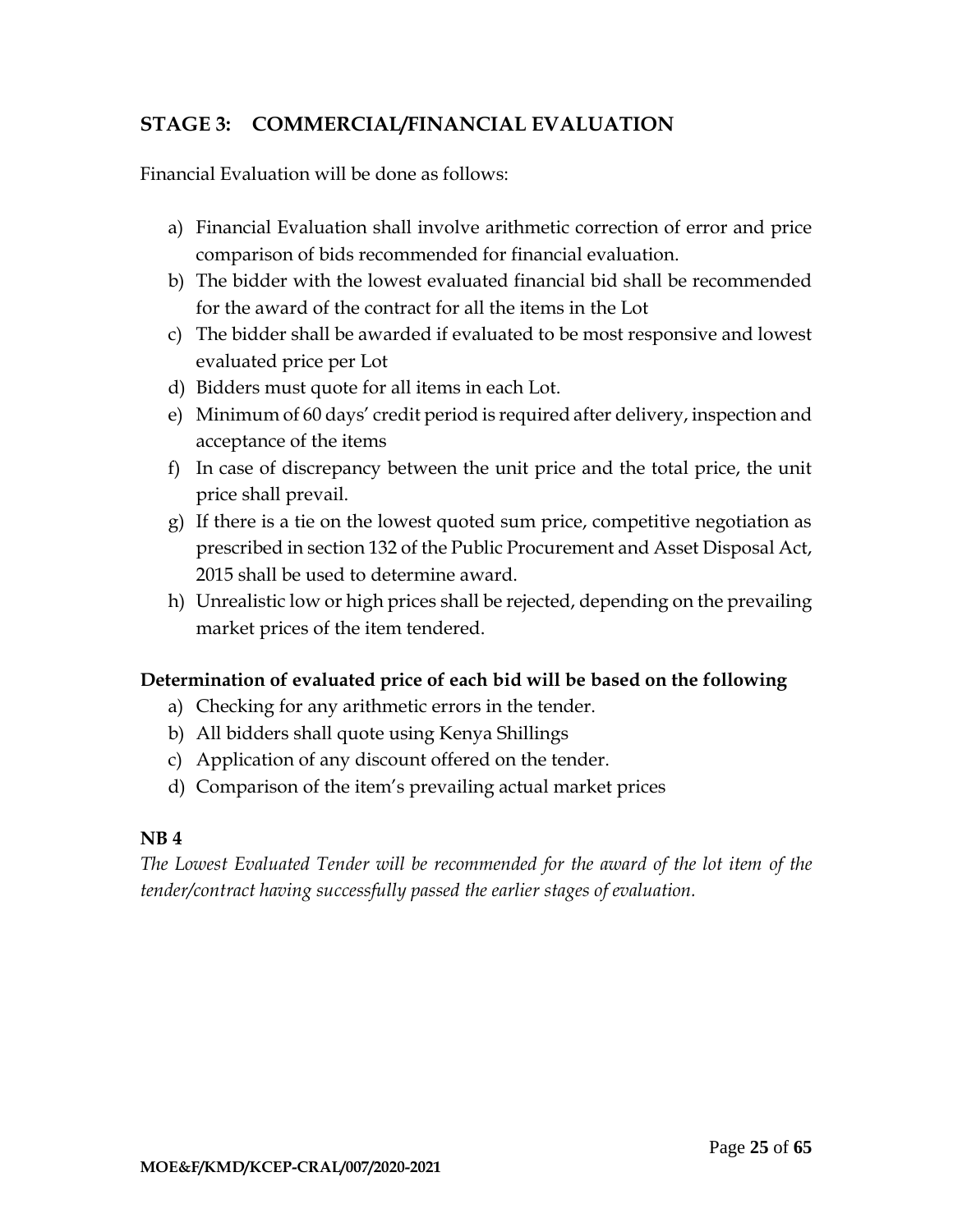## STAGE 3: COMMERCIAL/FINANCIAL EVALUATION

Financial Evaluation will be done as follows:

a) Financial Evaluation shall involve arithmetic correction of error and price comparison of bids recommended for financial evaluation.
b) The bidder with the lowest evaluated financial bid shall be recommended for the award of the contract for all the items in the Lot
c) The bidder shall be awarded if evaluated to be most responsive and lowest evaluated price per Lot
d) Bidders must quote for all items in each Lot.
e) Minimum of 60 days' credit period is required after delivery, inspection and acceptance of the items
f) In case of discrepancy between the unit price and the total price, the unit price shall prevail.
g) If there is a tie on the lowest quoted sum price, competitive negotiation as prescribed in section 132 of the Public Procurement and Asset Disposal Act, 2015 shall be used to determine award.
h) Unrealistic low or high prices shall be rejected, depending on the prevailing market prices of the item tendered.

### Determination of evaluated price of each bid will be based on the following

a) Checking for any arithmetic errors in the tender.
b) All bidders shall quote using Kenya Shillings
c) Application of any discount offered on the tender.
d) Comparison of the item's prevailing actual market prices

**NB 4**

*The Lowest Evaluated Tender will be recommended for the award of the lot item of the tender/contract having successfully passed the earlier stages of evaluation.*

**MOE&F/KMD/KCEP-CRAL/007/2020-2021**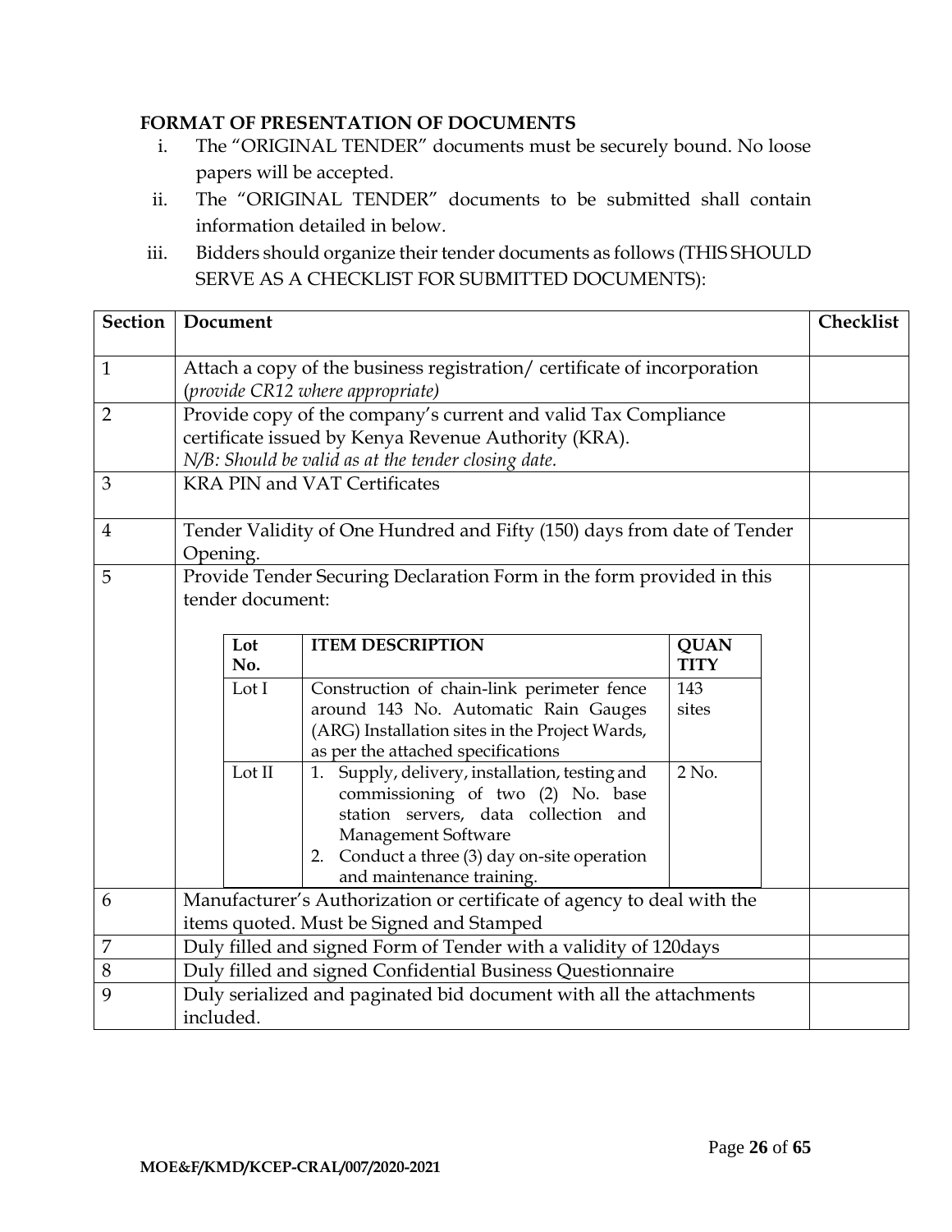**FORMAT OF PRESENTATION OF DOCUMENTS**

i. The "ORIGINAL TENDER" documents must be securely bound. No loose papers will be accepted.
ii. The "ORIGINAL TENDER" documents to be submitted shall contain information detailed in below.
iii. Bidders should organize their tender documents as follows (THIS SHOULD SERVE AS A CHECKLIST FOR SUBMITTED DOCUMENTS):

| Section | Document | Checklist |
|---|---|---|
| 1 | Attach a copy of the business registration/ certificate of incorporation (*provide CR12 where appropriate*) | |
| 2 | Provide copy of the company's current and valid Tax Compliance certificate issued by Kenya Revenue Authority (KRA).<br>*N/B: Should be valid as at the tender closing date.* | |
| 3 | KRA PIN and VAT Certificates | |
| 4 | Tender Validity of One Hundred and Fifty (150) days from date of Tender Opening. | |
| 5 | Provide Tender Securing Declaration Form in the form provided in this tender document:<br><br>**Lot No.** / **ITEM DESCRIPTION** / **QUANTITY**<br>Lot I / Construction of chain-link perimeter fence around 143 No. Automatic Rain Gauges (ARG) Installation sites in the Project Wards, as per the attached specifications / 143 sites<br>Lot II / 1. Supply, delivery, installation, testing and commissioning of two (2) No. base station servers, data collection and Management Software 2. Conduct a three (3) day on-site operation and maintenance training. / 2 No. | |
| 6 | Manufacturer's Authorization or certificate of agency to deal with the items quoted. Must be Signed and Stamped | |
| 7 | Duly filled and signed Form of Tender with a validity of 120days | |
| 8 | Duly filled and signed Confidential Business Questionnaire | |
| 9 | Duly serialized and paginated bid document with all the attachments included. | |

MOE&F/KMD/KCEP-CRAL/007/2020-2021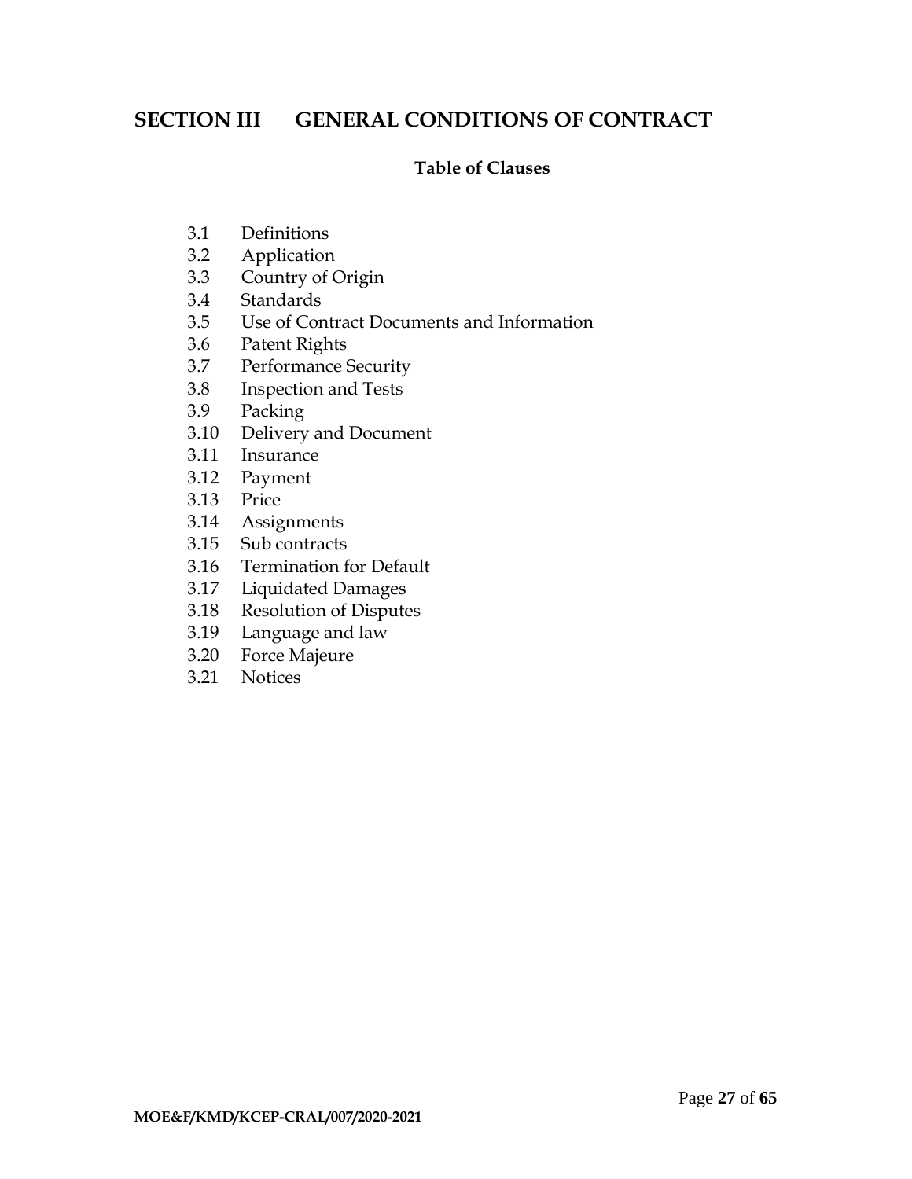## SECTION III GENERAL CONDITIONS OF CONTRACT

**Table of Clauses**

3.1 Definitions
3.2 Application
3.3 Country of Origin
3.4 Standards
3.5 Use of Contract Documents and Information
3.6 Patent Rights
3.7 Performance Security
3.8 Inspection and Tests
3.9 Packing
3.10 Delivery and Document
3.11 Insurance
3.12 Payment
3.13 Price
3.14 Assignments
3.15 Sub contracts
3.16 Termination for Default
3.17 Liquidated Damages
3.18 Resolution of Disputes
3.19 Language and law
3.20 Force Majeure
3.21 Notices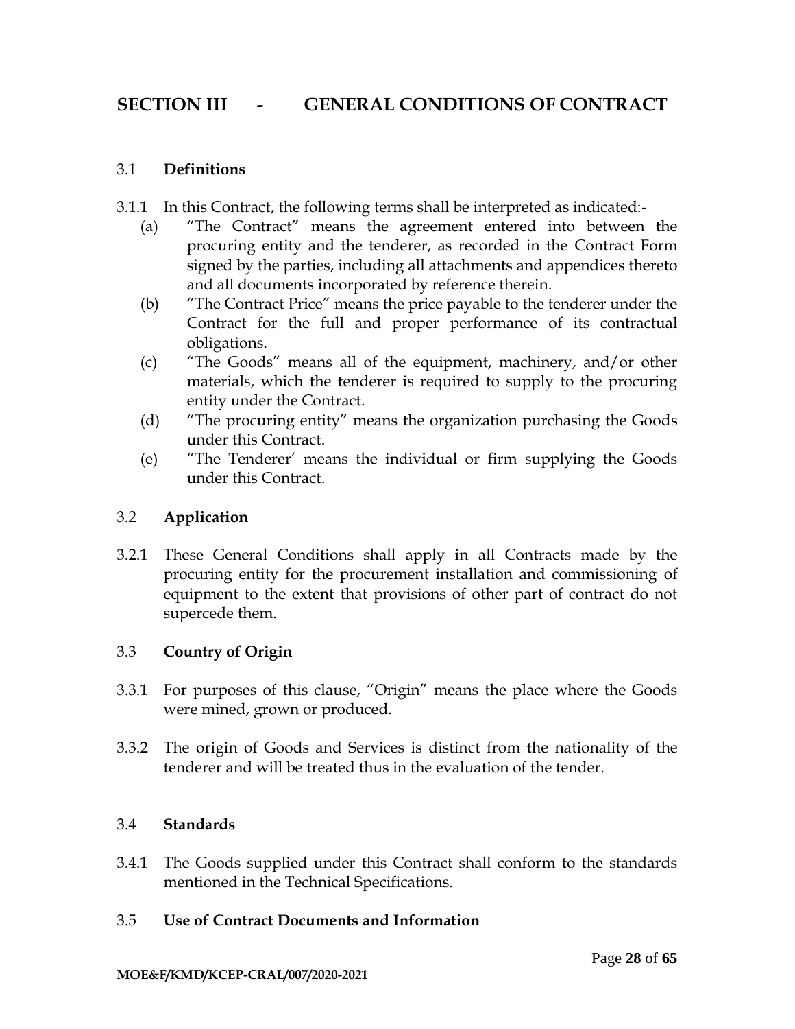# SECTION III - GENERAL CONDITIONS OF CONTRACT

## 3.1 Definitions

3.1.1 In this Contract, the following terms shall be interpreted as indicated:-

(a) "The Contract" means the agreement entered into between the procuring entity and the tenderer, as recorded in the Contract Form signed by the parties, including all attachments and appendices thereto and all documents incorporated by reference therein.

(b) "The Contract Price" means the price payable to the tenderer under the Contract for the full and proper performance of its contractual obligations.

(c) "The Goods" means all of the equipment, machinery, and/or other materials, which the tenderer is required to supply to the procuring entity under the Contract.

(d) "The procuring entity" means the organization purchasing the Goods under this Contract.

(e) "The Tenderer' means the individual or firm supplying the Goods under this Contract.

## 3.2 Application

3.2.1 These General Conditions shall apply in all Contracts made by the procuring entity for the procurement installation and commissioning of equipment to the extent that provisions of other part of contract do not supercede them.

## 3.3 Country of Origin

3.3.1 For purposes of this clause, "Origin" means the place where the Goods were mined, grown or produced.

3.3.2 The origin of Goods and Services is distinct from the nationality of the tenderer and will be treated thus in the evaluation of the tender.

## 3.4 Standards

3.4.1 The Goods supplied under this Contract shall conform to the standards mentioned in the Technical Specifications.

## 3.5 Use of Contract Documents and Information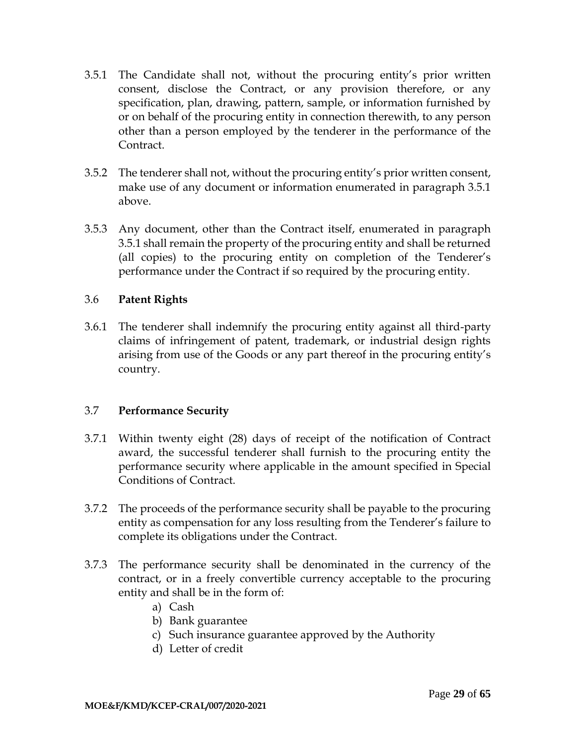3.5.1 The Candidate shall not, without the procuring entity's prior written consent, disclose the Contract, or any provision therefore, or any specification, plan, drawing, pattern, sample, or information furnished by or on behalf of the procuring entity in connection therewith, to any person other than a person employed by the tenderer in the performance of the Contract.

3.5.2 The tenderer shall not, without the procuring entity's prior written consent, make use of any document or information enumerated in paragraph 3.5.1 above.

3.5.3 Any document, other than the Contract itself, enumerated in paragraph 3.5.1 shall remain the property of the procuring entity and shall be returned (all copies) to the procuring entity on completion of the Tenderer's performance under the Contract if so required by the procuring entity.

3.6 **Patent Rights**

3.6.1 The tenderer shall indemnify the procuring entity against all third-party claims of infringement of patent, trademark, or industrial design rights arising from use of the Goods or any part thereof in the procuring entity's country.

3.7 **Performance Security**

3.7.1 Within twenty eight (28) days of receipt of the notification of Contract award, the successful tenderer shall furnish to the procuring entity the performance security where applicable in the amount specified in Special Conditions of Contract.

3.7.2 The proceeds of the performance security shall be payable to the procuring entity as compensation for any loss resulting from the Tenderer's failure to complete its obligations under the Contract.

3.7.3 The performance security shall be denominated in the currency of the contract, or in a freely convertible currency acceptable to the procuring entity and shall be in the form of:

a) Cash
b) Bank guarantee
c) Such insurance guarantee approved by the Authority
d) Letter of credit

MOE&F/KMD/KCEP-CRAL/007/2020-2021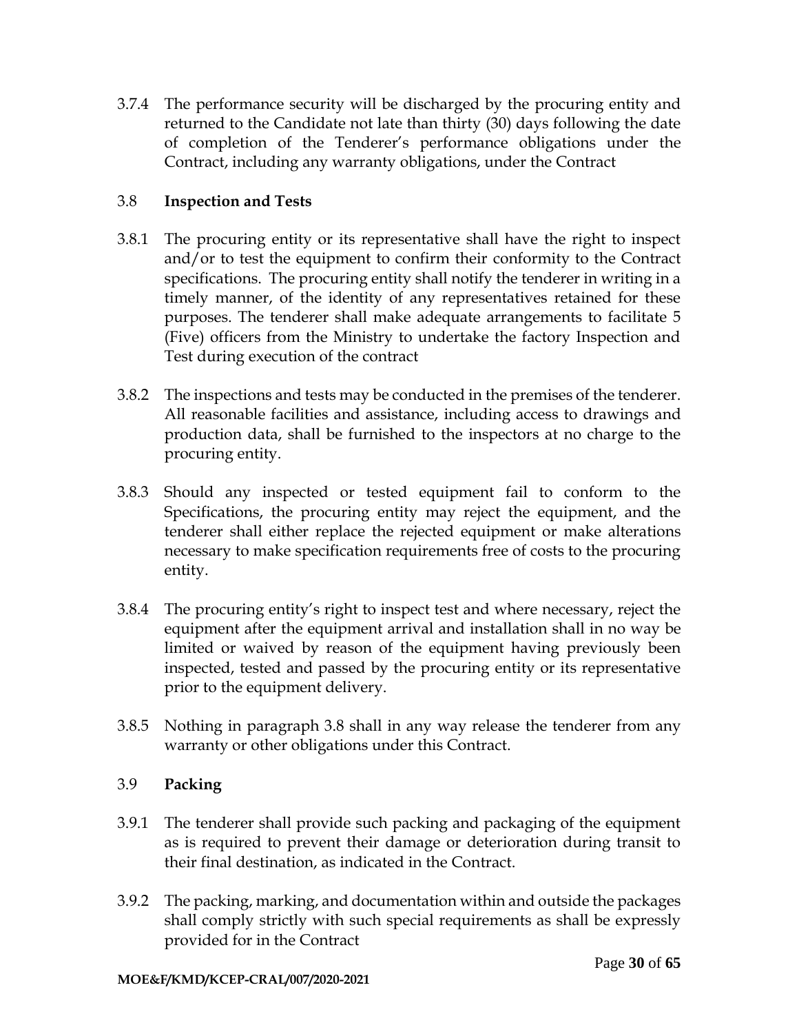3.7.4 The performance security will be discharged by the procuring entity and returned to the Candidate not late than thirty (30) days following the date of completion of the Tenderer's performance obligations under the Contract, including any warranty obligations, under the Contract

3.8 **Inspection and Tests**

3.8.1 The procuring entity or its representative shall have the right to inspect and/or to test the equipment to confirm their conformity to the Contract specifications. The procuring entity shall notify the tenderer in writing in a timely manner, of the identity of any representatives retained for these purposes. The tenderer shall make adequate arrangements to facilitate 5 (Five) officers from the Ministry to undertake the factory Inspection and Test during execution of the contract

3.8.2 The inspections and tests may be conducted in the premises of the tenderer. All reasonable facilities and assistance, including access to drawings and production data, shall be furnished to the inspectors at no charge to the procuring entity.

3.8.3 Should any inspected or tested equipment fail to conform to the Specifications, the procuring entity may reject the equipment, and the tenderer shall either replace the rejected equipment or make alterations necessary to make specification requirements free of costs to the procuring entity.

3.8.4 The procuring entity's right to inspect test and where necessary, reject the equipment after the equipment arrival and installation shall in no way be limited or waived by reason of the equipment having previously been inspected, tested and passed by the procuring entity or its representative prior to the equipment delivery.

3.8.5 Nothing in paragraph 3.8 shall in any way release the tenderer from any warranty or other obligations under this Contract.

3.9 **Packing**

3.9.1 The tenderer shall provide such packing and packaging of the equipment as is required to prevent their damage or deterioration during transit to their final destination, as indicated in the Contract.

3.9.2 The packing, marking, and documentation within and outside the packages shall comply strictly with such special requirements as shall be expressly provided for in the Contract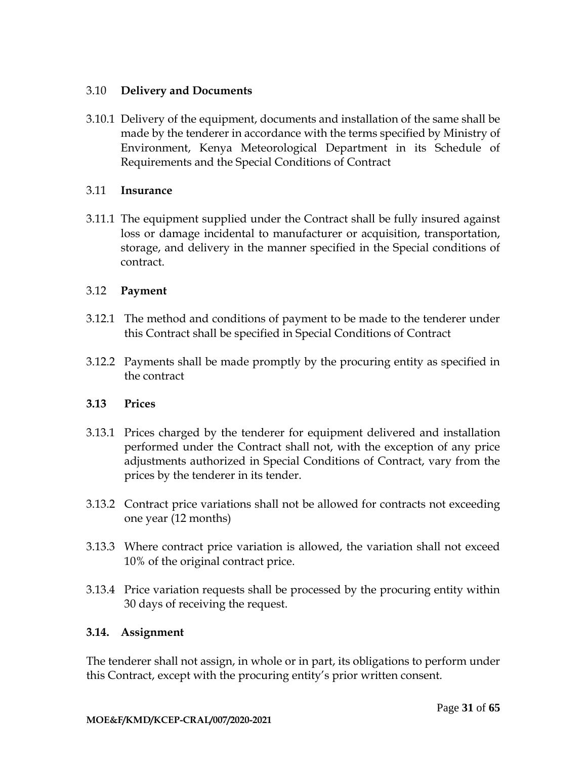### 3.10 **Delivery and Documents**

3.10.1 Delivery of the equipment, documents and installation of the same shall be made by the tenderer in accordance with the terms specified by Ministry of Environment, Kenya Meteorological Department in its Schedule of Requirements and the Special Conditions of Contract

### 3.11 **Insurance**

3.11.1 The equipment supplied under the Contract shall be fully insured against loss or damage incidental to manufacturer or acquisition, transportation, storage, and delivery in the manner specified in the Special conditions of contract.

### 3.12 **Payment**

3.12.1 The method and conditions of payment to be made to the tenderer under this Contract shall be specified in Special Conditions of Contract

3.12.2 Payments shall be made promptly by the procuring entity as specified in the contract

### **3.13 Prices**

3.13.1 Prices charged by the tenderer for equipment delivered and installation performed under the Contract shall not, with the exception of any price adjustments authorized in Special Conditions of Contract, vary from the prices by the tenderer in its tender.

3.13.2 Contract price variations shall not be allowed for contracts not exceeding one year (12 months)

3.13.3 Where contract price variation is allowed, the variation shall not exceed 10% of the original contract price.

3.13.4 Price variation requests shall be processed by the procuring entity within 30 days of receiving the request.

### **3.14. Assignment**

The tenderer shall not assign, in whole or in part, its obligations to perform under this Contract, except with the procuring entity's prior written consent.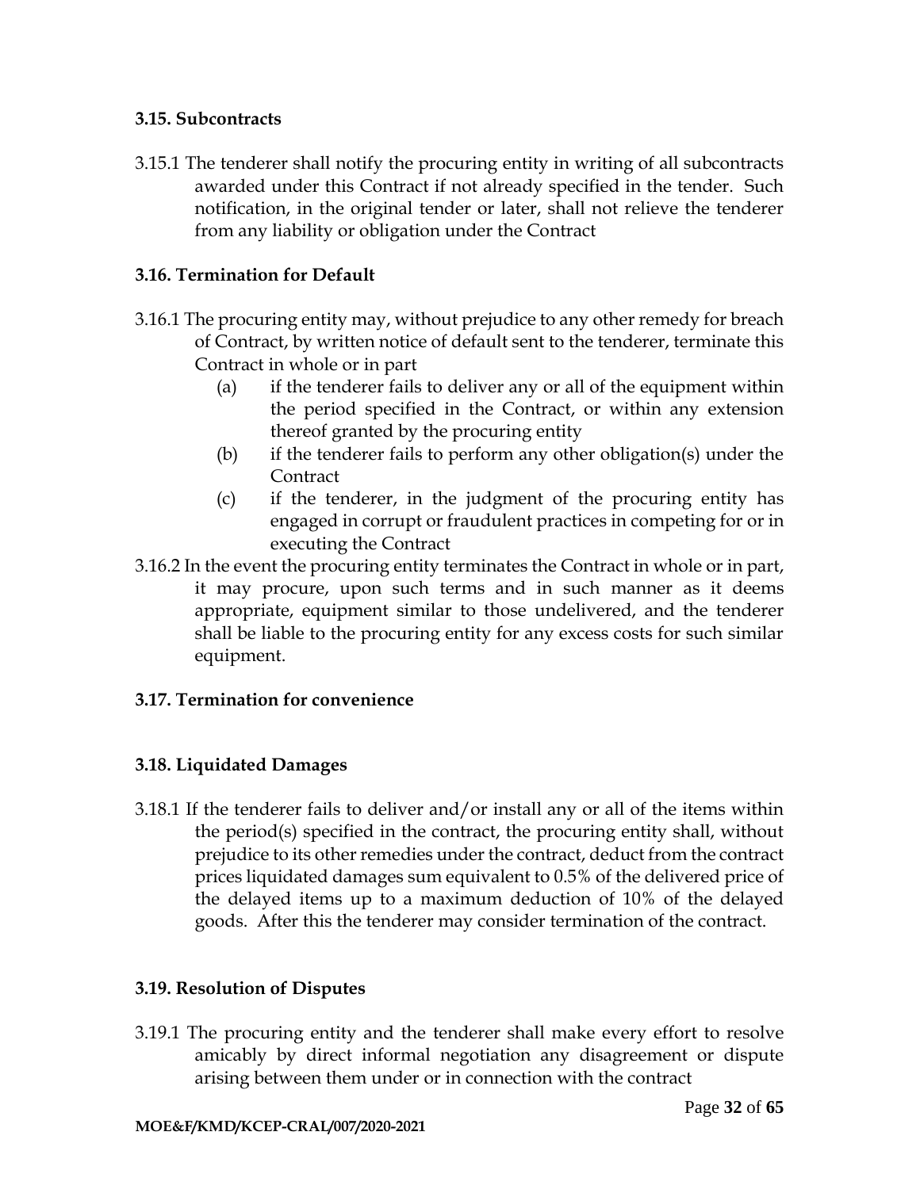### 3.15. Subcontracts

3.15.1 The tenderer shall notify the procuring entity in writing of all subcontracts awarded under this Contract if not already specified in the tender. Such notification, in the original tender or later, shall not relieve the tenderer from any liability or obligation under the Contract

### 3.16. Termination for Default

3.16.1 The procuring entity may, without prejudice to any other remedy for breach of Contract, by written notice of default sent to the tenderer, terminate this Contract in whole or in part

- (a) if the tenderer fails to deliver any or all of the equipment within the period specified in the Contract, or within any extension thereof granted by the procuring entity
- (b) if the tenderer fails to perform any other obligation(s) under the Contract
- (c) if the tenderer, in the judgment of the procuring entity has engaged in corrupt or fraudulent practices in competing for or in executing the Contract

3.16.2 In the event the procuring entity terminates the Contract in whole or in part, it may procure, upon such terms and in such manner as it deems appropriate, equipment similar to those undelivered, and the tenderer shall be liable to the procuring entity for any excess costs for such similar equipment.

### 3.17. Termination for convenience

### 3.18. Liquidated Damages

3.18.1 If the tenderer fails to deliver and/or install any or all of the items within the period(s) specified in the contract, the procuring entity shall, without prejudice to its other remedies under the contract, deduct from the contract prices liquidated damages sum equivalent to 0.5% of the delivered price of the delayed items up to a maximum deduction of 10% of the delayed goods. After this the tenderer may consider termination of the contract.

### 3.19. Resolution of Disputes

3.19.1 The procuring entity and the tenderer shall make every effort to resolve amicably by direct informal negotiation any disagreement or dispute arising between them under or in connection with the contract

MOE&F/KMD/KCEP-CRAL/007/2020-2021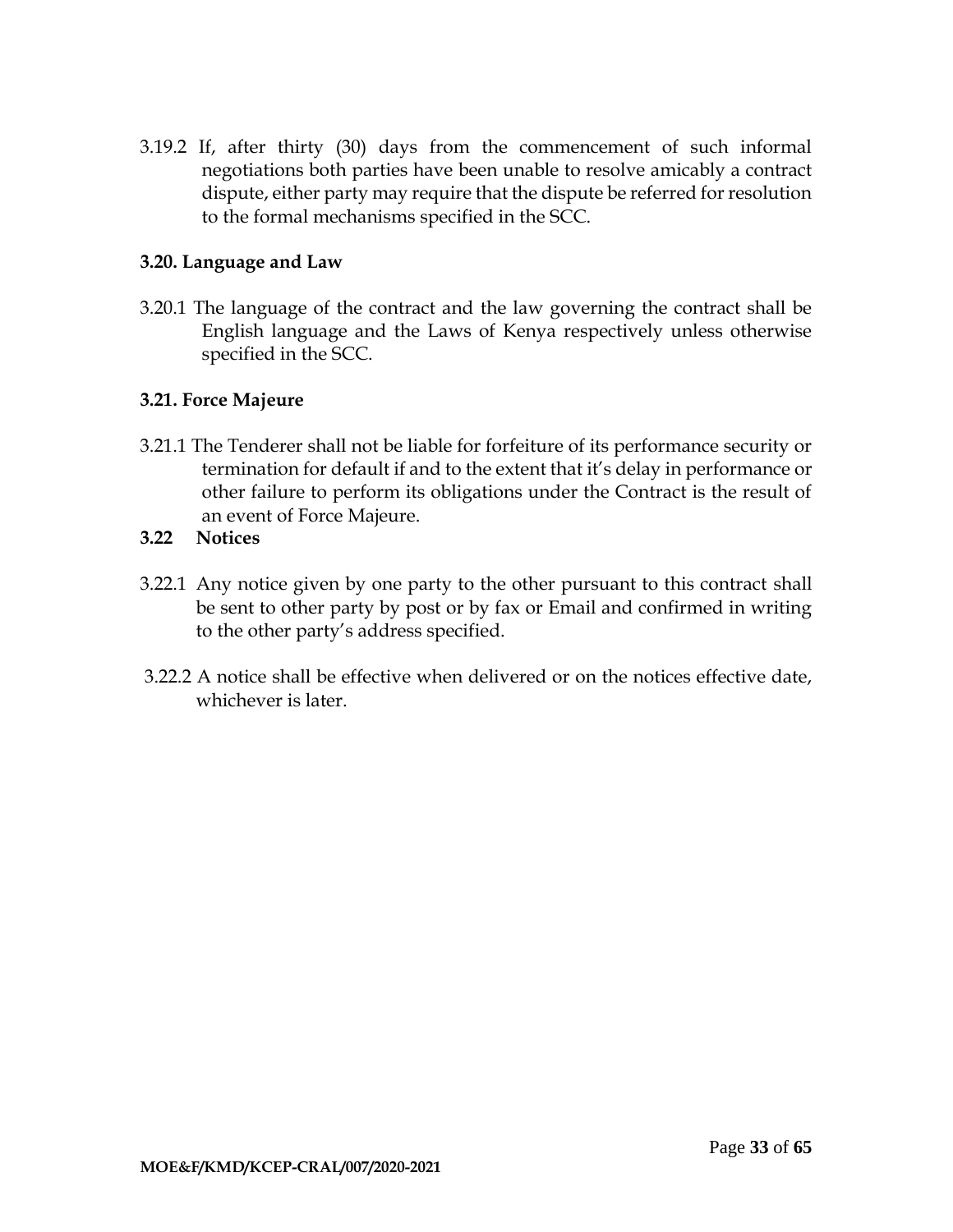3.19.2 If, after thirty (30) days from the commencement of such informal negotiations both parties have been unable to resolve amicably a contract dispute, either party may require that the dispute be referred for resolution to the formal mechanisms specified in the SCC.

### 3.20. Language and Law

3.20.1 The language of the contract and the law governing the contract shall be English language and the Laws of Kenya respectively unless otherwise specified in the SCC.

### 3.21. Force Majeure

3.21.1 The Tenderer shall not be liable for forfeiture of its performance security or termination for default if and to the extent that it's delay in performance or other failure to perform its obligations under the Contract is the result of an event of Force Majeure.

### 3.22 Notices

3.22.1 Any notice given by one party to the other pursuant to this contract shall be sent to other party by post or by fax or Email and confirmed in writing to the other party's address specified.

3.22.2 A notice shall be effective when delivered or on the notices effective date, whichever is later.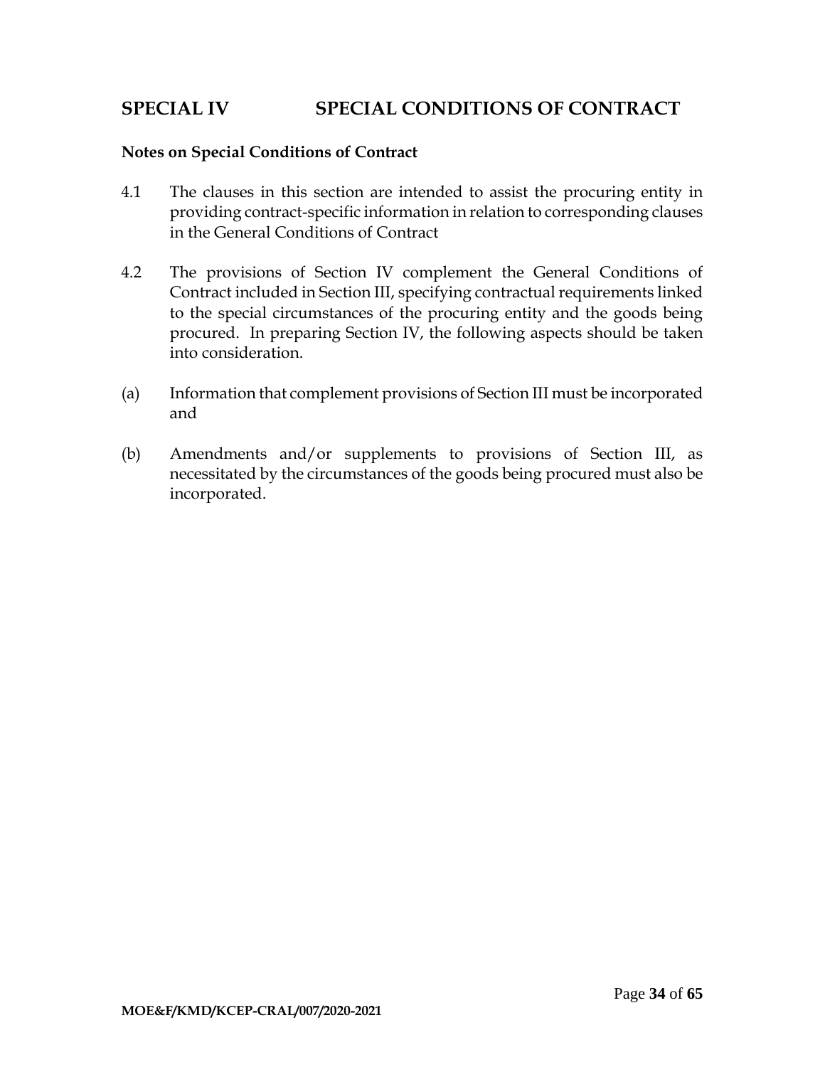## SPECIAL IV SPECIAL CONDITIONS OF CONTRACT

**Notes on Special Conditions of Contract**

4.1 The clauses in this section are intended to assist the procuring entity in providing contract-specific information in relation to corresponding clauses in the General Conditions of Contract

4.2 The provisions of Section IV complement the General Conditions of Contract included in Section III, specifying contractual requirements linked to the special circumstances of the procuring entity and the goods being procured. In preparing Section IV, the following aspects should be taken into consideration.

(a) Information that complement provisions of Section III must be incorporated and

(b) Amendments and/or supplements to provisions of Section III, as necessitated by the circumstances of the goods being procured must also be incorporated.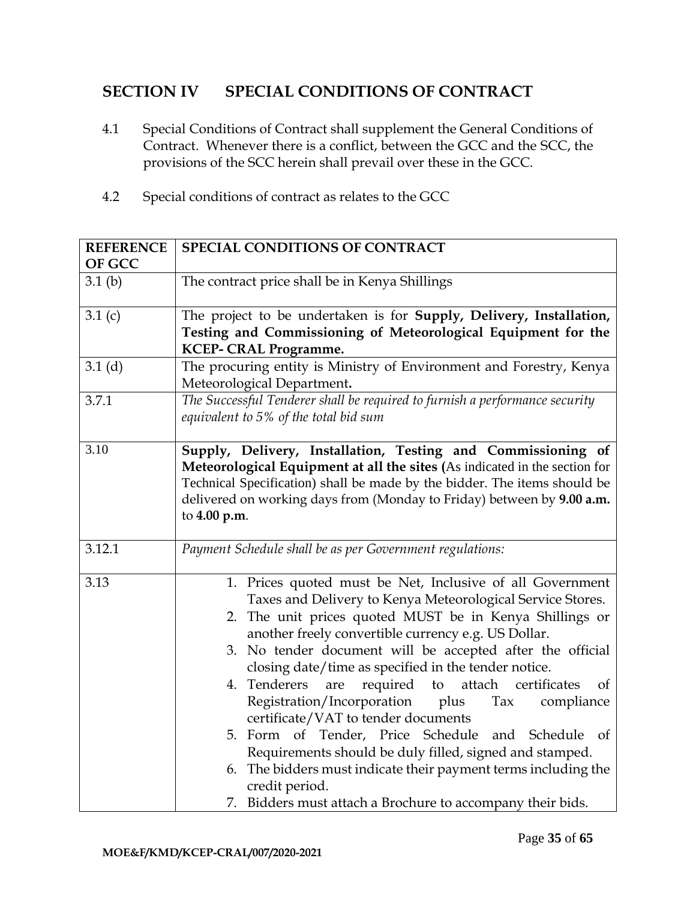## SECTION IV SPECIAL CONDITIONS OF CONTRACT

4.1 Special Conditions of Contract shall supplement the General Conditions of Contract. Whenever there is a conflict, between the GCC and the SCC, the provisions of the SCC herein shall prevail over these in the GCC.

4.2 Special conditions of contract as relates to the GCC

| REFERENCE OF GCC | SPECIAL CONDITIONS OF CONTRACT |
|---|---|
| 3.1 (b) | The contract price shall be in Kenya Shillings |
| 3.1 (c) | The project to be undertaken is for **Supply, Delivery, Installation, Testing and Commissioning of Meteorological Equipment for the KCEP- CRAL Programme.** |
| 3.1 (d) | The procuring entity is Ministry of Environment and Forestry, Kenya Meteorological Department**.** |
| 3.7.1 | *The Successful Tenderer shall be required to furnish a performance security equivalent to 5% of the total bid sum* |
| 3.10 | **Supply, Delivery, Installation, Testing and Commissioning of Meteorological Equipment at all the sites (**As indicated in the section for Technical Specification) shall be made by the bidder. The items should be delivered on working days from (Monday to Friday) between by **9.00 a.m.** to **4.00 p.m**. |
| 3.12.1 | *Payment Schedule shall be as per Government regulations:* |
| 3.13 | 1. Prices quoted must be Net, Inclusive of all Government Taxes and Delivery to Kenya Meteorological Service Stores.<br>2. The unit prices quoted MUST be in Kenya Shillings or another freely convertible currency e.g. US Dollar.<br>3. No tender document will be accepted after the official closing date/time as specified in the tender notice.<br>4. Tenderers are required to attach certificates of Registration/Incorporation plus Tax compliance certificate/VAT to tender documents<br>5. Form of Tender, Price Schedule and Schedule of Requirements should be duly filled, signed and stamped.<br>6. The bidders must indicate their payment terms including the credit period.<br>7. Bidders must attach a Brochure to accompany their bids. |

MOE&F/KMD/KCEP-CRAL/007/2020-2021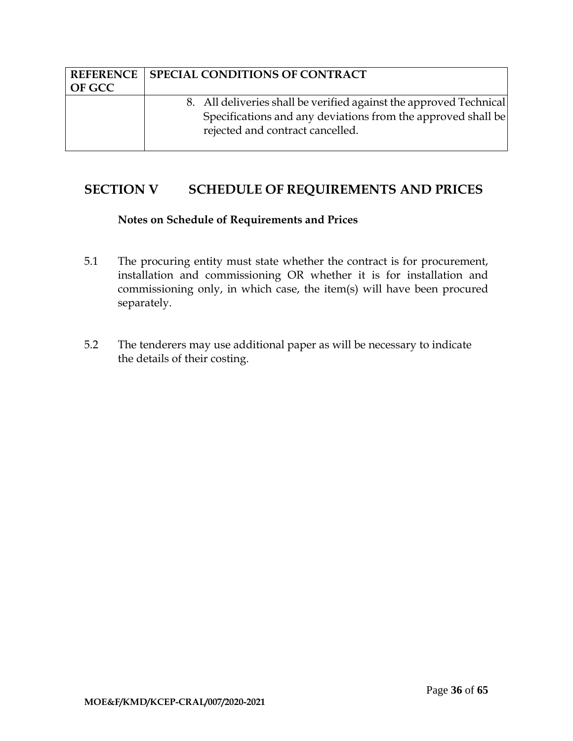| REFERENCE OF GCC | SPECIAL CONDITIONS OF CONTRACT |
|---|---|
| | 8. All deliveries shall be verified against the approved Technical Specifications and any deviations from the approved shall be rejected and contract cancelled. |

## SECTION V SCHEDULE OF REQUIREMENTS AND PRICES

**Notes on Schedule of Requirements and Prices**

5.1 The procuring entity must state whether the contract is for procurement, installation and commissioning OR whether it is for installation and commissioning only, in which case, the item(s) will have been procured separately.

5.2 The tenderers may use additional paper as will be necessary to indicate the details of their costing.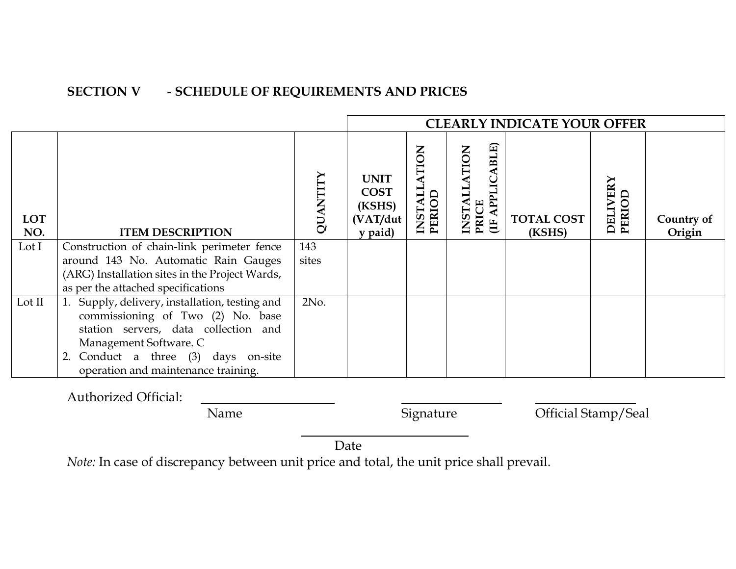## SECTION V - SCHEDULE OF REQUIREMENTS AND PRICES

| | | | CLEARLY INDICATE YOUR OFFER | | | | | |
|---|---|---|---|---|---|---|---|---|
| **LOT NO.** | **ITEM DESCRIPTION** | **QUANTITY** | **UNIT COST (KSHS) (VAT/duty paid)** | **INSTALLATION PERIOD** | **INSTALLATION PRICE (IF APPLICABLE)** | **TOTAL COST (KSHS)** | **DELIVERY PERIOD** | **Country of Origin** |
| Lot I | Construction of chain-link perimeter fence around 143 No. Automatic Rain Gauges (ARG) Installation sites in the Project Wards, as per the attached specifications | 143 sites | | | | | | |
| Lot II | 1. Supply, delivery, installation, testing and commissioning of Two (2) No. base station servers, data collection and Management Software. C<br>2. Conduct a three (3) days on-site operation and maintenance training. | 2No. | | | | | | |

Authorized Official: ____________________ ________________ ________________

Name Signature Official Stamp/Seal

________________________

Date

*Note:* In case of discrepancy between unit price and total, the unit price shall prevail.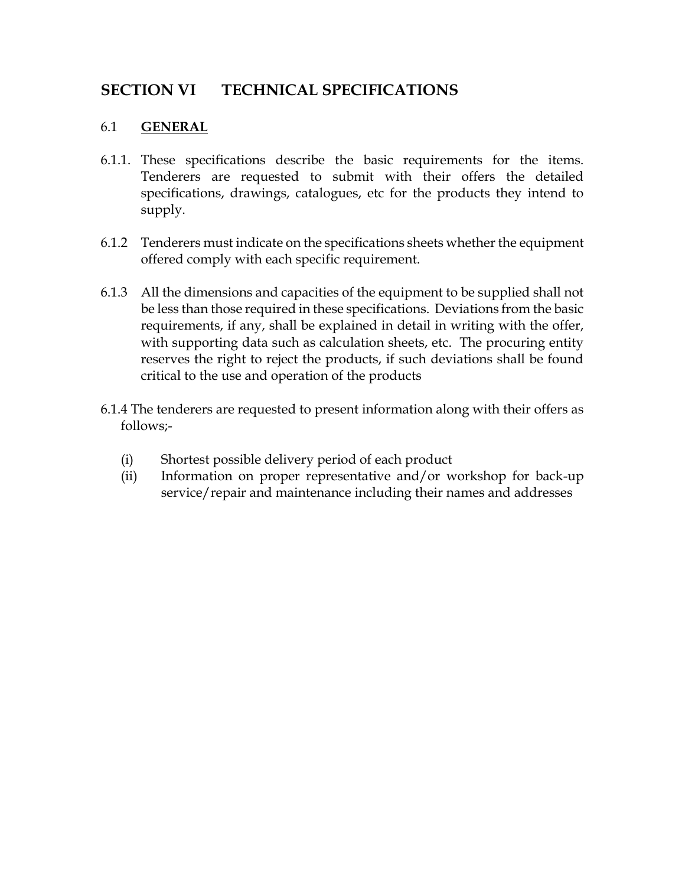# SECTION VI TECHNICAL SPECIFICATIONS

## 6.1 GENERAL

6.1.1. These specifications describe the basic requirements for the items. Tenderers are requested to submit with their offers the detailed specifications, drawings, catalogues, etc for the products they intend to supply.

6.1.2 Tenderers must indicate on the specifications sheets whether the equipment offered comply with each specific requirement.

6.1.3 All the dimensions and capacities of the equipment to be supplied shall not be less than those required in these specifications. Deviations from the basic requirements, if any, shall be explained in detail in writing with the offer, with supporting data such as calculation sheets, etc. The procuring entity reserves the right to reject the products, if such deviations shall be found critical to the use and operation of the products

6.1.4 The tenderers are requested to present information along with their offers as follows;-

(i) Shortest possible delivery period of each product
(ii) Information on proper representative and/or workshop for back-up service/repair and maintenance including their names and addresses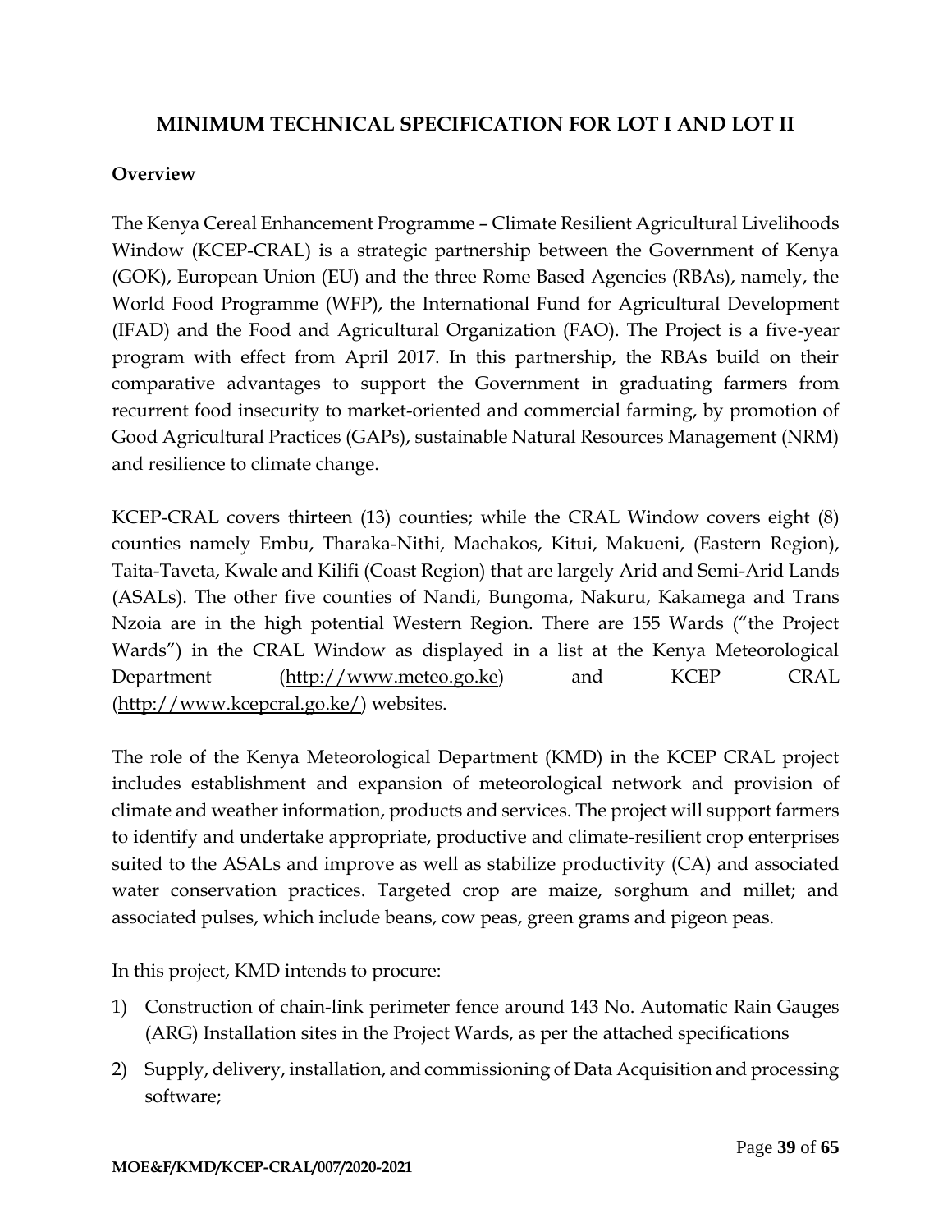# MINIMUM TECHNICAL SPECIFICATION FOR LOT I AND LOT II

**Overview**

The Kenya Cereal Enhancement Programme – Climate Resilient Agricultural Livelihoods Window (KCEP-CRAL) is a strategic partnership between the Government of Kenya (GOK), European Union (EU) and the three Rome Based Agencies (RBAs), namely, the World Food Programme (WFP), the International Fund for Agricultural Development (IFAD) and the Food and Agricultural Organization (FAO). The Project is a five-year program with effect from April 2017. In this partnership, the RBAs build on their comparative advantages to support the Government in graduating farmers from recurrent food insecurity to market-oriented and commercial farming, by promotion of Good Agricultural Practices (GAPs), sustainable Natural Resources Management (NRM) and resilience to climate change.

KCEP-CRAL covers thirteen (13) counties; while the CRAL Window covers eight (8) counties namely Embu, Tharaka-Nithi, Machakos, Kitui, Makueni, (Eastern Region), Taita-Taveta, Kwale and Kilifi (Coast Region) that are largely Arid and Semi-Arid Lands (ASALs). The other five counties of Nandi, Bungoma, Nakuru, Kakamega and Trans Nzoia are in the high potential Western Region. There are 155 Wards ("the Project Wards") in the CRAL Window as displayed in a list at the Kenya Meteorological Department (http://www.meteo.go.ke) and KCEP CRAL (http://www.kcepcral.go.ke/) websites.

The role of the Kenya Meteorological Department (KMD) in the KCEP CRAL project includes establishment and expansion of meteorological network and provision of climate and weather information, products and services. The project will support farmers to identify and undertake appropriate, productive and climate-resilient crop enterprises suited to the ASALs and improve as well as stabilize productivity (CA) and associated water conservation practices. Targeted crop are maize, sorghum and millet; and associated pulses, which include beans, cow peas, green grams and pigeon peas.

In this project, KMD intends to procure:

1) Construction of chain-link perimeter fence around 143 No. Automatic Rain Gauges (ARG) Installation sites in the Project Wards, as per the attached specifications
2) Supply, delivery, installation, and commissioning of Data Acquisition and processing software;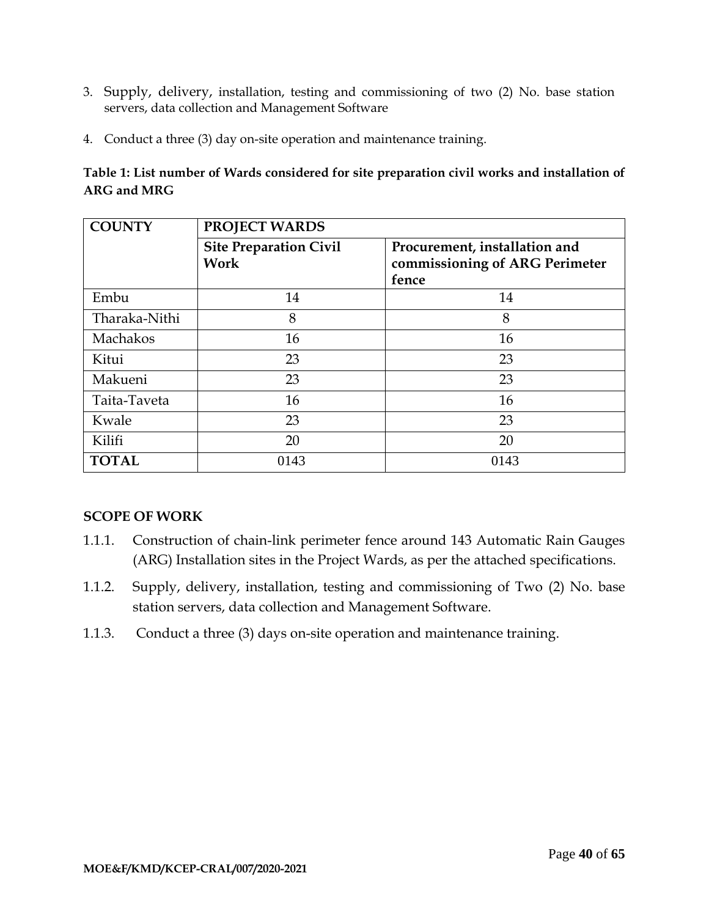3. Supply, delivery, installation, testing and commissioning of two (2) No. base station servers, data collection and Management Software
4. Conduct a three (3) day on-site operation and maintenance training.

**Table 1: List number of Wards considered for site preparation civil works and installation of ARG and MRG**

| COUNTY | PROJECT WARDS | |
|---|---|---|
| | **Site Preparation Civil Work** | **Procurement, installation and commissioning of ARG Perimeter fence** |
| Embu | 14 | 14 |
| Tharaka-Nithi | 8 | 8 |
| Machakos | 16 | 16 |
| Kitui | 23 | 23 |
| Makueni | 23 | 23 |
| Taita-Taveta | 16 | 16 |
| Kwale | 23 | 23 |
| Kilifi | 20 | 20 |
| **TOTAL** | 0143 | 0143 |

**SCOPE OF WORK**

1.1.1. Construction of chain-link perimeter fence around 143 Automatic Rain Gauges (ARG) Installation sites in the Project Wards, as per the attached specifications.

1.1.2. Supply, delivery, installation, testing and commissioning of Two (2) No. base station servers, data collection and Management Software.

1.1.3. Conduct a three (3) days on-site operation and maintenance training.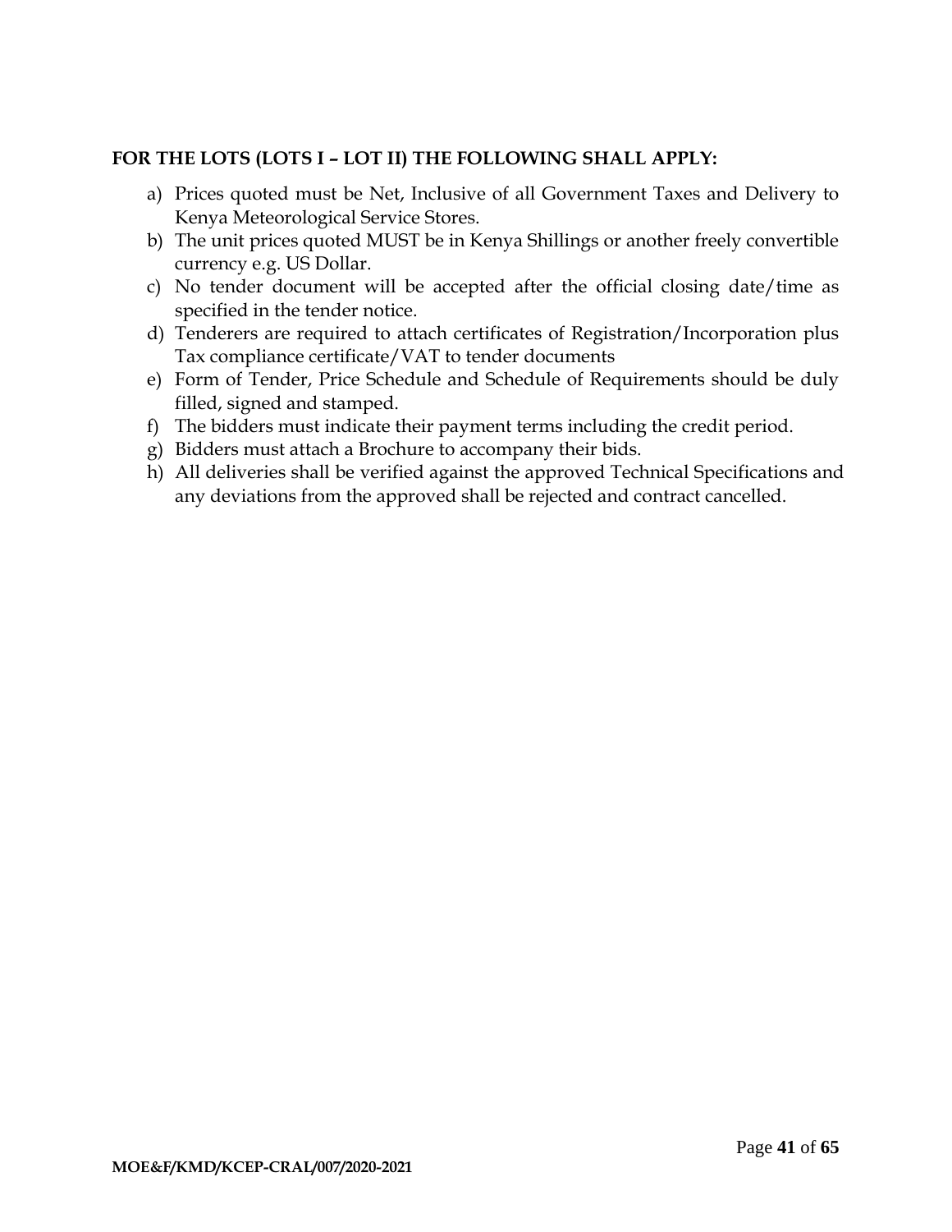**FOR THE LOTS (LOTS I – LOT II) THE FOLLOWING SHALL APPLY:**

a) Prices quoted must be Net, Inclusive of all Government Taxes and Delivery to Kenya Meteorological Service Stores.
b) The unit prices quoted MUST be in Kenya Shillings or another freely convertible currency e.g. US Dollar.
c) No tender document will be accepted after the official closing date/time as specified in the tender notice.
d) Tenderers are required to attach certificates of Registration/Incorporation plus Tax compliance certificate/VAT to tender documents
e) Form of Tender, Price Schedule and Schedule of Requirements should be duly filled, signed and stamped.
f) The bidders must indicate their payment terms including the credit period.
g) Bidders must attach a Brochure to accompany their bids.
h) All deliveries shall be verified against the approved Technical Specifications and any deviations from the approved shall be rejected and contract cancelled.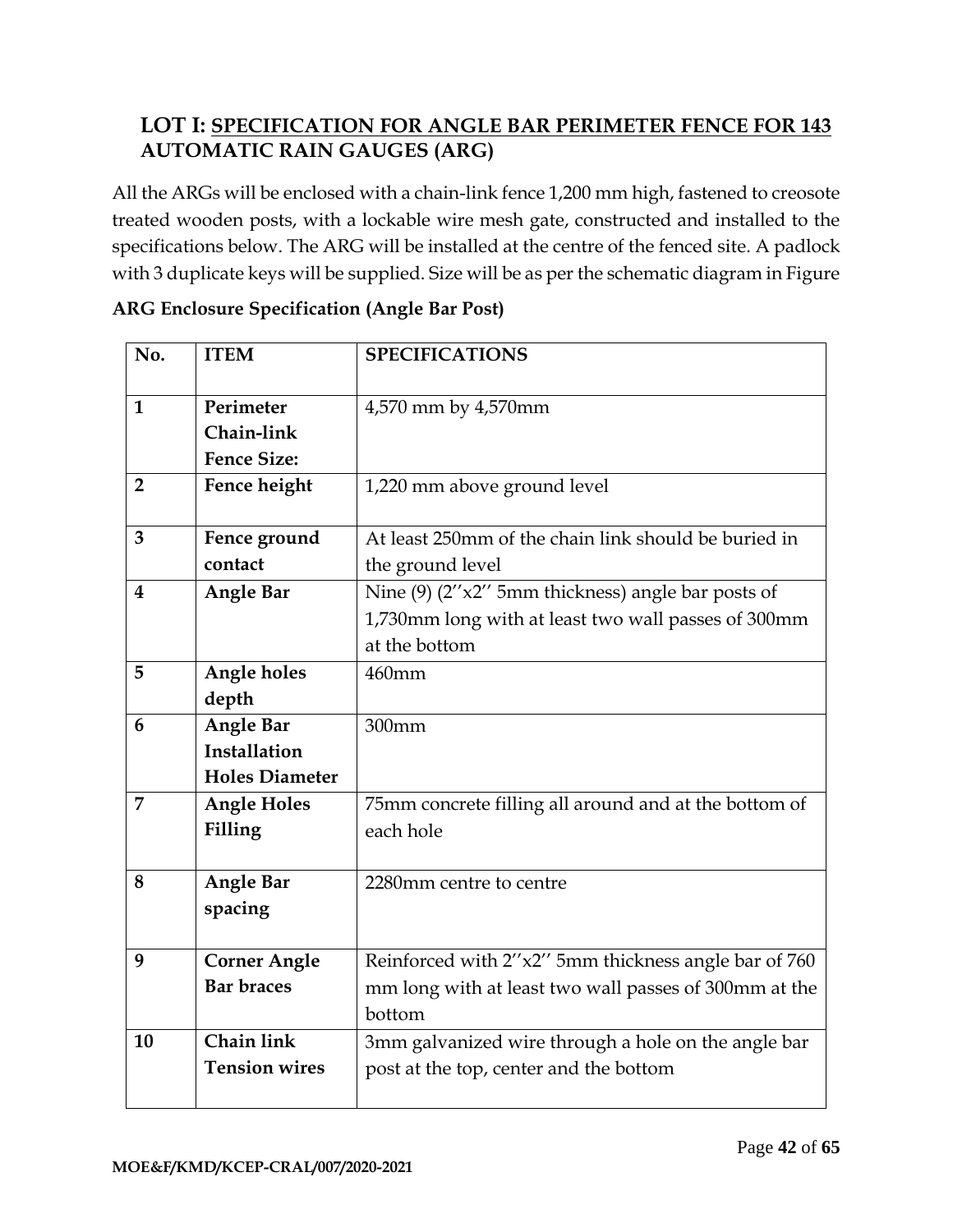## LOT I: SPECIFICATION FOR ANGLE BAR PERIMETER FENCE FOR 143 AUTOMATIC RAIN GAUGES (ARG)

All the ARGs will be enclosed with a chain-link fence 1,200 mm high, fastened to creosote treated wooden posts, with a lockable wire mesh gate, constructed and installed to the specifications below. The ARG will be installed at the centre of the fenced site. A padlock with 3 duplicate keys will be supplied. Size will be as per the schematic diagram in Figure

**ARG Enclosure Specification (Angle Bar Post)**

| No. | ITEM | SPECIFICATIONS |
|---|---|---|
| 1 | Perimeter Chain-link Fence Size: | 4,570 mm by 4,570mm |
| 2 | Fence height | 1,220 mm above ground level |
| 3 | Fence ground contact | At least 250mm of the chain link should be buried in the ground level |
| 4 | Angle Bar | Nine (9) (2''x2'' 5mm thickness) angle bar posts of 1,730mm long with at least two wall passes of 300mm at the bottom |
| 5 | Angle holes depth | 460mm |
| 6 | Angle Bar Installation Holes Diameter | 300mm |
| 7 | Angle Holes Filling | 75mm concrete filling all around and at the bottom of each hole |
| 8 | Angle Bar spacing | 2280mm centre to centre |
| 9 | Corner Angle Bar braces | Reinforced with 2''x2'' 5mm thickness angle bar of 760 mm long with at least two wall passes of 300mm at the bottom |
| 10 | Chain link Tension wires | 3mm galvanized wire through a hole on the angle bar post at the top, center and the bottom |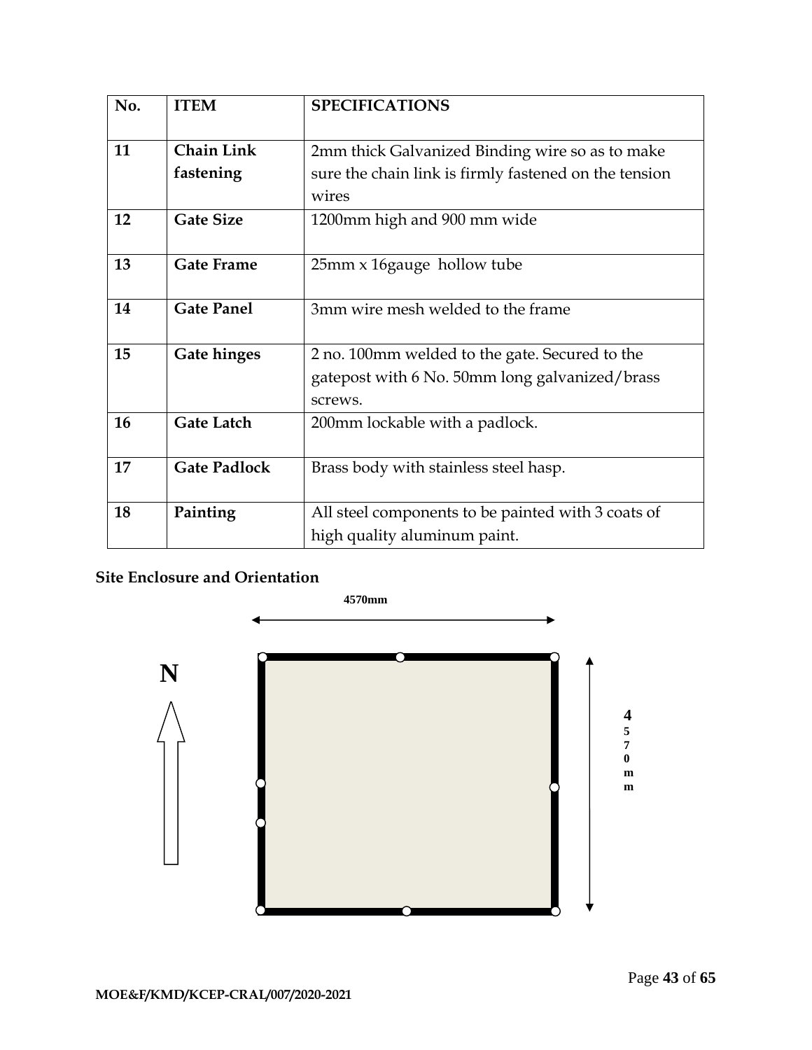| No. | ITEM | SPECIFICATIONS |
|---|---|---|
| 11 | **Chain Link fastening** | 2mm thick Galvanized Binding wire so as to make sure the chain link is firmly fastened on the tension wires |
| 12 | **Gate Size** | 1200mm high and 900 mm wide |
| 13 | **Gate Frame** | 25mm x 16gauge hollow tube |
| 14 | **Gate Panel** | 3mm wire mesh welded to the frame |
| 15 | **Gate hinges** | 2 no. 100mm welded to the gate. Secured to the gatepost with 6 No. 50mm long galvanized/brass screws. |
| 16 | **Gate Latch** | 200mm lockable with a padlock. |
| 17 | **Gate Padlock** | Brass body with stainless steel hasp. |
| 18 | **Painting** | All steel components to be painted with 3 coats of high quality aluminum paint. |

**Site Enclosure and Orientation**

4570mm

N

4570mm

MOE&F/KMD/KCEP-CRAL/007/2020-2021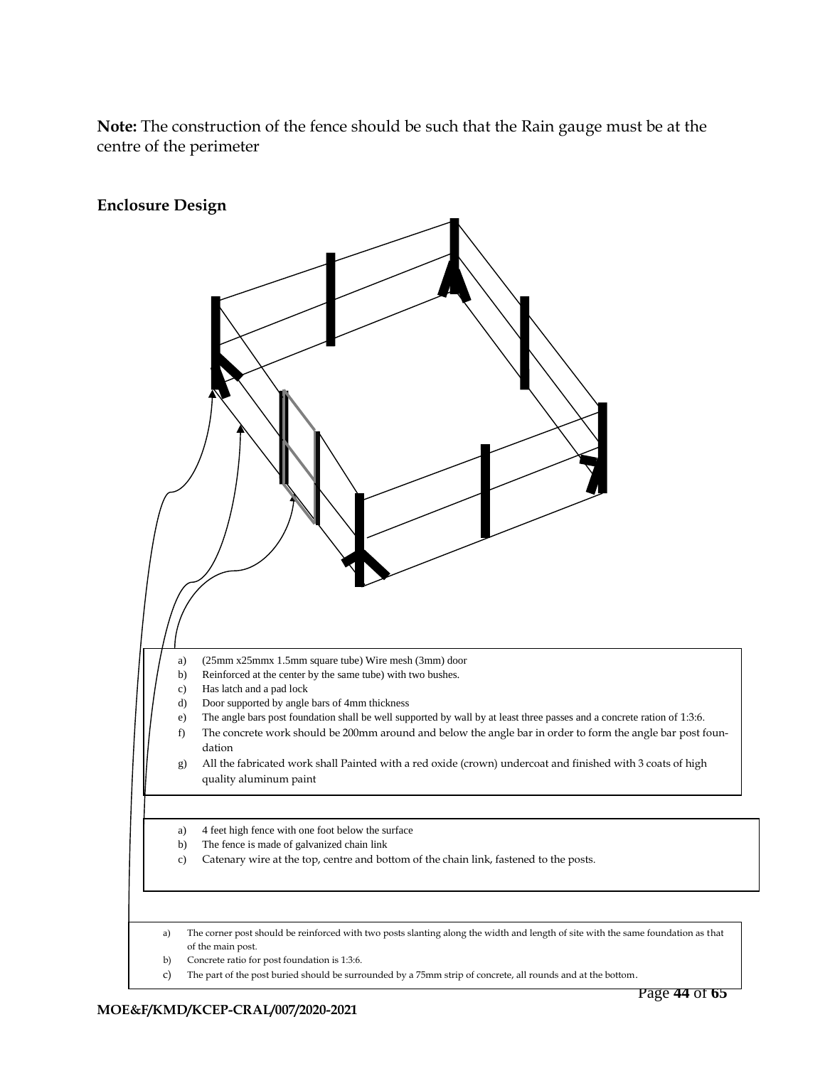**Note:** The construction of the fence should be such that the Rain gauge must be at the centre of the perimeter

### Enclosure Design

a) (25mm x25mmx 1.5mm square tube) Wire mesh (3mm) door
b) Reinforced at the center by the same tube) with two bushes.
c) Has latch and a pad lock
d) Door supported by angle bars of 4mm thickness
e) The angle bars post foundation shall be well supported by wall by at least three passes and a concrete ration of 1:3:6.
f) The concrete work should be 200mm around and below the angle bar in order to form the angle bar post foundation
g) All the fabricated work shall Painted with a red oxide (crown) undercoat and finished with 3 coats of high quality aluminum paint

a) 4 feet high fence with one foot below the surface
b) The fence is made of galvanized chain link
c) Catenary wire at the top, centre and bottom of the chain link, fastened to the posts.

a) The corner post should be reinforced with two posts slanting along the width and length of site with the same foundation as that of the main post.
b) Concrete ratio for post foundation is 1:3:6.
c) The part of the post buried should be surrounded by a 75mm strip of concrete, all rounds and at the bottom.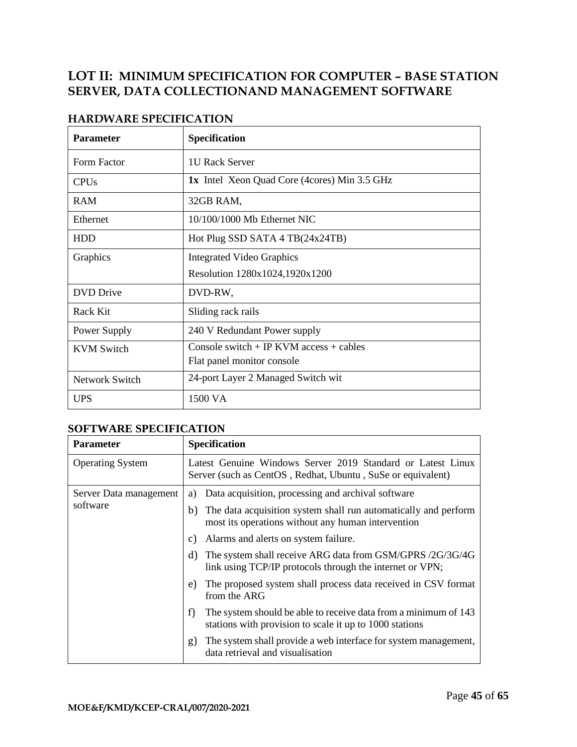## LOT II: MINIMUM SPECIFICATION FOR COMPUTER – BASE STATION SERVER, DATA COLLECTIONAND MANAGEMENT SOFTWARE

### HARDWARE SPECIFICATION

| Parameter | Specification |
|---|---|
| Form Factor | 1U Rack Server |
| CPUs | **1x** Intel Xeon Quad Core (4cores) Min 3.5 GHz |
| RAM | 32GB RAM, |
| Ethernet | 10/100/1000 Mb Ethernet NIC |
| HDD | Hot Plug SSD SATA 4 TB(24x24TB) |
| Graphics | Integrated Video Graphics<br>Resolution 1280x1024,1920x1200 |
| DVD Drive | DVD-RW, |
| Rack Kit | Sliding rack rails |
| Power Supply | 240 V Redundant Power supply |
| KVM Switch | Console switch + IP KVM access + cables<br>Flat panel monitor console |
| Network Switch | 24-port Layer 2 Managed Switch wit |
| UPS | 1500 VA |

### SOFTWARE SPECIFICATION

| Parameter | Specification |
|---|---|
| Operating System | Latest Genuine Windows Server 2019 Standard or Latest Linux Server (such as CentOS , Redhat, Ubuntu , SuSe or equivalent) |
| Server Data management software | a) Data acquisition, processing and archival software<br>b) The data acquisition system shall run automatically and perform most its operations without any human intervention<br>c) Alarms and alerts on system failure.<br>d) The system shall receive ARG data from GSM/GPRS /2G/3G/4G link using TCP/IP protocols through the internet or VPN;<br>e) The proposed system shall process data received in CSV format from the ARG<br>f) The system should be able to receive data from a minimum of 143 stations with provision to scale it up to 1000 stations<br>g) The system shall provide a web interface for system management, data retrieval and visualisation |

**MOE&F/KMD/KCEP-CRAL/007/2020-2021**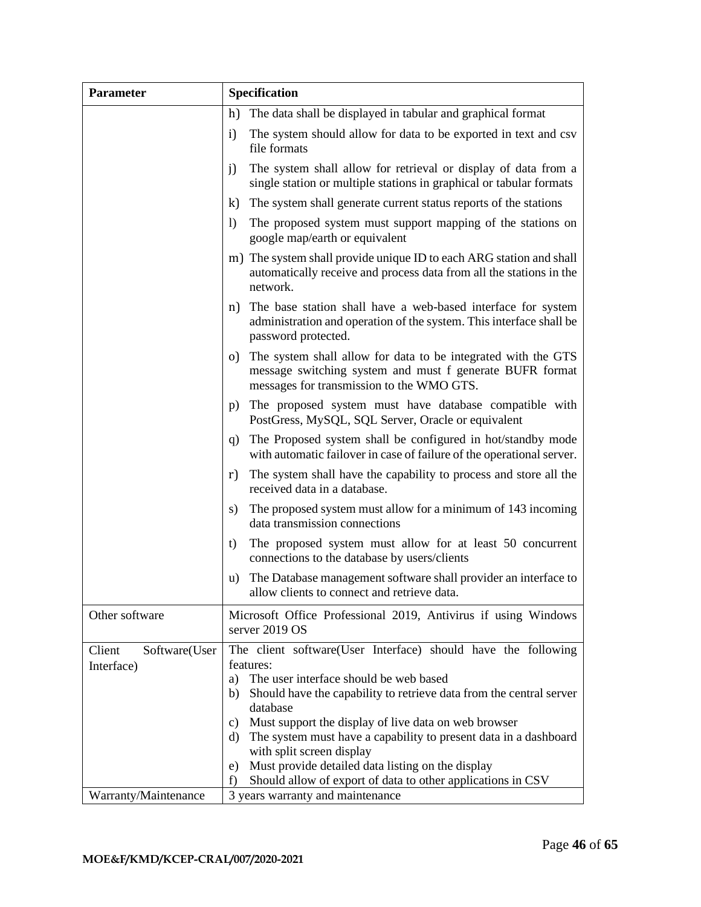| Parameter | Specification |
| --- | --- |
| | h) The data shall be displayed in tabular and graphical format<br>i) The system should allow for data to be exported in text and csv file formats<br>j) The system shall allow for retrieval or display of data from a single station or multiple stations in graphical or tabular formats<br>k) The system shall generate current status reports of the stations<br>l) The proposed system must support mapping of the stations on google map/earth or equivalent<br>m) The system shall provide unique ID to each ARG station and shall automatically receive and process data from all the stations in the network.<br>n) The base station shall have a web-based interface for system administration and operation of the system. This interface shall be password protected.<br>o) The system shall allow for data to be integrated with the GTS message switching system and must f generate BUFR format messages for transmission to the WMO GTS.<br>p) The proposed system must have database compatible with PostGress, MySQL, SQL Server, Oracle or equivalent<br>q) The Proposed system shall be configured in hot/standby mode with automatic failover in case of failure of the operational server.<br>r) The system shall have the capability to process and store all the received data in a database.<br>s) The proposed system must allow for a minimum of 143 incoming data transmission connections<br>t) The proposed system must allow for at least 50 concurrent connections to the database by users/clients<br>u) The Database management software shall provider an interface to allow clients to connect and retrieve data. |
| Other software | Microsoft Office Professional 2019, Antivirus if using Windows server 2019 OS |
| Client Software(User Interface) | The client software(User Interface) should have the following features:<br>a) The user interface should be web based<br>b) Should have the capability to retrieve data from the central server database<br>c) Must support the display of live data on web browser<br>d) The system must have a capability to present data in a dashboard with split screen display<br>e) Must provide detailed data listing on the display<br>f) Should allow of export of data to other applications in CSV |
| Warranty/Maintenance | 3 years warranty and maintenance |

**MOE&F/KMD/KCEP-CRAL/007/2020-2021**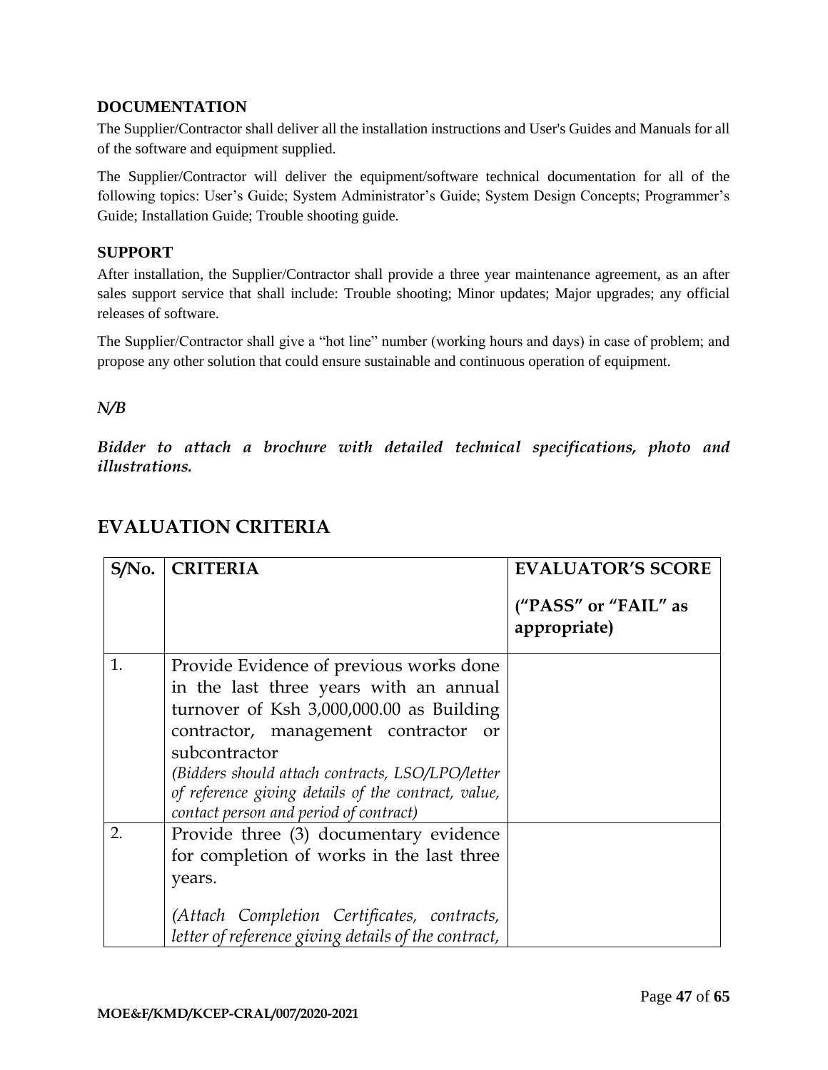### DOCUMENTATION

The Supplier/Contractor shall deliver all the installation instructions and User's Guides and Manuals for all of the software and equipment supplied.

The Supplier/Contractor will deliver the equipment/software technical documentation for all of the following topics: User's Guide; System Administrator's Guide; System Design Concepts; Programmer's Guide; Installation Guide; Trouble shooting guide.

### SUPPORT

After installation, the Supplier/Contractor shall provide a three year maintenance agreement, as an after sales support service that shall include: Trouble shooting; Minor updates; Major upgrades; any official releases of software.

The Supplier/Contractor shall give a "hot line" number (working hours and days) in case of problem; and propose any other solution that could ensure sustainable and continuous operation of equipment.

***N/B***

***Bidder to attach a brochure with detailed technical specifications, photo and illustrations.***

## EVALUATION CRITERIA

| S/No. | CRITERIA | EVALUATOR'S SCORE ("PASS" or "FAIL" as appropriate) |
|---|---|---|
| 1. | Provide Evidence of previous works done in the last three years with an annual turnover of Ksh 3,000,000.00 as Building contractor, management contractor or subcontractor *(Bidders should attach contracts, LSO/LPO/letter of reference giving details of the contract, value, contact person and period of contract)* | |
| 2. | Provide three (3) documentary evidence for completion of works in the last three years. *(Attach Completion Certificates, contracts, letter of reference giving details of the contract,* | |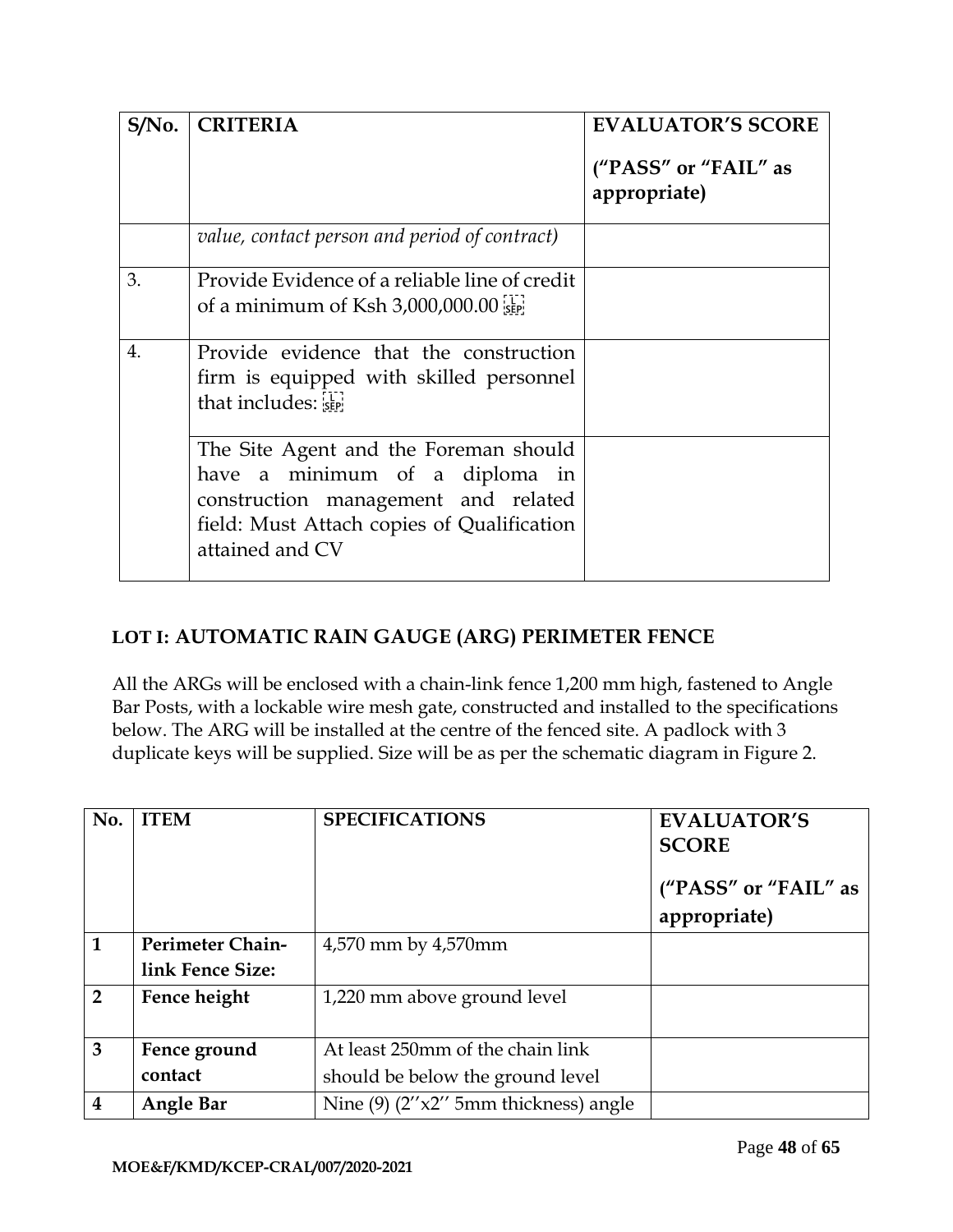| S/No. | CRITERIA | EVALUATOR'S SCORE ("PASS" or "FAIL" as appropriate) |
|---|---|---|
| | *value, contact person and period of contract)* | |
| 3. | Provide Evidence of a reliable line of credit of a minimum of Ksh 3,000,000.00 | |
| 4. | Provide evidence that the construction firm is equipped with skilled personnel that includes: | |
| | The Site Agent and the Foreman should have a minimum of a diploma in construction management and related field: Must Attach copies of Qualification attained and CV | |

## LOT I: AUTOMATIC RAIN GAUGE (ARG) PERIMETER FENCE

All the ARGs will be enclosed with a chain-link fence 1,200 mm high, fastened to Angle Bar Posts, with a lockable wire mesh gate, constructed and installed to the specifications below. The ARG will be installed at the centre of the fenced site. A padlock with 3 duplicate keys will be supplied. Size will be as per the schematic diagram in Figure 2.

| No. | ITEM | SPECIFICATIONS | EVALUATOR'S SCORE ("PASS" or "FAIL" as appropriate) |
|---|---|---|---|
| **1** | **Perimeter Chain-link Fence Size:** | 4,570 mm by 4,570mm | |
| **2** | **Fence height** | 1,220 mm above ground level | |
| **3** | **Fence ground contact** | At least 250mm of the chain link should be below the ground level | |
| **4** | **Angle Bar** | Nine (9) (2''x2'' 5mm thickness) angle | |

**MOE&F/KMD/KCEP-CRAL/007/2020-2021**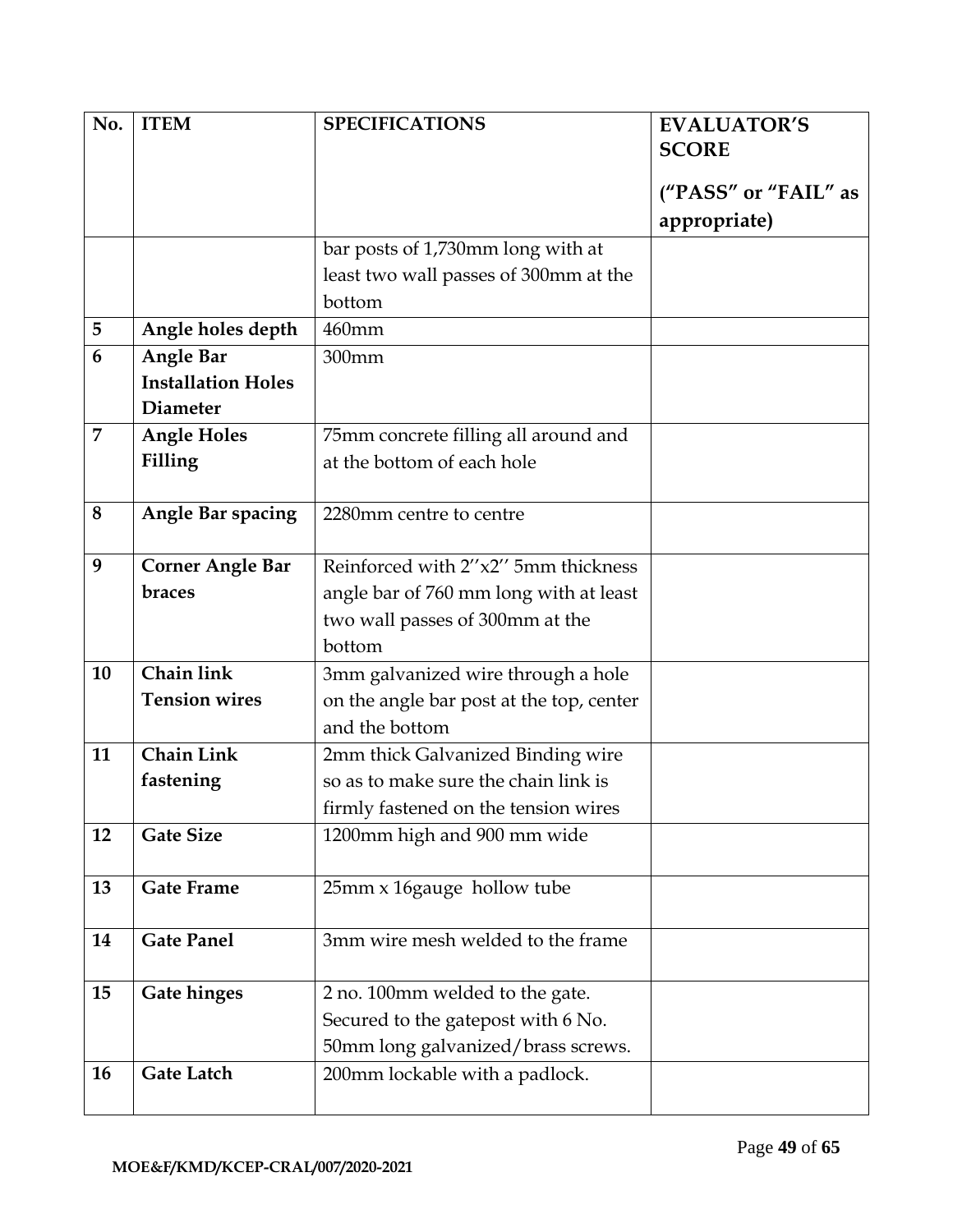| No. | ITEM | SPECIFICATIONS | EVALUATOR'S SCORE<br><br>("PASS" or "FAIL" as appropriate) |
|---|---|---|---|
| | | bar posts of 1,730mm long with at least two wall passes of 300mm at the bottom | |
| 5 | **Angle holes depth** | 460mm | |
| 6 | **Angle Bar Installation Holes Diameter** | 300mm | |
| 7 | **Angle Holes Filling** | 75mm concrete filling all around and at the bottom of each hole | |
| 8 | **Angle Bar spacing** | 2280mm centre to centre | |
| 9 | **Corner Angle Bar braces** | Reinforced with 2''x2'' 5mm thickness angle bar of 760 mm long with at least two wall passes of 300mm at the bottom | |
| 10 | **Chain link Tension wires** | 3mm galvanized wire through a hole on the angle bar post at the top, center and the bottom | |
| 11 | **Chain Link fastening** | 2mm thick Galvanized Binding wire so as to make sure the chain link is firmly fastened on the tension wires | |
| 12 | **Gate Size** | 1200mm high and 900 mm wide | |
| 13 | **Gate Frame** | 25mm x 16gauge hollow tube | |
| 14 | **Gate Panel** | 3mm wire mesh welded to the frame | |
| 15 | **Gate hinges** | 2 no. 100mm welded to the gate. Secured to the gatepost with 6 No. 50mm long galvanized/brass screws. | |
| 16 | **Gate Latch** | 200mm lockable with a padlock. | |

**MOE&F/KMD/KCEP-CRAL/007/2020-2021**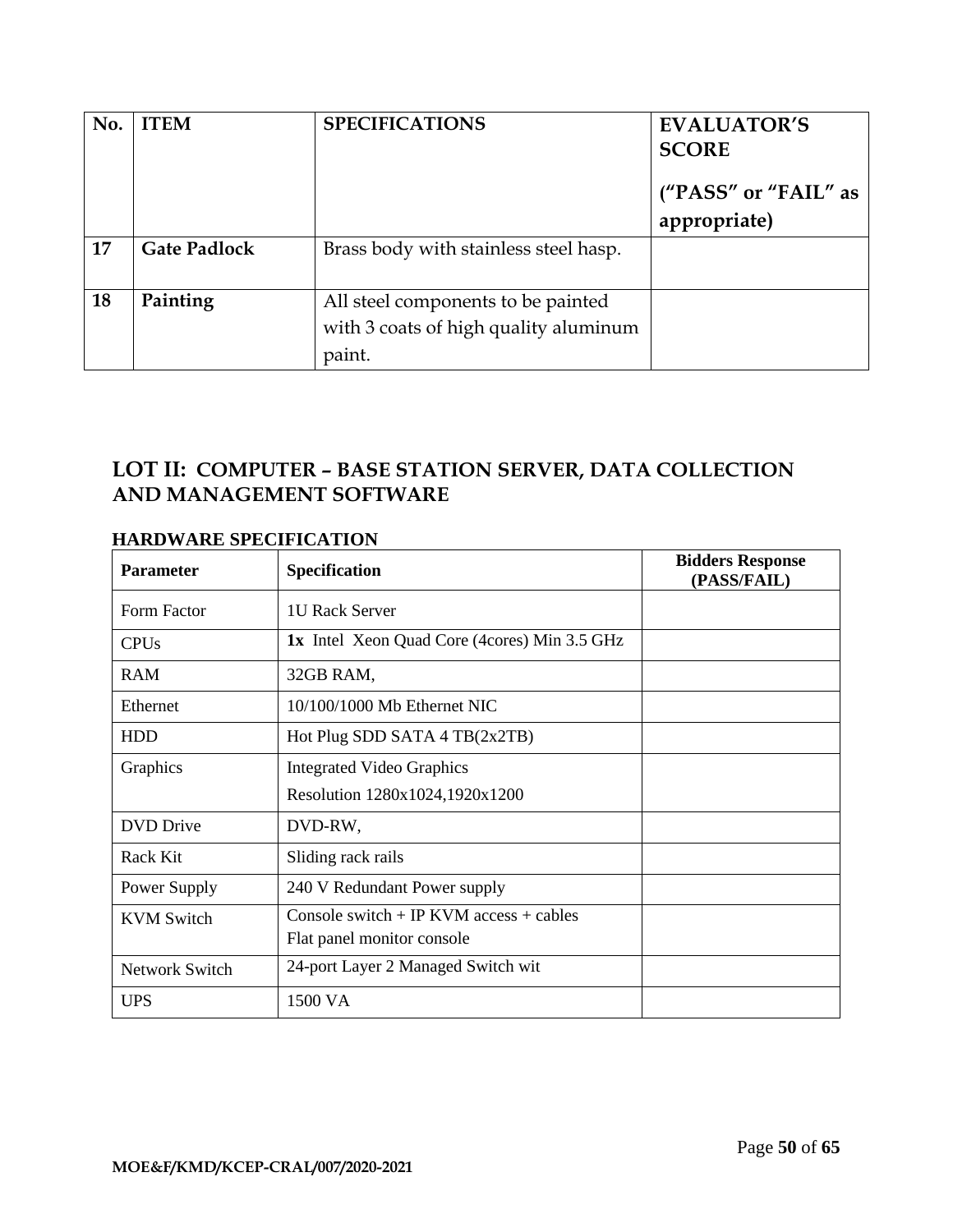| No. | ITEM | SPECIFICATIONS | EVALUATOR'S SCORE (“PASS” or “FAIL” as appropriate) |
|---|---|---|---|
| 17 | **Gate Padlock** | Brass body with stainless steel hasp. | |
| 18 | **Painting** | All steel components to be painted with 3 coats of high quality aluminum paint. | |

## LOT II: COMPUTER – BASE STATION SERVER, DATA COLLECTION AND MANAGEMENT SOFTWARE

### HARDWARE SPECIFICATION

| Parameter | Specification | Bidders Response (PASS/FAIL) |
|---|---|---|
| Form Factor | 1U Rack Server | |
| CPUs | **1x** Intel Xeon Quad Core (4cores) Min 3.5 GHz | |
| RAM | 32GB RAM, | |
| Ethernet | 10/100/1000 Mb Ethernet NIC | |
| HDD | Hot Plug SDD SATA 4 TB(2x2TB) | |
| Graphics | Integrated Video Graphics<br>Resolution 1280x1024,1920x1200 | |
| DVD Drive | DVD-RW, | |
| Rack Kit | Sliding rack rails | |
| Power Supply | 240 V Redundant Power supply | |
| KVM Switch | Console switch + IP KVM access + cables<br>Flat panel monitor console | |
| Network Switch | 24-port Layer 2 Managed Switch wit | |
| UPS | 1500 VA | |

MOE&F/KMD/KCEP-CRAL/007/2020-2021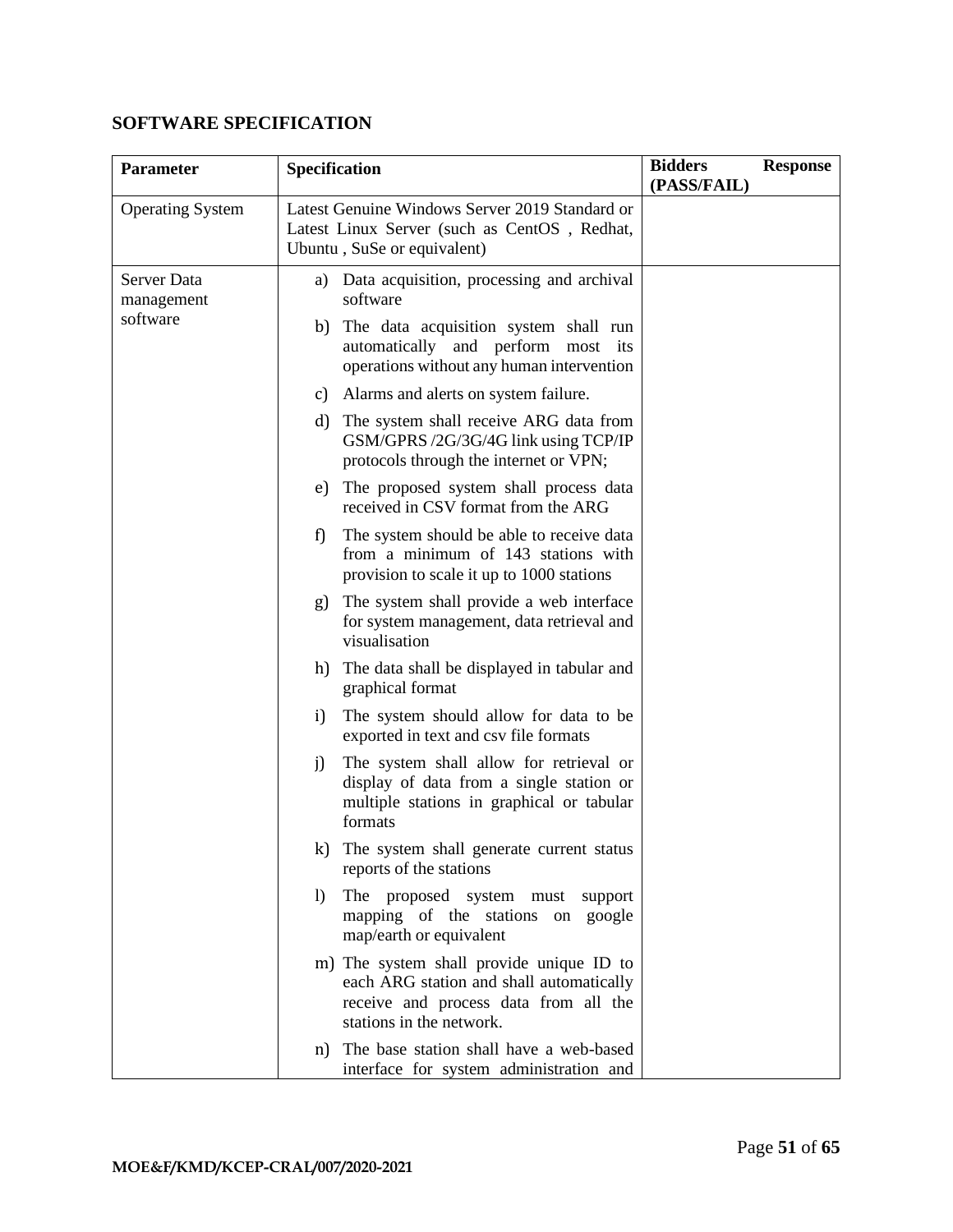## SOFTWARE SPECIFICATION

| Parameter | Specification | Bidders Response (PASS/FAIL) |
|---|---|---|
| Operating System | Latest Genuine Windows Server 2019 Standard or Latest Linux Server (such as CentOS , Redhat, Ubuntu , SuSe or equivalent) | |
| Server Data management software | a) Data acquisition, processing and archival software<br>b) The data acquisition system shall run automatically and perform most its operations without any human intervention<br>c) Alarms and alerts on system failure.<br>d) The system shall receive ARG data from GSM/GPRS /2G/3G/4G link using TCP/IP protocols through the internet or VPN;<br>e) The proposed system shall process data received in CSV format from the ARG<br>f) The system should be able to receive data from a minimum of 143 stations with provision to scale it up to 1000 stations<br>g) The system shall provide a web interface for system management, data retrieval and visualisation<br>h) The data shall be displayed in tabular and graphical format<br>i) The system should allow for data to be exported in text and csv file formats<br>j) The system shall allow for retrieval or display of data from a single station or multiple stations in graphical or tabular formats<br>k) The system shall generate current status reports of the stations<br>l) The proposed system must support mapping of the stations on google map/earth or equivalent<br>m) The system shall provide unique ID to each ARG station and shall automatically receive and process data from all the stations in the network.<br>n) The base station shall have a web-based interface for system administration and | |

MOE&F/KMD/KCEP-CRAL/007/2020-2021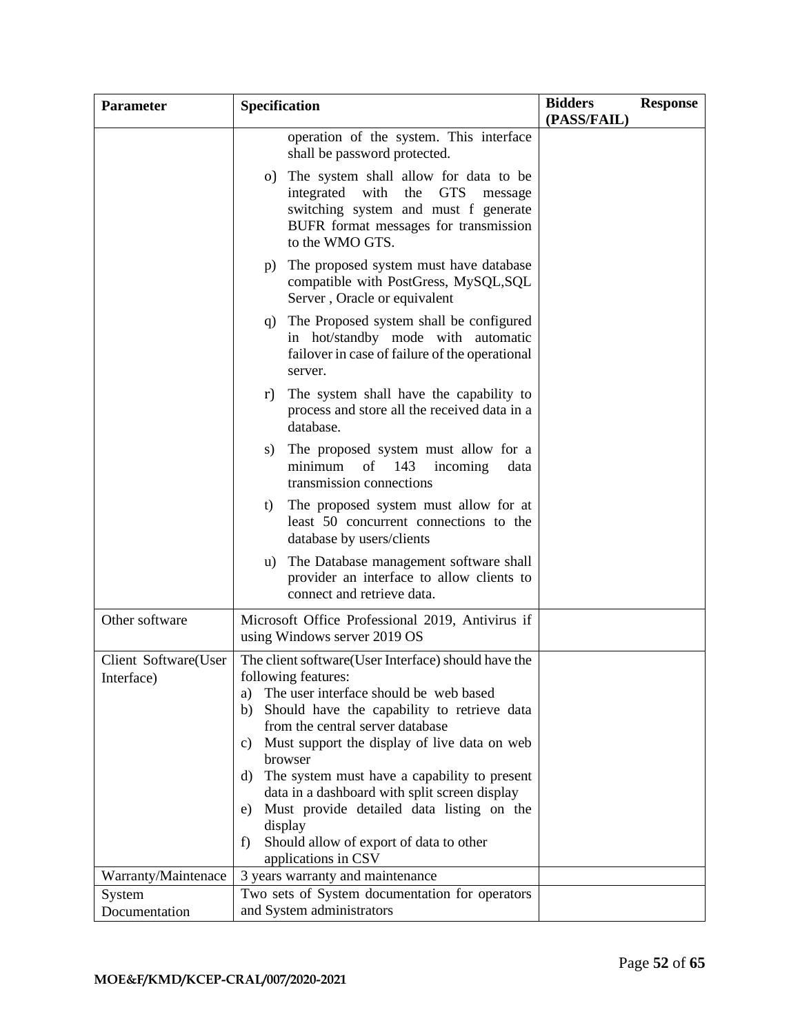| Parameter | Specification | Bidders Response (PASS/FAIL) |
|---|---|---|
| | operation of the system. This interface shall be password protected.<br><br>o) The system shall allow for data to be integrated with the GTS message switching system and must f generate BUFR format messages for transmission to the WMO GTS.<br><br>p) The proposed system must have database compatible with PostGress, MySQL,SQL Server , Oracle or equivalent<br><br>q) The Proposed system shall be configured in hot/standby mode with automatic failover in case of failure of the operational server.<br><br>r) The system shall have the capability to process and store all the received data in a database.<br><br>s) The proposed system must allow for a minimum of 143 incoming data transmission connections<br><br>t) The proposed system must allow for at least 50 concurrent connections to the database by users/clients<br><br>u) The Database management software shall provider an interface to allow clients to connect and retrieve data. | |
| Other software | Microsoft Office Professional 2019, Antivirus if using Windows server 2019 OS | |
| Client Software(User Interface) | The client software(User Interface) should have the following features:<br>a) The user interface should be web based<br>b) Should have the capability to retrieve data from the central server database<br>c) Must support the display of live data on web browser<br>d) The system must have a capability to present data in a dashboard with split screen display<br>e) Must provide detailed data listing on the display<br>f) Should allow of export of data to other applications in CSV | |
| Warranty/Maintenace | 3 years warranty and maintenance | |
| System Documentation | Two sets of System documentation for operators and System administrators | |

MOE&F/KMD/KCEP-CRAL/007/2020-2021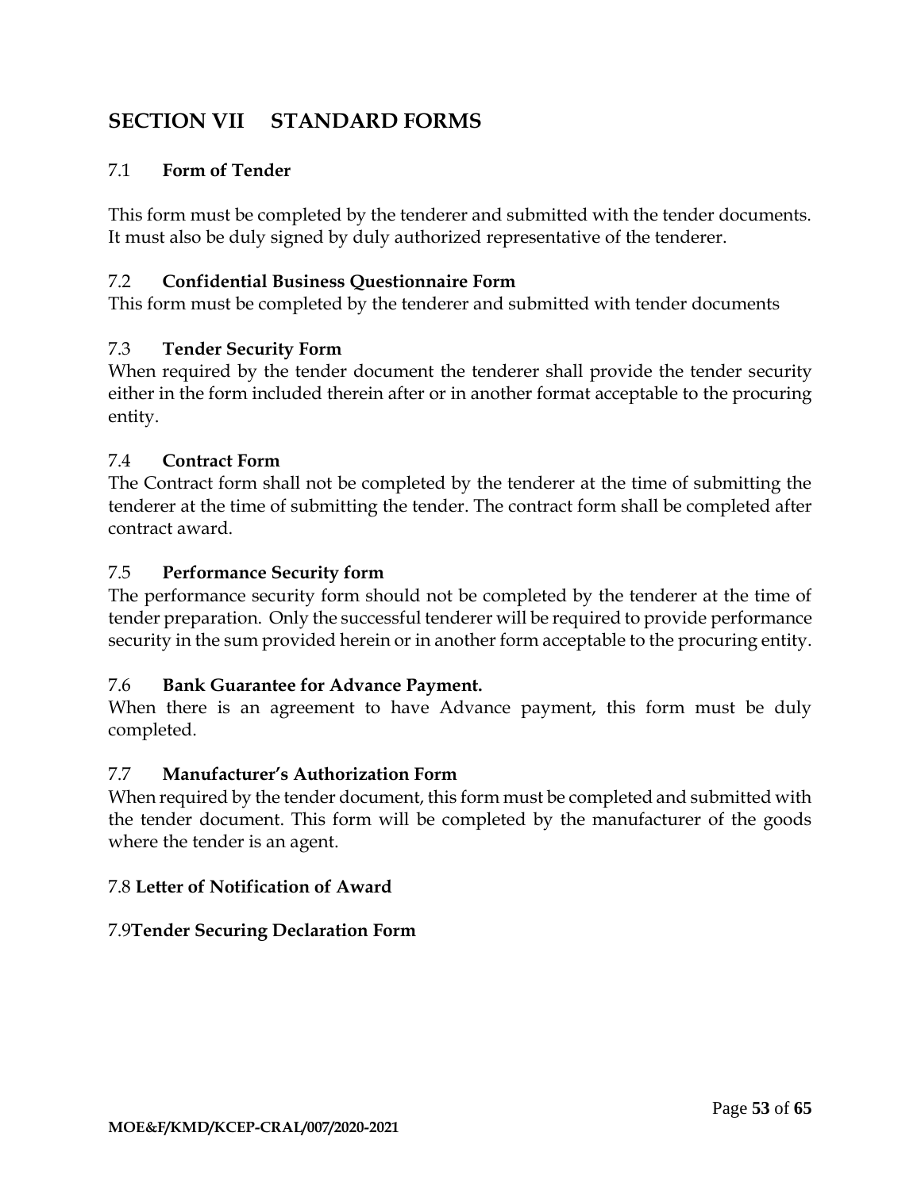## SECTION VII STANDARD FORMS

### 7.1 **Form of Tender**

This form must be completed by the tenderer and submitted with the tender documents. It must also be duly signed by duly authorized representative of the tenderer.

### 7.2 **Confidential Business Questionnaire Form**

This form must be completed by the tenderer and submitted with tender documents

### 7.3 **Tender Security Form**

When required by the tender document the tenderer shall provide the tender security either in the form included therein after or in another format acceptable to the procuring entity.

### 7.4 **Contract Form**

The Contract form shall not be completed by the tenderer at the time of submitting the tenderer at the time of submitting the tender. The contract form shall be completed after contract award.

### 7.5 **Performance Security form**

The performance security form should not be completed by the tenderer at the time of tender preparation. Only the successful tenderer will be required to provide performance security in the sum provided herein or in another form acceptable to the procuring entity.

### 7.6 **Bank Guarantee for Advance Payment.**

When there is an agreement to have Advance payment, this form must be duly completed.

### 7.7 **Manufacturer's Authorization Form**

When required by the tender document, this form must be completed and submitted with the tender document. This form will be completed by the manufacturer of the goods where the tender is an agent.

### 7.8 **Letter of Notification of Award**

### 7.9**Tender Securing Declaration Form**

MOE&F/KMD/KCEP-CRAL/007/2020-2021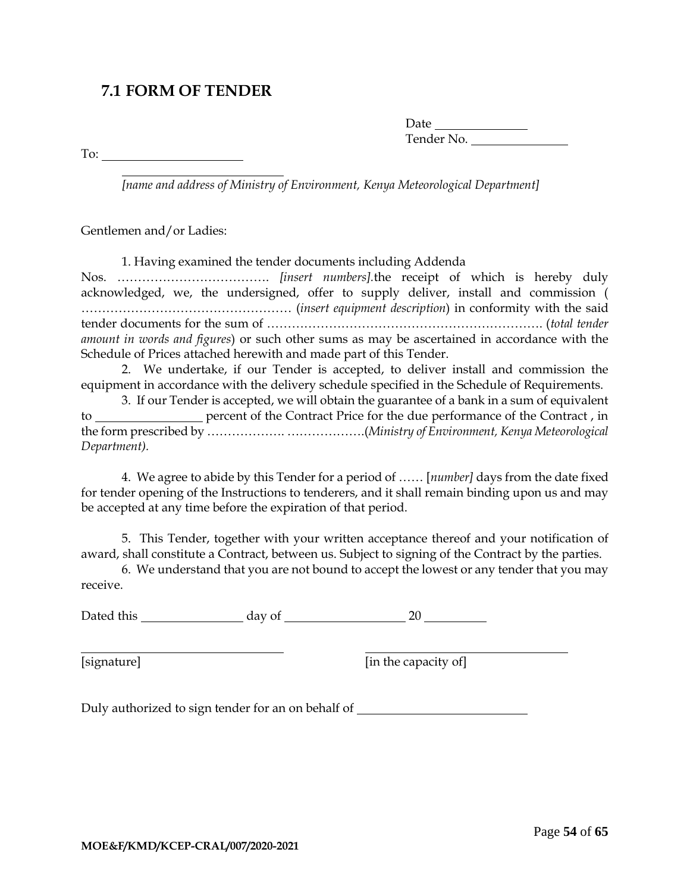## 7.1 FORM OF TENDER

Date ______________
Tender No. ______________

To: ______________________
______________________
*[name and address of Ministry of Environment, Kenya Meteorological Department]*

Gentlemen and/or Ladies:

1. Having examined the tender documents including Addenda Nos. ………………………………. *[insert numbers].*the receipt of which is hereby duly acknowledged, we, the undersigned, offer to supply deliver, install and commission ( …………………………………………… (*insert equipment description*) in conformity with the said tender documents for the sum of …………………………………………………………. (*total tender amount in words and figures*) or such other sums as may be ascertained in accordance with the Schedule of Prices attached herewith and made part of this Tender.

2. We undertake, if our Tender is accepted, to deliver install and commission the equipment in accordance with the delivery schedule specified in the Schedule of Requirements.

3. If our Tender is accepted, we will obtain the guarantee of a bank in a sum of equivalent to ________________ percent of the Contract Price for the due performance of the Contract , in the form prescribed by ………………. ……………….(*Ministry of Environment, Kenya Meteorological Department).*

4. We agree to abide by this Tender for a period of …… [*number]* days from the date fixed for tender opening of the Instructions to tenderers, and it shall remain binding upon us and may be accepted at any time before the expiration of that period.

5. This Tender, together with your written acceptance thereof and your notification of award, shall constitute a Contract, between us. Subject to signing of the Contract by the parties.

6. We understand that you are not bound to accept the lowest or any tender that you may receive.

Dated this ________________ day of ___________________ 20 _________

________________________________ ________________________________
[signature] [in the capacity of]

Duly authorized to sign tender for an on behalf of __________________________

MOE&F/KMD/KCEP-CRAL/007/2020-2021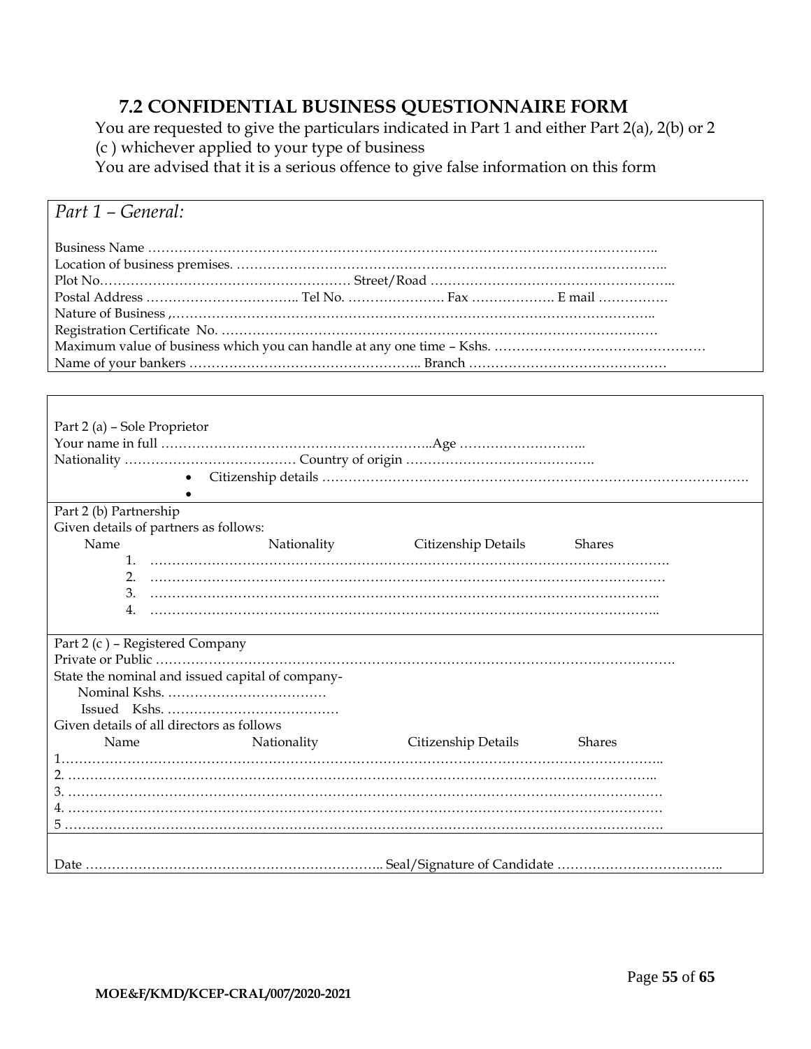## 7.2 CONFIDENTIAL BUSINESS QUESTIONNAIRE FORM

You are requested to give the particulars indicated in Part 1 and either Part 2(a), 2(b) or 2 (c ) whichever applied to your type of business

You are advised that it is a serious offence to give false information on this form

*Part 1 – General:*

Business Name ……………………………………………………………………………………………….

Location of business premises. …………………………………………………………………………………..

Plot No……………………………………………… Street/Road ………………………………………………..

Postal Address …………………………….. Tel No. …………………. Fax ………………. E mail …………….

Nature of Business ,……………………………………………………………………………………………..

Registration Certificate No. ……………………………………………………………………………………

Maximum value of business which you can handle at any one time – Kshs. ………………………………………

Name of your bankers …………………………………………….. Branch ………………………………………

Part 2 (a) – Sole Proprietor

Your name in full …………………………………………………..Age ………………………..

Nationality ………………………………… Country of origin …………………………………….

- Citizenship details …………………………………………………………………………………….
-

Part 2 (b) Partnership

Given details of partners as follows:

| Name | Nationality | Citizenship Details | Shares |
|---|---|---|---|
| 1. ………………………………………………………………………………………………… | | | |
| 2. ………………………………………………………………………………………………… | | | |
| 3. ………………………………………………………………………………………………… | | | |
| 4. ………………………………………………………………………………………………… | | | |

Part 2 (c ) – Registered Company

Private or Public ……………………………………………………………………………………………………

State the nominal and issued capital of company-

Nominal Kshs. ………………………………

Issued Kshs. …………………………………

Given details of all directors as follows

| Name | Nationality | Citizenship Details | Shares |
|---|---|---|---|
| 1……………………………………………………………………………………………………………… | | | |
| 2. ……………………………………………………………………………………………………………… | | | |
| 3. ……………………………………………………………………………………………………………… | | | |
| 4. ……………………………………………………………………………………………………………… | | | |
| 5 ……………………………………………………………………………………………………………… | | | |

Date ………………………………………………………….. Seal/Signature of Candidate ………………………………..

**MOE&F/KMD/KCEP-CRAL/007/2020-2021**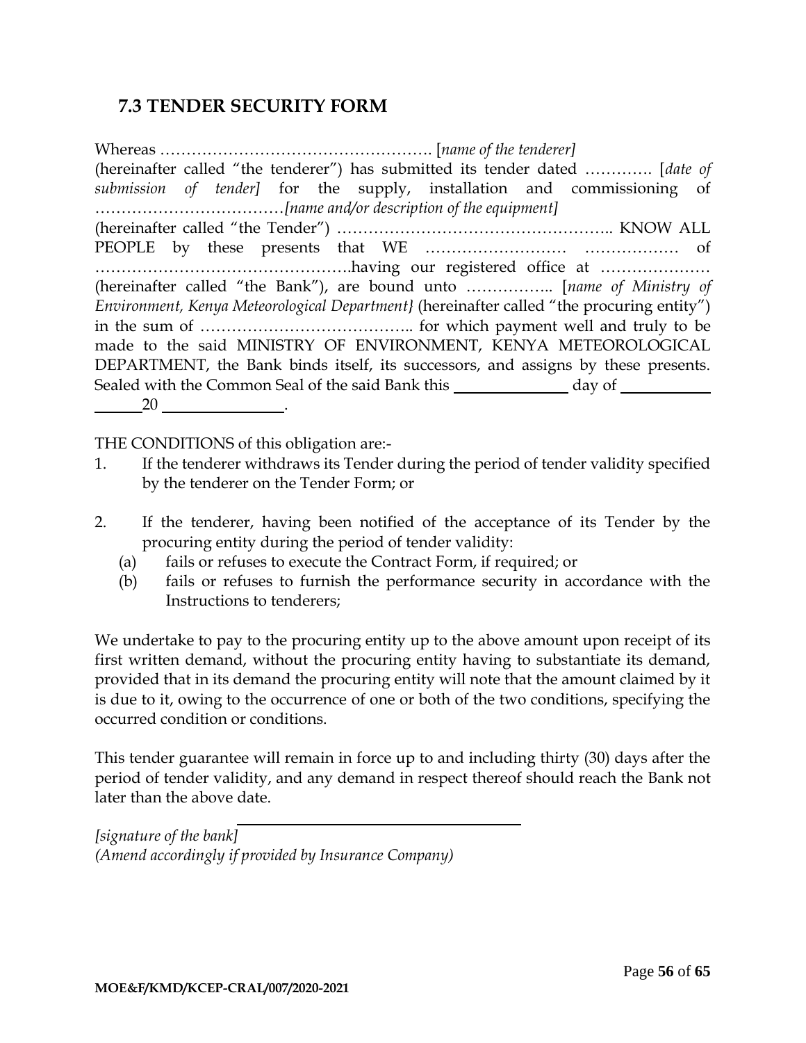## 7.3 TENDER SECURITY FORM

Whereas ……………………………………………. [*name of the tenderer]* (hereinafter called "the tenderer") has submitted its tender dated …………. [*date of submission of tender]* for the supply, installation and commissioning of ………………………………*[name and/or description of the equipment]* (hereinafter called "the Tender") …………………………………………….. KNOW ALL PEOPLE by these presents that WE ……………………… ……………… of ………………………………………….having our registered office at ………………… (hereinafter called "the Bank"), are bound unto …………….. [*name of Ministry of Environment, Kenya Meteorological Department}* (hereinafter called "the procuring entity") in the sum of ………………………………….. for which payment well and truly to be made to the said MINISTRY OF ENVIRONMENT, KENYA METEOROLOGICAL DEPARTMENT, the Bank binds itself, its successors, and assigns by these presents. Sealed with the Common Seal of the said Bank this ______________ day of ___________ ______20 _______________.

THE CONDITIONS of this obligation are:-

1. If the tenderer withdraws its Tender during the period of tender validity specified by the tenderer on the Tender Form; or

2. If the tenderer, having been notified of the acceptance of its Tender by the procuring entity during the period of tender validity:
   (a) fails or refuses to execute the Contract Form, if required; or
   (b) fails or refuses to furnish the performance security in accordance with the Instructions to tenderers;

We undertake to pay to the procuring entity up to the above amount upon receipt of its first written demand, without the procuring entity having to substantiate its demand, provided that in its demand the procuring entity will note that the amount claimed by it is due to it, owing to the occurrence of one or both of the two conditions, specifying the occurred condition or conditions.

This tender guarantee will remain in force up to and including thirty (30) days after the period of tender validity, and any demand in respect thereof should reach the Bank not later than the above date.

*[signature of the bank]* ____________________________________
*(Amend accordingly if provided by Insurance Company)*

**MOE&F/KMD/KCEP-CRAL/007/2020-2021**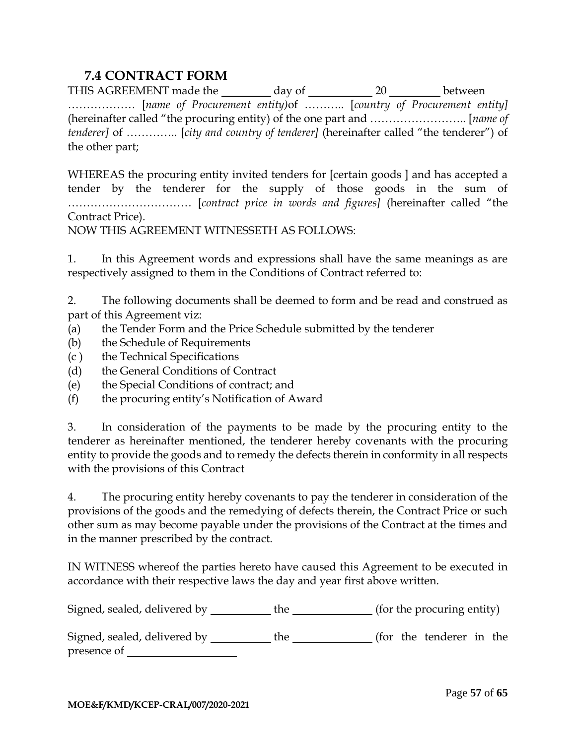## 7.4 CONTRACT FORM

THIS AGREEMENT made the \_\_\_\_\_\_\_\_ day of \_\_\_\_\_\_\_\_\_\_ 20 \_\_\_\_\_\_\_\_ between ……………… [*name of Procurement entity)*of ……….. [*country of Procurement entity]* (hereinafter called "the procuring entity) of the one part and …………………….. [*name of tenderer]* of ………….. [*city and country of tenderer]* (hereinafter called "the tenderer") of the other part;

WHEREAS the procuring entity invited tenders for [certain goods ] and has accepted a tender by the tenderer for the supply of those goods in the sum of …………………………… [*contract price in words and figures]* (hereinafter called "the Contract Price).

NOW THIS AGREEMENT WITNESSETH AS FOLLOWS:

1. In this Agreement words and expressions shall have the same meanings as are respectively assigned to them in the Conditions of Contract referred to:

2. The following documents shall be deemed to form and be read and construed as part of this Agreement viz:

(a) the Tender Form and the Price Schedule submitted by the tenderer
(b) the Schedule of Requirements
(c ) the Technical Specifications
(d) the General Conditions of Contract
(e) the Special Conditions of contract; and
(f) the procuring entity's Notification of Award

3. In consideration of the payments to be made by the procuring entity to the tenderer as hereinafter mentioned, the tenderer hereby covenants with the procuring entity to provide the goods and to remedy the defects therein in conformity in all respects with the provisions of this Contract

4. The procuring entity hereby covenants to pay the tenderer in consideration of the provisions of the goods and the remedying of defects therein, the Contract Price or such other sum as may become payable under the provisions of the Contract at the times and in the manner prescribed by the contract.

IN WITNESS whereof the parties hereto have caused this Agreement to be executed in accordance with their respective laws the day and year first above written.

Signed, sealed, delivered by \_\_\_\_\_\_\_\_\_\_ the \_\_\_\_\_\_\_\_\_\_\_\_\_ (for the procuring entity)

Signed, sealed, delivered by \_\_\_\_\_\_\_\_\_\_ the \_\_\_\_\_\_\_\_\_\_\_\_\_ (for the tenderer in the presence of \_\_\_\_\_\_\_\_\_\_\_\_\_\_\_\_\_\_

MOE&F/KMD/KCEP-CRAL/007/2020-2021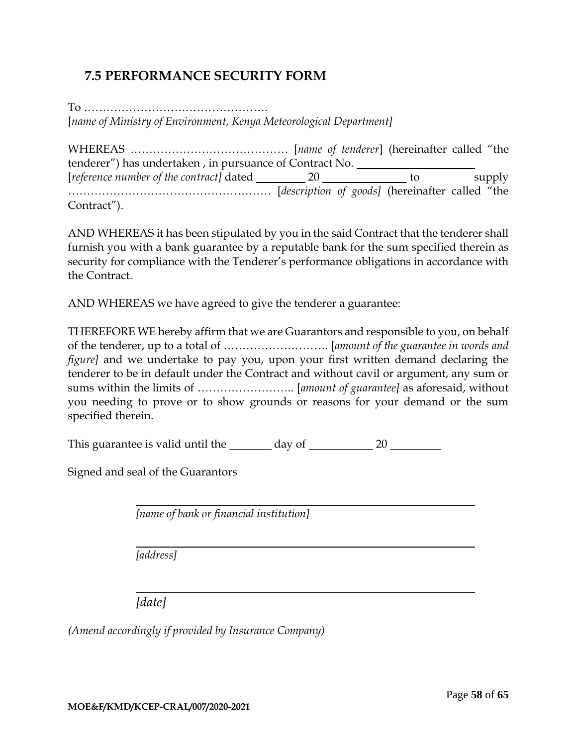## 7.5 PERFORMANCE SECURITY FORM

To ………………………………………….
[*name of Ministry of Environment, Kenya Meteorological Department]*

WHEREAS …………………………………… [*name of tenderer*] (hereinafter called "the tenderer") has undertaken , in pursuance of Contract No. ____________________ [*reference number of the contract]* dated ________ 20 ______________ to supply ……………………………………………… [*description of goods]* (hereinafter called "the Contract").

AND WHEREAS it has been stipulated by you in the said Contract that the tenderer shall furnish you with a bank guarantee by a reputable bank for the sum specified therein as security for compliance with the Tenderer's performance obligations in accordance with the Contract.

AND WHEREAS we have agreed to give the tenderer a guarantee:

THEREFORE WE hereby affirm that we are Guarantors and responsible to you, on behalf of the tenderer, up to a total of ………………………. [*amount of the guarantee in words and figure]* and we undertake to pay you, upon your first written demand declaring the tenderer to be in default under the Contract and without cavil or argument, any sum or sums within the limits of …………………….. [*amount of guarantee]* as aforesaid, without you needing to prove or to show grounds or reasons for your demand or the sum specified therein.

This guarantee is valid until the _______ day of __________ 20 ________

Signed and seal of the Guarantors

_______________________________________________

*[name of bank or financial institution]*

_______________________________________________

*[address]*

_______________________________________________

*[date]*

*(Amend accordingly if provided by Insurance Company)*

**MOE&F/KMD/KCEP-CRAL/007/2020-2021**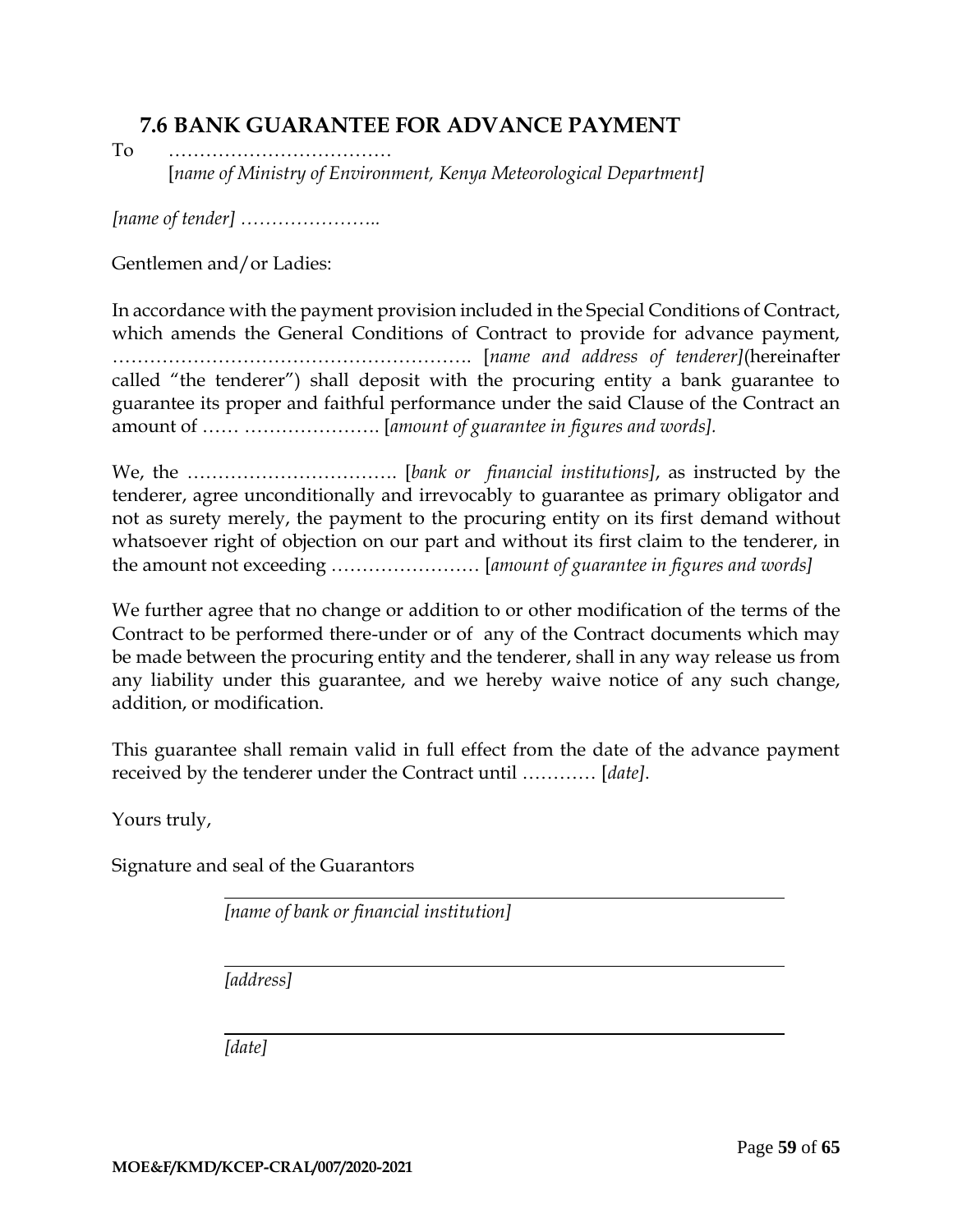## 7.6 BANK GUARANTEE FOR ADVANCE PAYMENT

To ………………………………
[*name of Ministry of Environment, Kenya Meteorological Department]*

*[name of tender]* …………………..

Gentlemen and/or Ladies:

In accordance with the payment provision included in the Special Conditions of Contract, which amends the General Conditions of Contract to provide for advance payment, ………………………………………………. [*name and address of tenderer]*(hereinafter called "the tenderer") shall deposit with the procuring entity a bank guarantee to guarantee its proper and faithful performance under the said Clause of the Contract an amount of …… …………………. [*amount of guarantee in figures and words].*

We, the ……………………………. [*bank or financial institutions]*, as instructed by the tenderer, agree unconditionally and irrevocably to guarantee as primary obligator and not as surety merely, the payment to the procuring entity on its first demand without whatsoever right of objection on our part and without its first claim to the tenderer, in the amount not exceeding …………………… [*amount of guarantee in figures and words]*

We further agree that no change or addition to or other modification of the terms of the Contract to be performed there-under or of any of the Contract documents which may be made between the procuring entity and the tenderer, shall in any way release us from any liability under this guarantee, and we hereby waive notice of any such change, addition, or modification.

This guarantee shall remain valid in full effect from the date of the advance payment received by the tenderer under the Contract until ………… [*date]*.

Yours truly,

Signature and seal of the Guarantors

_______________________________________________

*[name of bank or financial institution]*

_______________________________________________

*[address]*

_______________________________________________

*[date]*

**MOE&F/KMD/KCEP-CRAL/007/2020-2021**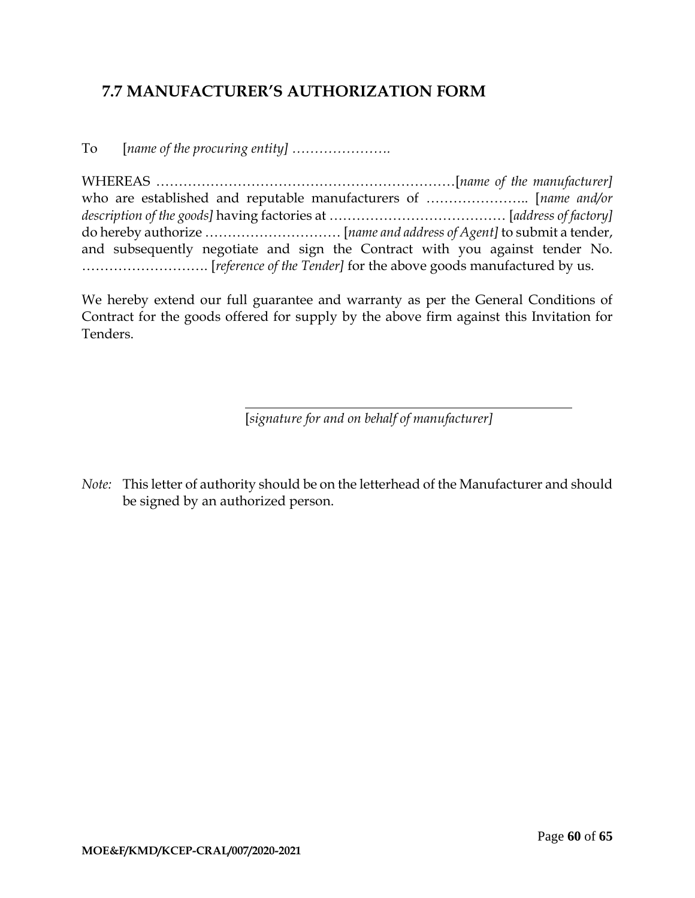## 7.7 MANUFACTURER'S AUTHORIZATION FORM

To [*name of the procuring entity]* ………………….

WHEREAS …………………………………………………………[*name of the manufacturer]* who are established and reputable manufacturers of ………………….. [*name and/or description of the goods]* having factories at ………………………………… [*address of factory]* do hereby authorize ………………………… [*name and address of Agent]* to submit a tender, and subsequently negotiate and sign the Contract with you against tender No. ………………………. [*reference of the Tender]* for the above goods manufactured by us.

We hereby extend our full guarantee and warranty as per the General Conditions of Contract for the goods offered for supply by the above firm against this Invitation for Tenders.

\_\_\_\_\_\_\_\_\_\_\_\_\_\_\_\_\_\_\_\_\_\_\_\_\_\_\_\_\_\_\_\_\_\_\_\_\_\_\_\_

[*signature for and on behalf of manufacturer]*

*Note:* This letter of authority should be on the letterhead of the Manufacturer and should be signed by an authorized person.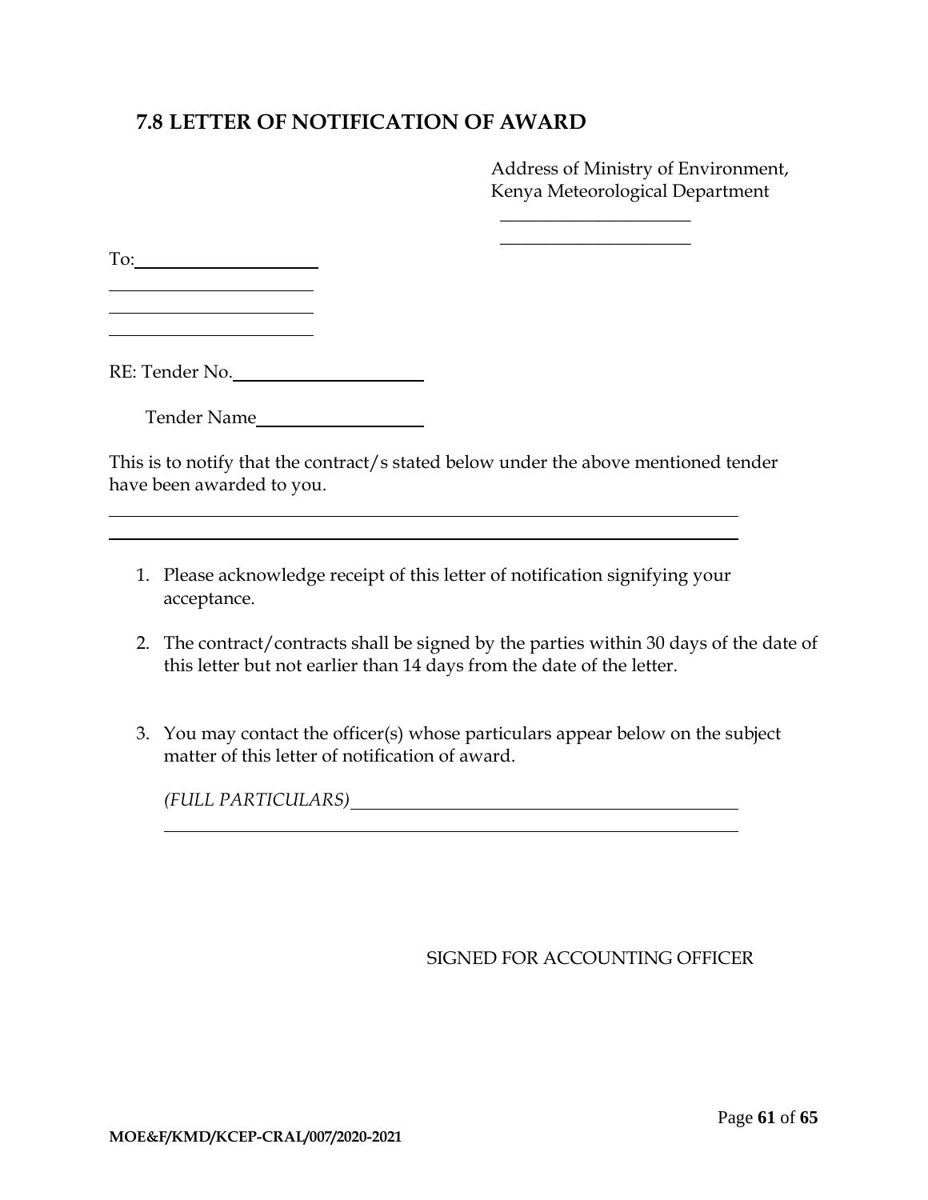## 7.8 LETTER OF NOTIFICATION OF AWARD

Address of Ministry of Environment,
Kenya Meteorological Department

\_\_\_\_\_\_\_\_\_\_\_\_\_\_\_\_\_\_\_\_\_\_

\_\_\_\_\_\_\_\_\_\_\_\_\_\_\_\_\_\_\_\_\_\_

To:\_\_\_\_\_\_\_\_\_\_\_\_\_\_\_\_\_\_\_\_\_\_

\_\_\_\_\_\_\_\_\_\_\_\_\_\_\_\_\_\_\_\_\_\_

\_\_\_\_\_\_\_\_\_\_\_\_\_\_\_\_\_\_\_\_\_\_

\_\_\_\_\_\_\_\_\_\_\_\_\_\_\_\_\_\_\_\_\_\_

RE: Tender No.\_\_\_\_\_\_\_\_\_\_\_\_\_\_\_\_\_\_\_\_\_\_

Tender Name\_\_\_\_\_\_\_\_\_\_\_\_\_\_\_\_\_\_\_\_\_\_

This is to notify that the contract/s stated below under the above mentioned tender have been awarded to you.

\_\_\_\_\_\_\_\_\_\_\_\_\_\_\_\_\_\_\_\_\_\_\_\_\_\_\_\_\_\_\_\_\_\_\_\_\_\_\_\_\_\_\_\_\_\_\_\_\_\_\_\_\_\_\_\_\_\_\_\_\_\_\_\_\_\_\_\_\_\_

\_\_\_\_\_\_\_\_\_\_\_\_\_\_\_\_\_\_\_\_\_\_\_\_\_\_\_\_\_\_\_\_\_\_\_\_\_\_\_\_\_\_\_\_\_\_\_\_\_\_\_\_\_\_\_\_\_\_\_\_\_\_\_\_\_\_\_\_\_\_

1. Please acknowledge receipt of this letter of notification signifying your acceptance.

2. The contract/contracts shall be signed by the parties within 30 days of the date of this letter but not earlier than 14 days from the date of the letter.

3. You may contact the officer(s) whose particulars appear below on the subject matter of this letter of notification of award.

   *(FULL PARTICULARS)*\_\_\_\_\_\_\_\_\_\_\_\_\_\_\_\_\_\_\_\_\_\_\_\_\_\_\_\_\_\_\_\_\_\_\_\_\_\_\_\_\_\_

   \_\_\_\_\_\_\_\_\_\_\_\_\_\_\_\_\_\_\_\_\_\_\_\_\_\_\_\_\_\_\_\_\_\_\_\_\_\_\_\_\_\_\_\_\_\_\_\_\_\_\_\_\_\_\_\_\_\_\_\_\_\_

SIGNED FOR ACCOUNTING OFFICER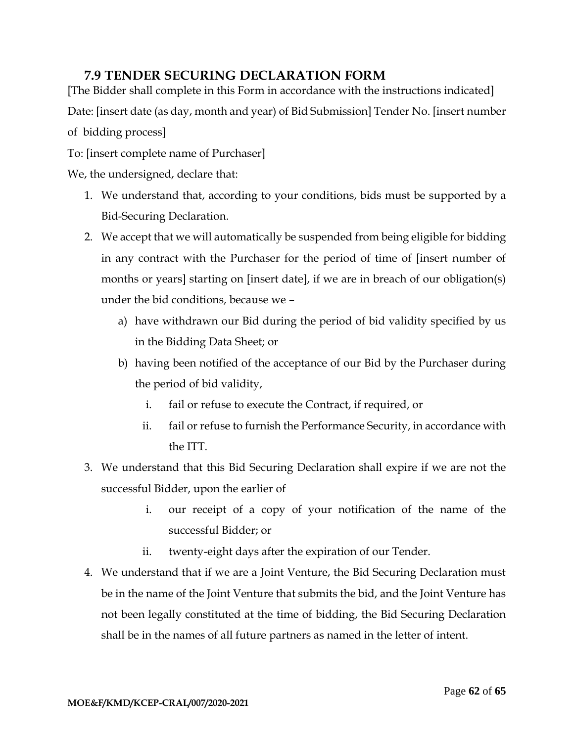## 7.9 TENDER SECURING DECLARATION FORM

[The Bidder shall complete in this Form in accordance with the instructions indicated]

Date: [insert date (as day, month and year) of Bid Submission] Tender No. [insert number of bidding process]

To: [insert complete name of Purchaser]

We, the undersigned, declare that:

1. We understand that, according to your conditions, bids must be supported by a Bid-Securing Declaration.
2. We accept that we will automatically be suspended from being eligible for bidding in any contract with the Purchaser for the period of time of [insert number of months or years] starting on [insert date], if we are in breach of our obligation(s) under the bid conditions, because we –
   a) have withdrawn our Bid during the period of bid validity specified by us in the Bidding Data Sheet; or
   b) having been notified of the acceptance of our Bid by the Purchaser during the period of bid validity,
      i. fail or refuse to execute the Contract, if required, or
      ii. fail or refuse to furnish the Performance Security, in accordance with the ITT.
3. We understand that this Bid Securing Declaration shall expire if we are not the successful Bidder, upon the earlier of
   i. our receipt of a copy of your notification of the name of the successful Bidder; or
   ii. twenty-eight days after the expiration of our Tender.
4. We understand that if we are a Joint Venture, the Bid Securing Declaration must be in the name of the Joint Venture that submits the bid, and the Joint Venture has not been legally constituted at the time of bidding, the Bid Securing Declaration shall be in the names of all future partners as named in the letter of intent.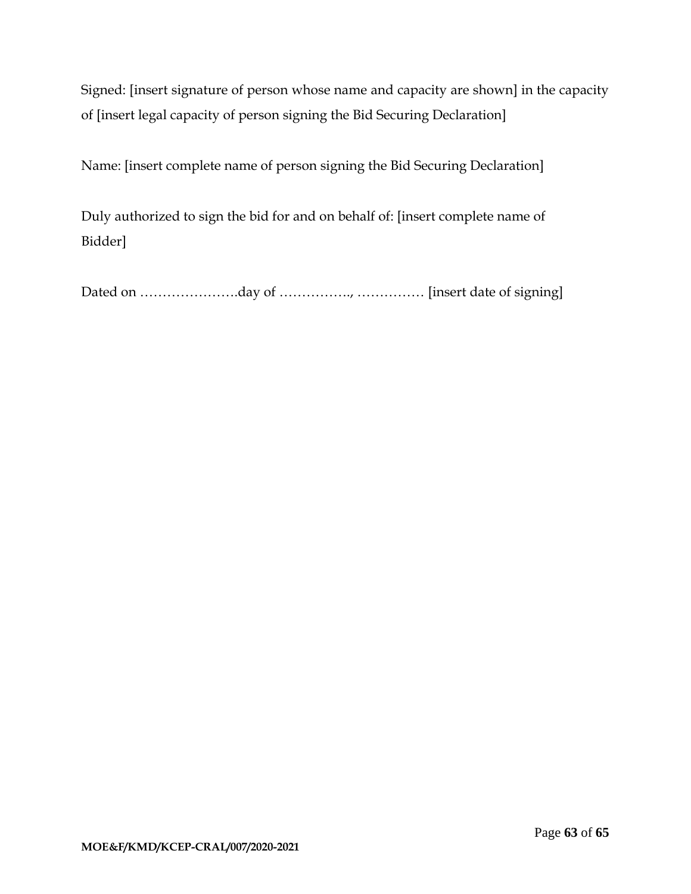Signed: [insert signature of person whose name and capacity are shown] in the capacity of [insert legal capacity of person signing the Bid Securing Declaration]

Name: [insert complete name of person signing the Bid Securing Declaration]

Duly authorized to sign the bid for and on behalf of: [insert complete name of Bidder]

Dated on ………………….day of ……………., …………… [insert date of signing]